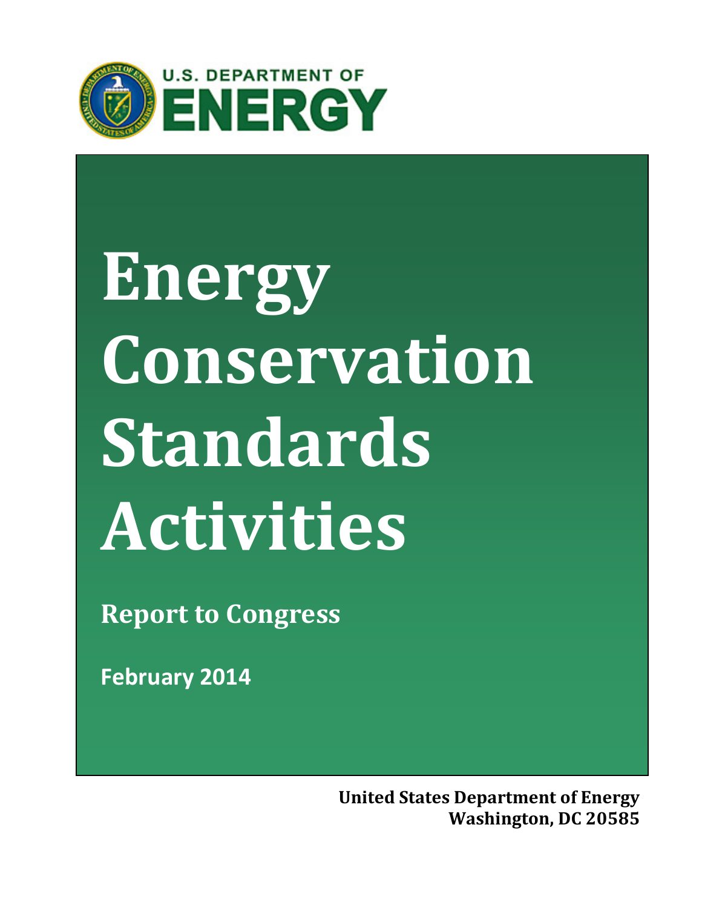U.S. DEPARTMENT OF ENERGY

# Energy Conservation Standards Activities

## Report to Congress

**February 2014**

**United States Department of Energy**
**Washington, DC 20585**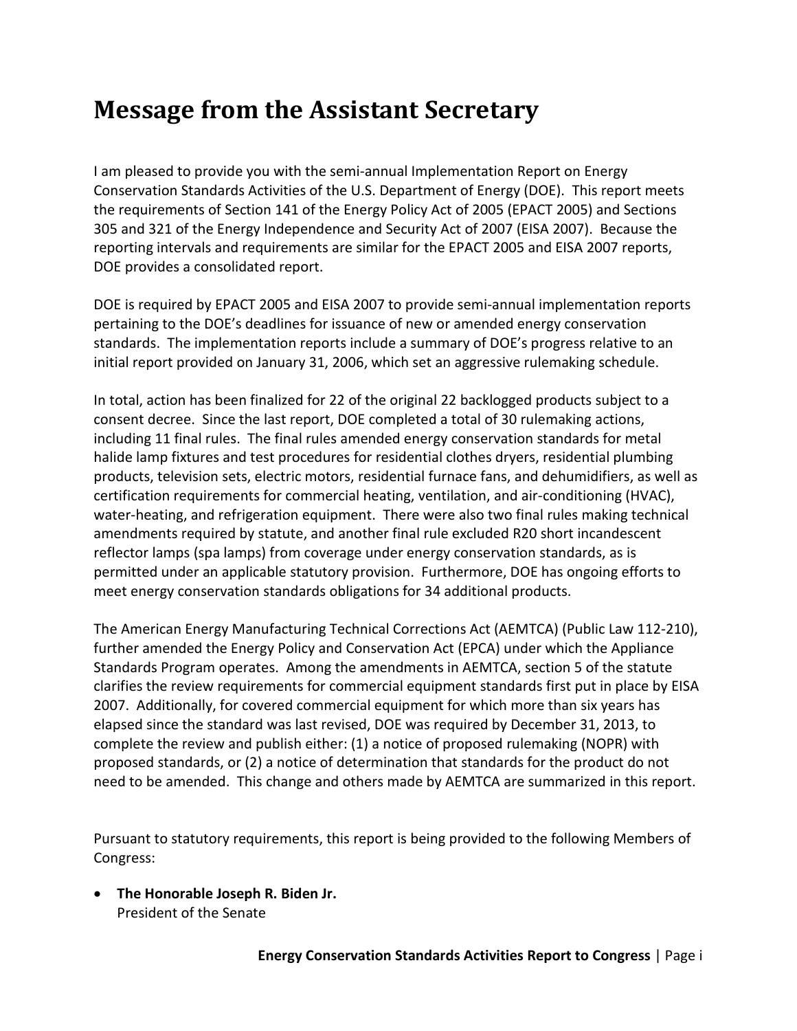# Message from the Assistant Secretary

I am pleased to provide you with the semi-annual Implementation Report on Energy Conservation Standards Activities of the U.S. Department of Energy (DOE). This report meets the requirements of Section 141 of the Energy Policy Act of 2005 (EPACT 2005) and Sections 305 and 321 of the Energy Independence and Security Act of 2007 (EISA 2007). Because the reporting intervals and requirements are similar for the EPACT 2005 and EISA 2007 reports, DOE provides a consolidated report.

DOE is required by EPACT 2005 and EISA 2007 to provide semi-annual implementation reports pertaining to the DOE's deadlines for issuance of new or amended energy conservation standards. The implementation reports include a summary of DOE's progress relative to an initial report provided on January 31, 2006, which set an aggressive rulemaking schedule.

In total, action has been finalized for 22 of the original 22 backlogged products subject to a consent decree. Since the last report, DOE completed a total of 30 rulemaking actions, including 11 final rules. The final rules amended energy conservation standards for metal halide lamp fixtures and test procedures for residential clothes dryers, residential plumbing products, television sets, electric motors, residential furnace fans, and dehumidifiers, as well as certification requirements for commercial heating, ventilation, and air-conditioning (HVAC), water-heating, and refrigeration equipment. There were also two final rules making technical amendments required by statute, and another final rule excluded R20 short incandescent reflector lamps (spa lamps) from coverage under energy conservation standards, as is permitted under an applicable statutory provision. Furthermore, DOE has ongoing efforts to meet energy conservation standards obligations for 34 additional products.

The American Energy Manufacturing Technical Corrections Act (AEMTCA) (Public Law 112-210), further amended the Energy Policy and Conservation Act (EPCA) under which the Appliance Standards Program operates. Among the amendments in AEMTCA, section 5 of the statute clarifies the review requirements for commercial equipment standards first put in place by EISA 2007. Additionally, for covered commercial equipment for which more than six years has elapsed since the standard was last revised, DOE was required by December 31, 2013, to complete the review and publish either: (1) a notice of proposed rulemaking (NOPR) with proposed standards, or (2) a notice of determination that standards for the product do not need to be amended. This change and others made by AEMTCA are summarized in this report.

Pursuant to statutory requirements, this report is being provided to the following Members of Congress:

- **The Honorable Joseph R. Biden Jr.**
  President of the Senate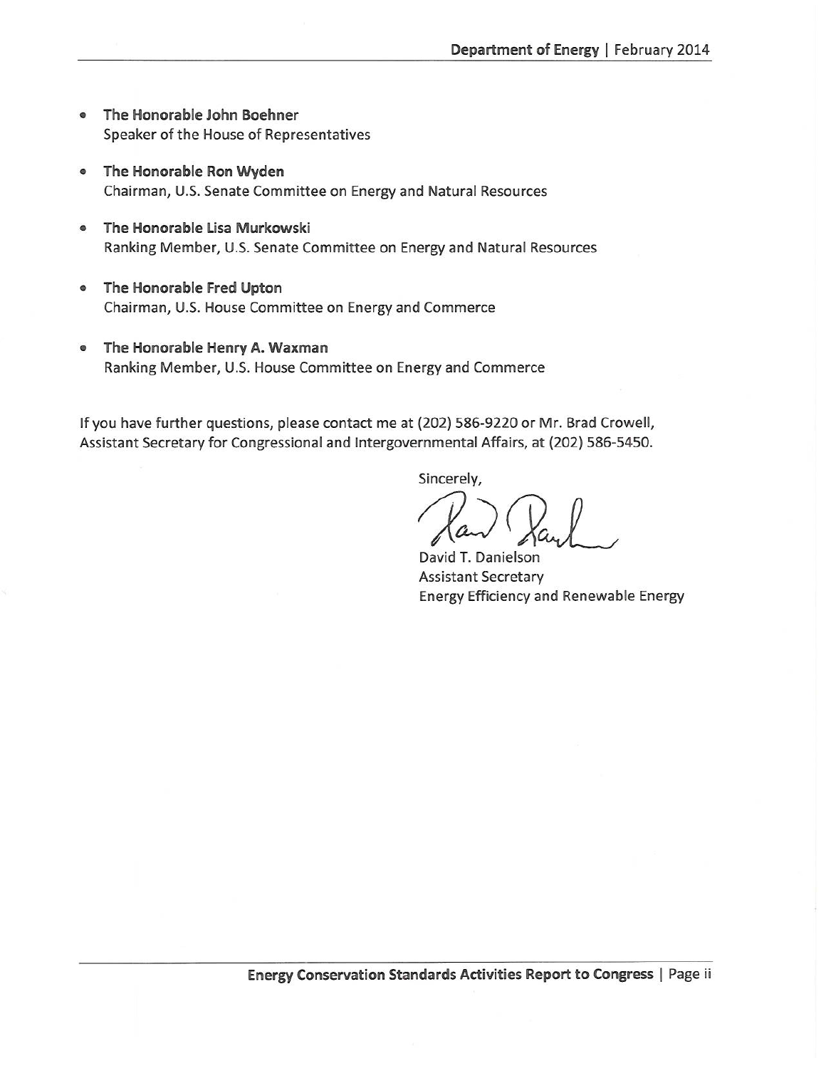- **The Honorable John Boehner**
  Speaker of the House of Representatives

- **The Honorable Ron Wyden**
  Chairman, U.S. Senate Committee on Energy and Natural Resources

- **The Honorable Lisa Murkowski**
  Ranking Member, U.S. Senate Committee on Energy and Natural Resources

- **The Honorable Fred Upton**
  Chairman, U.S. House Committee on Energy and Commerce

- **The Honorable Henry A. Waxman**
  Ranking Member, U.S. House Committee on Energy and Commerce

If you have further questions, please contact me at (202) 586-9220 or Mr. Brad Crowell, Assistant Secretary for Congressional and Intergovernmental Affairs, at (202) 586-5450.

Sincerely,

David T. Danielson
Assistant Secretary
Energy Efficiency and Renewable Energy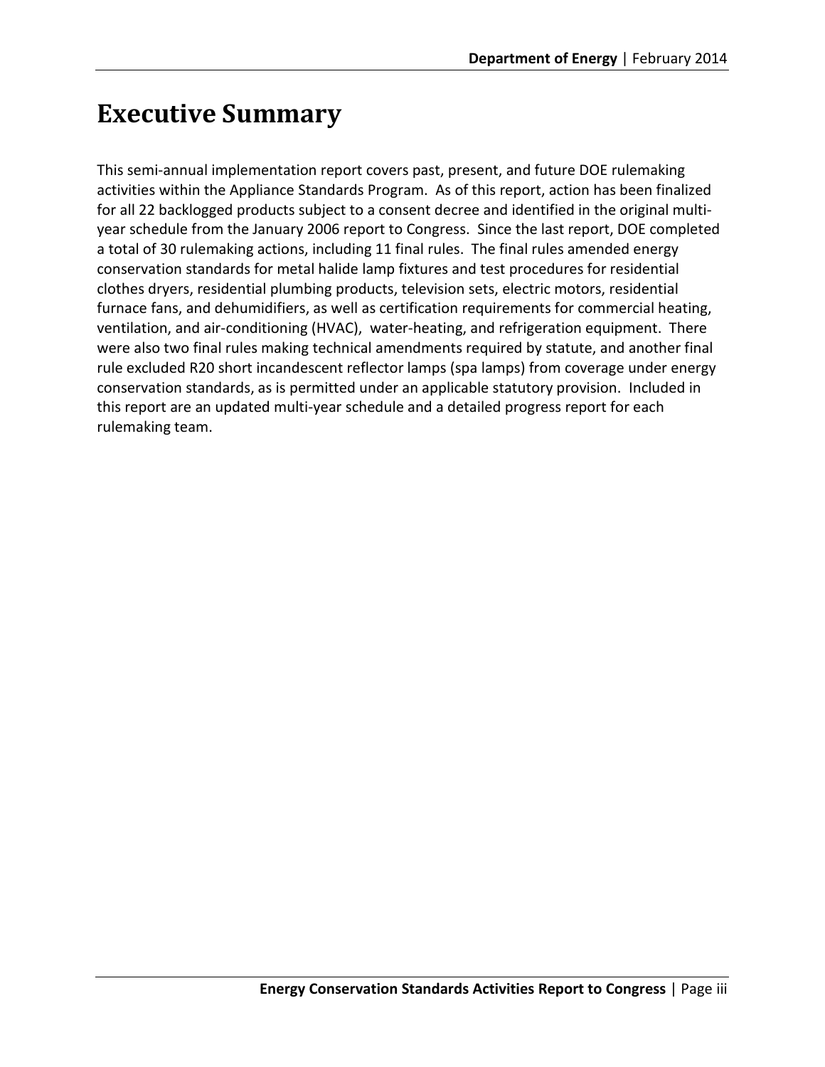# Executive Summary

This semi-annual implementation report covers past, present, and future DOE rulemaking activities within the Appliance Standards Program. As of this report, action has been finalized for all 22 backlogged products subject to a consent decree and identified in the original multi-year schedule from the January 2006 report to Congress. Since the last report, DOE completed a total of 30 rulemaking actions, including 11 final rules. The final rules amended energy conservation standards for metal halide lamp fixtures and test procedures for residential clothes dryers, residential plumbing products, television sets, electric motors, residential furnace fans, and dehumidifiers, as well as certification requirements for commercial heating, ventilation, and air-conditioning (HVAC), water-heating, and refrigeration equipment. There were also two final rules making technical amendments required by statute, and another final rule excluded R20 short incandescent reflector lamps (spa lamps) from coverage under energy conservation standards, as is permitted under an applicable statutory provision. Included in this report are an updated multi-year schedule and a detailed progress report for each rulemaking team.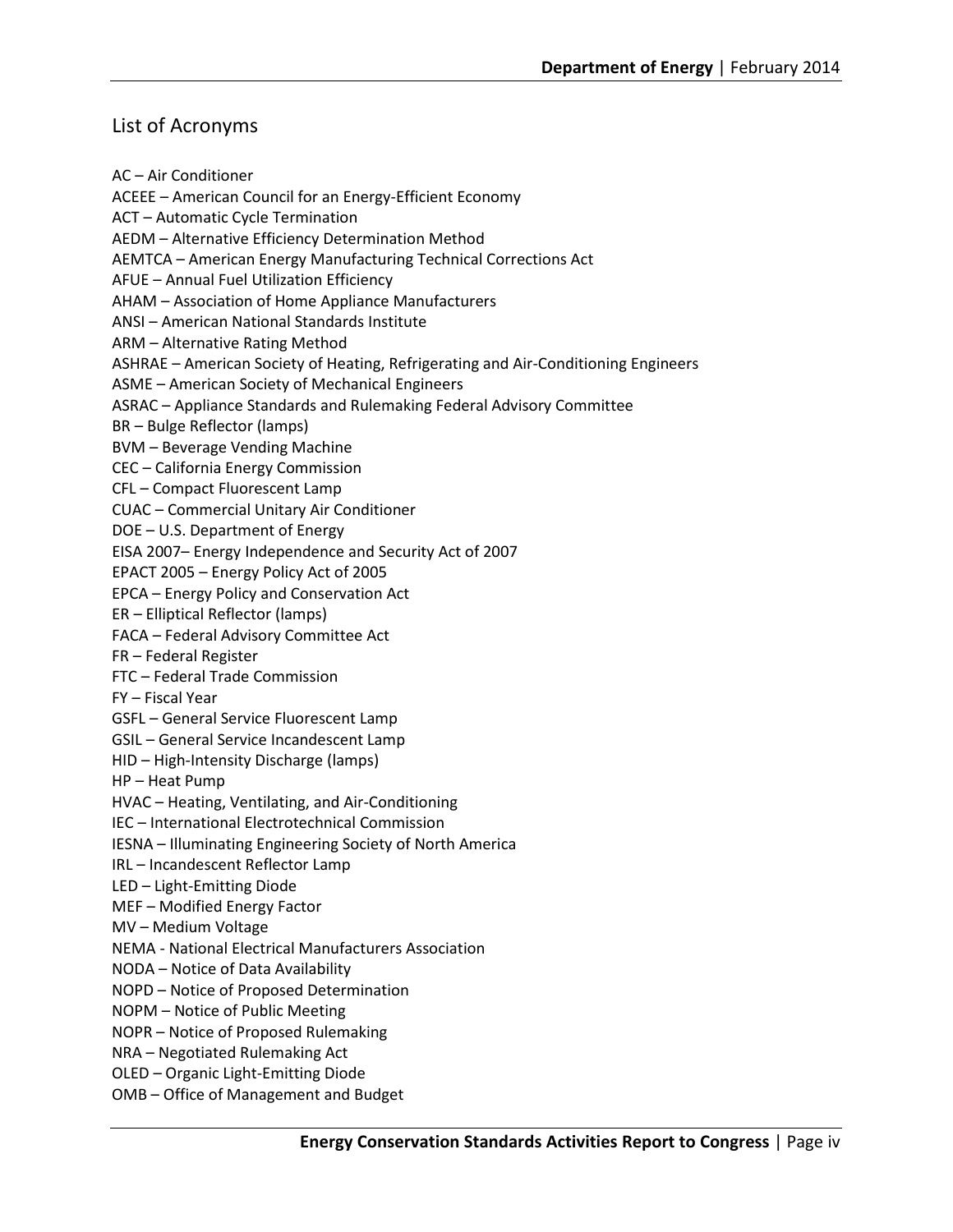## List of Acronyms

AC – Air Conditioner
ACEEE – American Council for an Energy-Efficient Economy
ACT – Automatic Cycle Termination
AEDM – Alternative Efficiency Determination Method
AEMTCA – American Energy Manufacturing Technical Corrections Act
AFUE – Annual Fuel Utilization Efficiency
AHAM – Association of Home Appliance Manufacturers
ANSI – American National Standards Institute
ARM – Alternative Rating Method
ASHRAE – American Society of Heating, Refrigerating and Air-Conditioning Engineers
ASME – American Society of Mechanical Engineers
ASRAC – Appliance Standards and Rulemaking Federal Advisory Committee
BR – Bulge Reflector (lamps)
BVM – Beverage Vending Machine
CEC – California Energy Commission
CFL – Compact Fluorescent Lamp
CUAC – Commercial Unitary Air Conditioner
DOE – U.S. Department of Energy
EISA 2007– Energy Independence and Security Act of 2007
EPACT 2005 – Energy Policy Act of 2005
EPCA – Energy Policy and Conservation Act
ER – Elliptical Reflector (lamps)
FACA – Federal Advisory Committee Act
FR – Federal Register
FTC – Federal Trade Commission
FY – Fiscal Year
GSFL – General Service Fluorescent Lamp
GSIL – General Service Incandescent Lamp
HID – High-Intensity Discharge (lamps)
HP – Heat Pump
HVAC – Heating, Ventilating, and Air-Conditioning
IEC – International Electrotechnical Commission
IESNA – Illuminating Engineering Society of North America
IRL – Incandescent Reflector Lamp
LED – Light-Emitting Diode
MEF – Modified Energy Factor
MV – Medium Voltage
NEMA - National Electrical Manufacturers Association
NODA – Notice of Data Availability
NOPD – Notice of Proposed Determination
NOPM – Notice of Public Meeting
NOPR – Notice of Proposed Rulemaking
NRA – Negotiated Rulemaking Act
OLED – Organic Light-Emitting Diode
OMB – Office of Management and Budget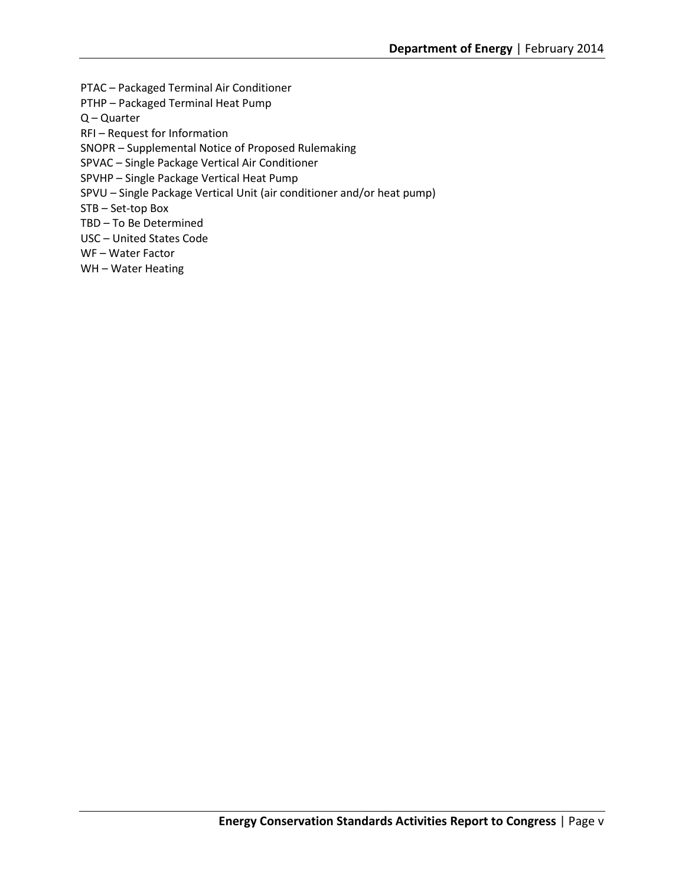PTAC – Packaged Terminal Air Conditioner
PTHP – Packaged Terminal Heat Pump
Q – Quarter
RFI – Request for Information
SNOPR – Supplemental Notice of Proposed Rulemaking
SPVAC – Single Package Vertical Air Conditioner
SPVHP – Single Package Vertical Heat Pump
SPVU – Single Package Vertical Unit (air conditioner and/or heat pump)
STB – Set-top Box
TBD – To Be Determined
USC – United States Code
WF – Water Factor
WH – Water Heating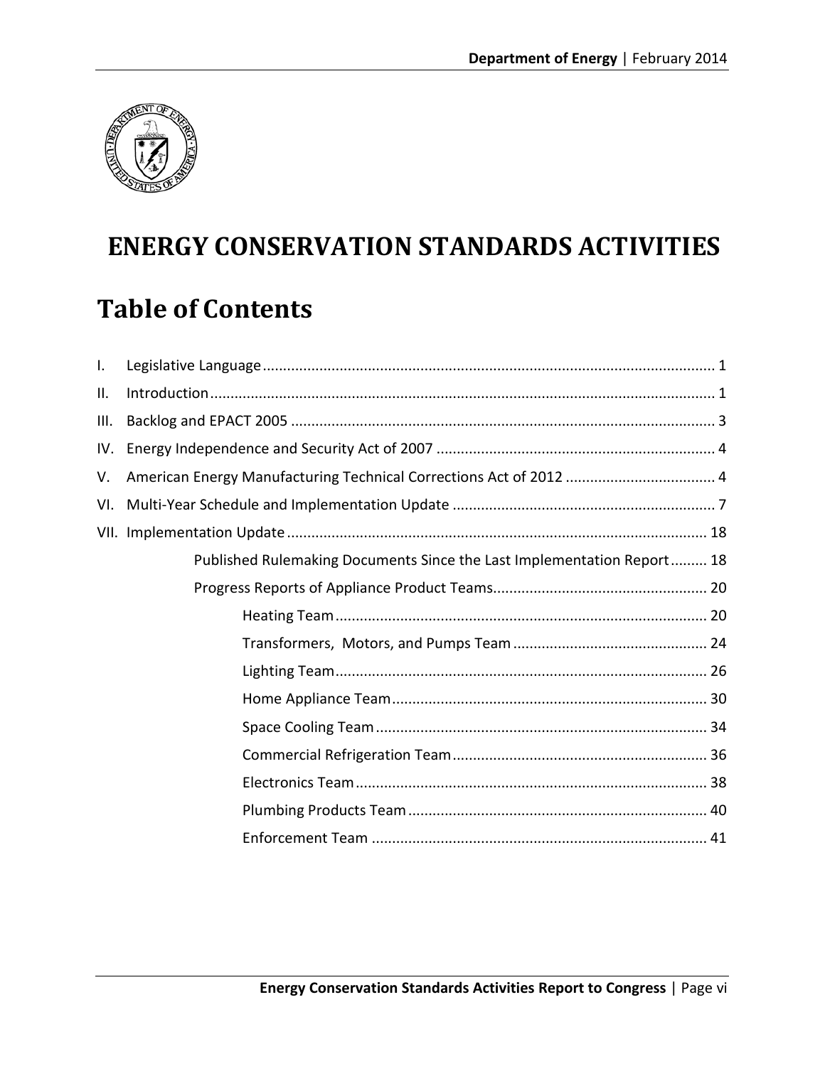# ENERGY CONSERVATION STANDARDS ACTIVITIES

## Table of Contents

I. Legislative Language ... 1

II. Introduction ... 1

III. Backlog and EPACT 2005 ... 3

IV. Energy Independence and Security Act of 2007 ... 4

V. American Energy Manufacturing Technical Corrections Act of 2012 ... 4

VI. Multi-Year Schedule and Implementation Update ... 7

VII. Implementation Update ... 18

- Published Rulemaking Documents Since the Last Implementation Report ... 18
- Progress Reports of Appliance Product Teams ... 20
  - Heating Team ... 20
  - Transformers, Motors, and Pumps Team ... 24
  - Lighting Team ... 26
  - Home Appliance Team ... 30
  - Space Cooling Team ... 34
  - Commercial Refrigeration Team ... 36
  - Electronics Team ... 38
  - Plumbing Products Team ... 40
  - Enforcement Team ... 41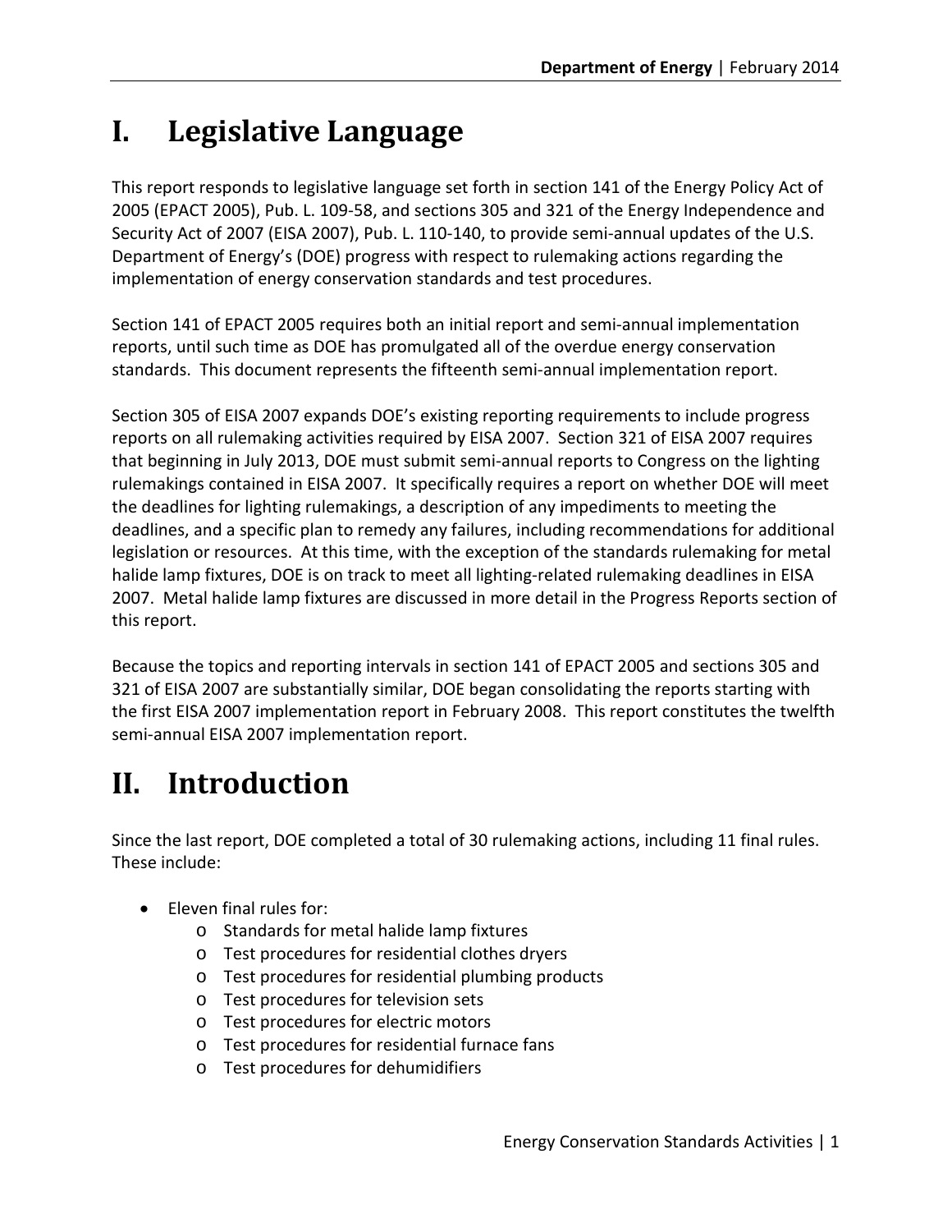# I. Legislative Language

This report responds to legislative language set forth in section 141 of the Energy Policy Act of 2005 (EPACT 2005), Pub. L. 109-58, and sections 305 and 321 of the Energy Independence and Security Act of 2007 (EISA 2007), Pub. L. 110-140, to provide semi-annual updates of the U.S. Department of Energy's (DOE) progress with respect to rulemaking actions regarding the implementation of energy conservation standards and test procedures.

Section 141 of EPACT 2005 requires both an initial report and semi-annual implementation reports, until such time as DOE has promulgated all of the overdue energy conservation standards. This document represents the fifteenth semi-annual implementation report.

Section 305 of EISA 2007 expands DOE's existing reporting requirements to include progress reports on all rulemaking activities required by EISA 2007. Section 321 of EISA 2007 requires that beginning in July 2013, DOE must submit semi-annual reports to Congress on the lighting rulemakings contained in EISA 2007. It specifically requires a report on whether DOE will meet the deadlines for lighting rulemakings, a description of any impediments to meeting the deadlines, and a specific plan to remedy any failures, including recommendations for additional legislation or resources. At this time, with the exception of the standards rulemaking for metal halide lamp fixtures, DOE is on track to meet all lighting-related rulemaking deadlines in EISA 2007. Metal halide lamp fixtures are discussed in more detail in the Progress Reports section of this report.

Because the topics and reporting intervals in section 141 of EPACT 2005 and sections 305 and 321 of EISA 2007 are substantially similar, DOE began consolidating the reports starting with the first EISA 2007 implementation report in February 2008. This report constitutes the twelfth semi-annual EISA 2007 implementation report.

# II. Introduction

Since the last report, DOE completed a total of 30 rulemaking actions, including 11 final rules. These include:

- Eleven final rules for:
  - Standards for metal halide lamp fixtures
  - Test procedures for residential clothes dryers
  - Test procedures for residential plumbing products
  - Test procedures for television sets
  - Test procedures for electric motors
  - Test procedures for residential furnace fans
  - Test procedures for dehumidifiers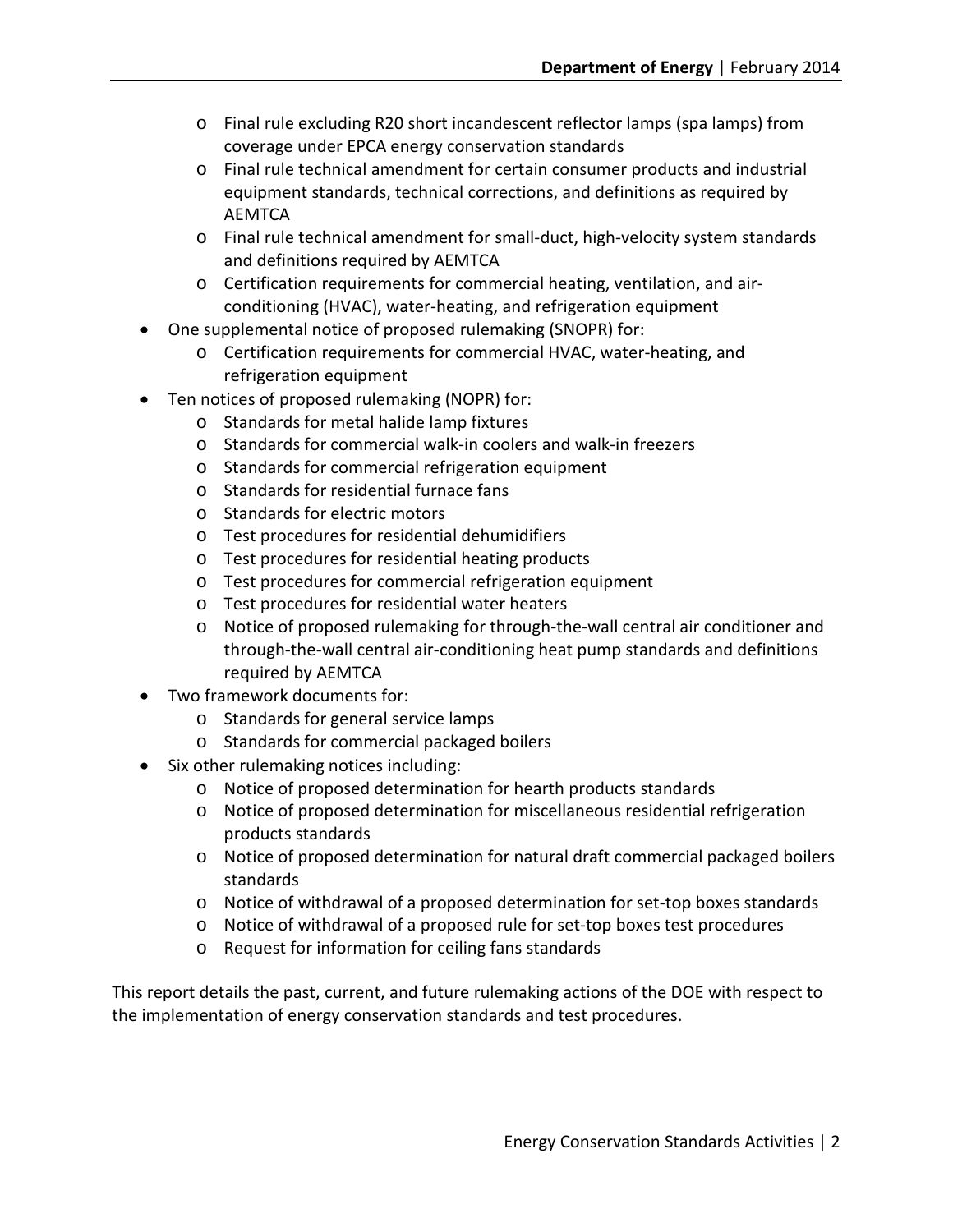- Final rule excluding R20 short incandescent reflector lamps (spa lamps) from coverage under EPCA energy conservation standards
  - Final rule technical amendment for certain consumer products and industrial equipment standards, technical corrections, and definitions as required by AEMTCA
  - Final rule technical amendment for small-duct, high-velocity system standards and definitions required by AEMTCA
  - Certification requirements for commercial heating, ventilation, and air-conditioning (HVAC), water-heating, and refrigeration equipment
- One supplemental notice of proposed rulemaking (SNOPR) for:
  - Certification requirements for commercial HVAC, water-heating, and refrigeration equipment
- Ten notices of proposed rulemaking (NOPR) for:
  - Standards for metal halide lamp fixtures
  - Standards for commercial walk-in coolers and walk-in freezers
  - Standards for commercial refrigeration equipment
  - Standards for residential furnace fans
  - Standards for electric motors
  - Test procedures for residential dehumidifiers
  - Test procedures for residential heating products
  - Test procedures for commercial refrigeration equipment
  - Test procedures for residential water heaters
  - Notice of proposed rulemaking for through-the-wall central air conditioner and through-the-wall central air-conditioning heat pump standards and definitions required by AEMTCA
- Two framework documents for:
  - Standards for general service lamps
  - Standards for commercial packaged boilers
- Six other rulemaking notices including:
  - Notice of proposed determination for hearth products standards
  - Notice of proposed determination for miscellaneous residential refrigeration products standards
  - Notice of proposed determination for natural draft commercial packaged boilers standards
  - Notice of withdrawal of a proposed determination for set-top boxes standards
  - Notice of withdrawal of a proposed rule for set-top boxes test procedures
  - Request for information for ceiling fans standards

This report details the past, current, and future rulemaking actions of the DOE with respect to the implementation of energy conservation standards and test procedures.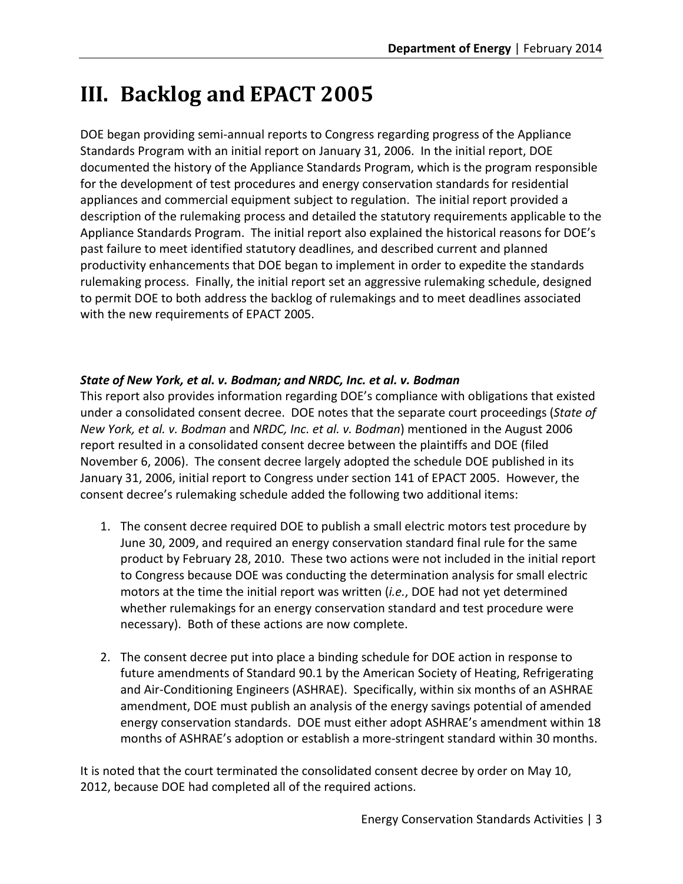# III. Backlog and EPACT 2005

DOE began providing semi-annual reports to Congress regarding progress of the Appliance Standards Program with an initial report on January 31, 2006. In the initial report, DOE documented the history of the Appliance Standards Program, which is the program responsible for the development of test procedures and energy conservation standards for residential appliances and commercial equipment subject to regulation. The initial report provided a description of the rulemaking process and detailed the statutory requirements applicable to the Appliance Standards Program. The initial report also explained the historical reasons for DOE's past failure to meet identified statutory deadlines, and described current and planned productivity enhancements that DOE began to implement in order to expedite the standards rulemaking process. Finally, the initial report set an aggressive rulemaking schedule, designed to permit DOE to both address the backlog of rulemakings and to meet deadlines associated with the new requirements of EPACT 2005.

***State of New York, et al. v. Bodman; and NRDC, Inc. et al. v. Bodman***

This report also provides information regarding DOE's compliance with obligations that existed under a consolidated consent decree. DOE notes that the separate court proceedings (*State of New York, et al. v. Bodman* and *NRDC, Inc. et al. v. Bodman*) mentioned in the August 2006 report resulted in a consolidated consent decree between the plaintiffs and DOE (filed November 6, 2006). The consent decree largely adopted the schedule DOE published in its January 31, 2006, initial report to Congress under section 141 of EPACT 2005. However, the consent decree's rulemaking schedule added the following two additional items:

1. The consent decree required DOE to publish a small electric motors test procedure by June 30, 2009, and required an energy conservation standard final rule for the same product by February 28, 2010. These two actions were not included in the initial report to Congress because DOE was conducting the determination analysis for small electric motors at the time the initial report was written (*i.e.*, DOE had not yet determined whether rulemakings for an energy conservation standard and test procedure were necessary). Both of these actions are now complete.

2. The consent decree put into place a binding schedule for DOE action in response to future amendments of Standard 90.1 by the American Society of Heating, Refrigerating and Air-Conditioning Engineers (ASHRAE). Specifically, within six months of an ASHRAE amendment, DOE must publish an analysis of the energy savings potential of amended energy conservation standards. DOE must either adopt ASHRAE's amendment within 18 months of ASHRAE's adoption or establish a more-stringent standard within 30 months.

It is noted that the court terminated the consolidated consent decree by order on May 10, 2012, because DOE had completed all of the required actions.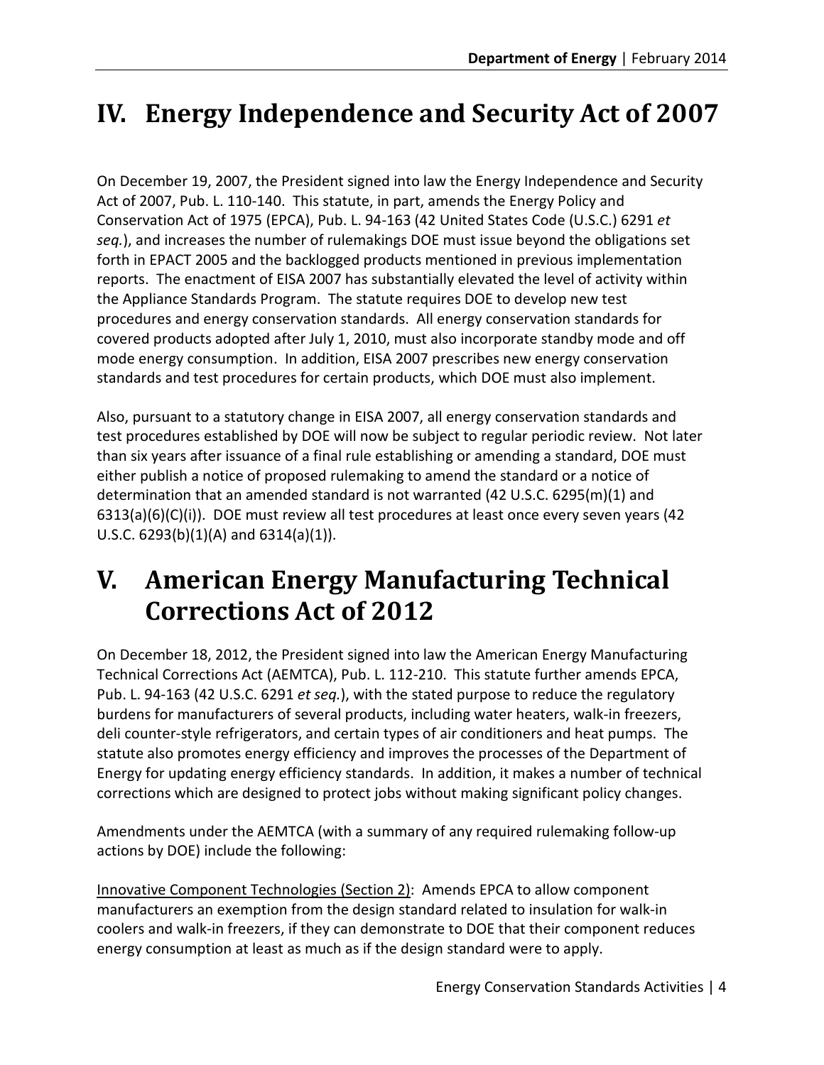# IV. Energy Independence and Security Act of 2007

On December 19, 2007, the President signed into law the Energy Independence and Security Act of 2007, Pub. L. 110-140. This statute, in part, amends the Energy Policy and Conservation Act of 1975 (EPCA), Pub. L. 94-163 (42 United States Code (U.S.C.) 6291 *et seq.*), and increases the number of rulemakings DOE must issue beyond the obligations set forth in EPACT 2005 and the backlogged products mentioned in previous implementation reports. The enactment of EISA 2007 has substantially elevated the level of activity within the Appliance Standards Program. The statute requires DOE to develop new test procedures and energy conservation standards. All energy conservation standards for covered products adopted after July 1, 2010, must also incorporate standby mode and off mode energy consumption. In addition, EISA 2007 prescribes new energy conservation standards and test procedures for certain products, which DOE must also implement.

Also, pursuant to a statutory change in EISA 2007, all energy conservation standards and test procedures established by DOE will now be subject to regular periodic review. Not later than six years after issuance of a final rule establishing or amending a standard, DOE must either publish a notice of proposed rulemaking to amend the standard or a notice of determination that an amended standard is not warranted (42 U.S.C. 6295(m)(1) and 6313(a)(6)(C)(i)). DOE must review all test procedures at least once every seven years (42 U.S.C. 6293(b)(1)(A) and 6314(a)(1)).

# V. American Energy Manufacturing Technical Corrections Act of 2012

On December 18, 2012, the President signed into law the American Energy Manufacturing Technical Corrections Act (AEMTCA), Pub. L. 112-210. This statute further amends EPCA, Pub. L. 94-163 (42 U.S.C. 6291 *et seq.*), with the stated purpose to reduce the regulatory burdens for manufacturers of several products, including water heaters, walk-in freezers, deli counter-style refrigerators, and certain types of air conditioners and heat pumps. The statute also promotes energy efficiency and improves the processes of the Department of Energy for updating energy efficiency standards. In addition, it makes a number of technical corrections which are designed to protect jobs without making significant policy changes.

Amendments under the AEMTCA (with a summary of any required rulemaking follow-up actions by DOE) include the following:

<u>Innovative Component Technologies (Section 2)</u>: Amends EPCA to allow component manufacturers an exemption from the design standard related to insulation for walk-in coolers and walk-in freezers, if they can demonstrate to DOE that their component reduces energy consumption at least as much as if the design standard were to apply.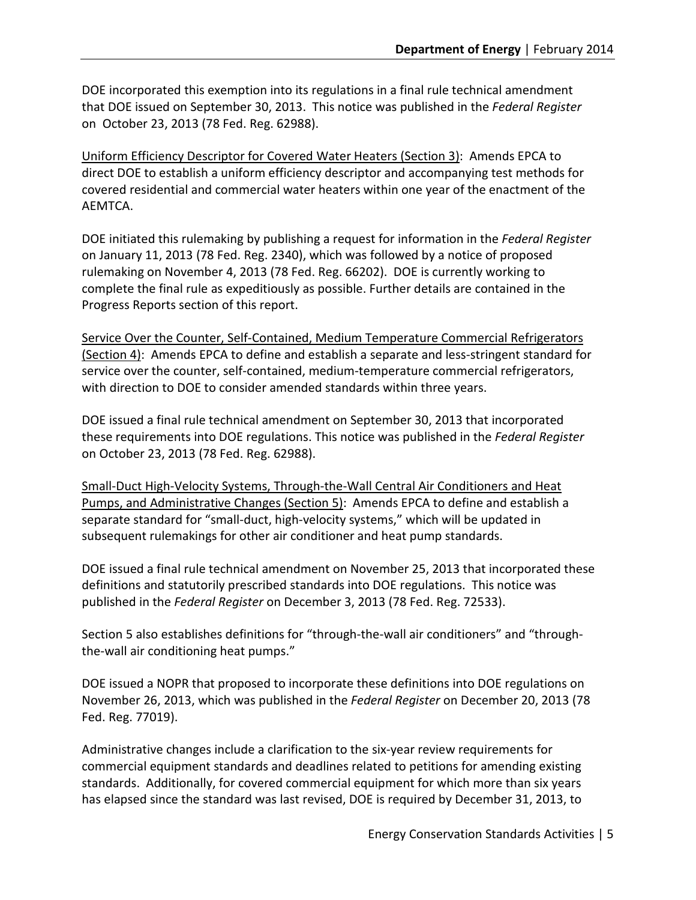DOE incorporated this exemption into its regulations in a final rule technical amendment that DOE issued on September 30, 2013. This notice was published in the *Federal Register* on October 23, 2013 (78 Fed. Reg. 62988).

Uniform Efficiency Descriptor for Covered Water Heaters (Section 3): Amends EPCA to direct DOE to establish a uniform efficiency descriptor and accompanying test methods for covered residential and commercial water heaters within one year of the enactment of the AEMTCA.

DOE initiated this rulemaking by publishing a request for information in the *Federal Register* on January 11, 2013 (78 Fed. Reg. 2340), which was followed by a notice of proposed rulemaking on November 4, 2013 (78 Fed. Reg. 66202). DOE is currently working to complete the final rule as expeditiously as possible. Further details are contained in the Progress Reports section of this report.

Service Over the Counter, Self-Contained, Medium Temperature Commercial Refrigerators (Section 4): Amends EPCA to define and establish a separate and less-stringent standard for service over the counter, self-contained, medium-temperature commercial refrigerators, with direction to DOE to consider amended standards within three years.

DOE issued a final rule technical amendment on September 30, 2013 that incorporated these requirements into DOE regulations. This notice was published in the *Federal Register* on October 23, 2013 (78 Fed. Reg. 62988).

Small-Duct High-Velocity Systems, Through-the-Wall Central Air Conditioners and Heat Pumps, and Administrative Changes (Section 5): Amends EPCA to define and establish a separate standard for "small-duct, high-velocity systems," which will be updated in subsequent rulemakings for other air conditioner and heat pump standards.

DOE issued a final rule technical amendment on November 25, 2013 that incorporated these definitions and statutorily prescribed standards into DOE regulations. This notice was published in the *Federal Register* on December 3, 2013 (78 Fed. Reg. 72533).

Section 5 also establishes definitions for "through-the-wall air conditioners" and "through-the-wall air conditioning heat pumps."

DOE issued a NOPR that proposed to incorporate these definitions into DOE regulations on November 26, 2013, which was published in the *Federal Register* on December 20, 2013 (78 Fed. Reg. 77019).

Administrative changes include a clarification to the six-year review requirements for commercial equipment standards and deadlines related to petitions for amending existing standards. Additionally, for covered commercial equipment for which more than six years has elapsed since the standard was last revised, DOE is required by December 31, 2013, to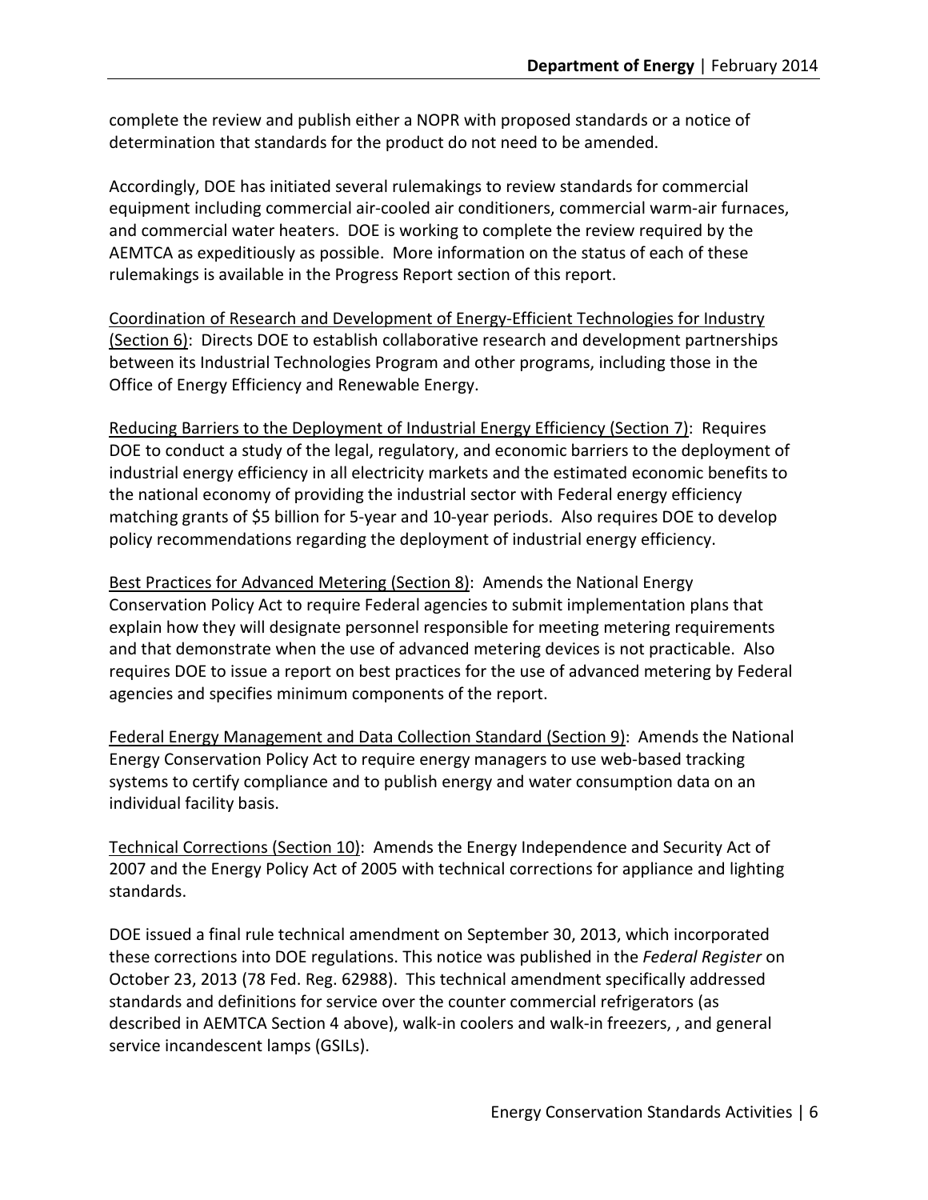complete the review and publish either a NOPR with proposed standards or a notice of determination that standards for the product do not need to be amended.

Accordingly, DOE has initiated several rulemakings to review standards for commercial equipment including commercial air-cooled air conditioners, commercial warm-air furnaces, and commercial water heaters. DOE is working to complete the review required by the AEMTCA as expeditiously as possible. More information on the status of each of these rulemakings is available in the Progress Report section of this report.

<u>Coordination of Research and Development of Energy-Efficient Technologies for Industry (Section 6)</u>: Directs DOE to establish collaborative research and development partnerships between its Industrial Technologies Program and other programs, including those in the Office of Energy Efficiency and Renewable Energy.

<u>Reducing Barriers to the Deployment of Industrial Energy Efficiency (Section 7)</u>: Requires DOE to conduct a study of the legal, regulatory, and economic barriers to the deployment of industrial energy efficiency in all electricity markets and the estimated economic benefits to the national economy of providing the industrial sector with Federal energy efficiency matching grants of $5 billion for 5-year and 10-year periods. Also requires DOE to develop policy recommendations regarding the deployment of industrial energy efficiency.

<u>Best Practices for Advanced Metering (Section 8)</u>: Amends the National Energy Conservation Policy Act to require Federal agencies to submit implementation plans that explain how they will designate personnel responsible for meeting metering requirements and that demonstrate when the use of advanced metering devices is not practicable. Also requires DOE to issue a report on best practices for the use of advanced metering by Federal agencies and specifies minimum components of the report.

<u>Federal Energy Management and Data Collection Standard (Section 9)</u>: Amends the National Energy Conservation Policy Act to require energy managers to use web-based tracking systems to certify compliance and to publish energy and water consumption data on an individual facility basis.

<u>Technical Corrections (Section 10)</u>: Amends the Energy Independence and Security Act of 2007 and the Energy Policy Act of 2005 with technical corrections for appliance and lighting standards.

DOE issued a final rule technical amendment on September 30, 2013, which incorporated these corrections into DOE regulations. This notice was published in the *Federal Register* on October 23, 2013 (78 Fed. Reg. 62988). This technical amendment specifically addressed standards and definitions for service over the counter commercial refrigerators (as described in AEMTCA Section 4 above), walk-in coolers and walk-in freezers, , and general service incandescent lamps (GSILs).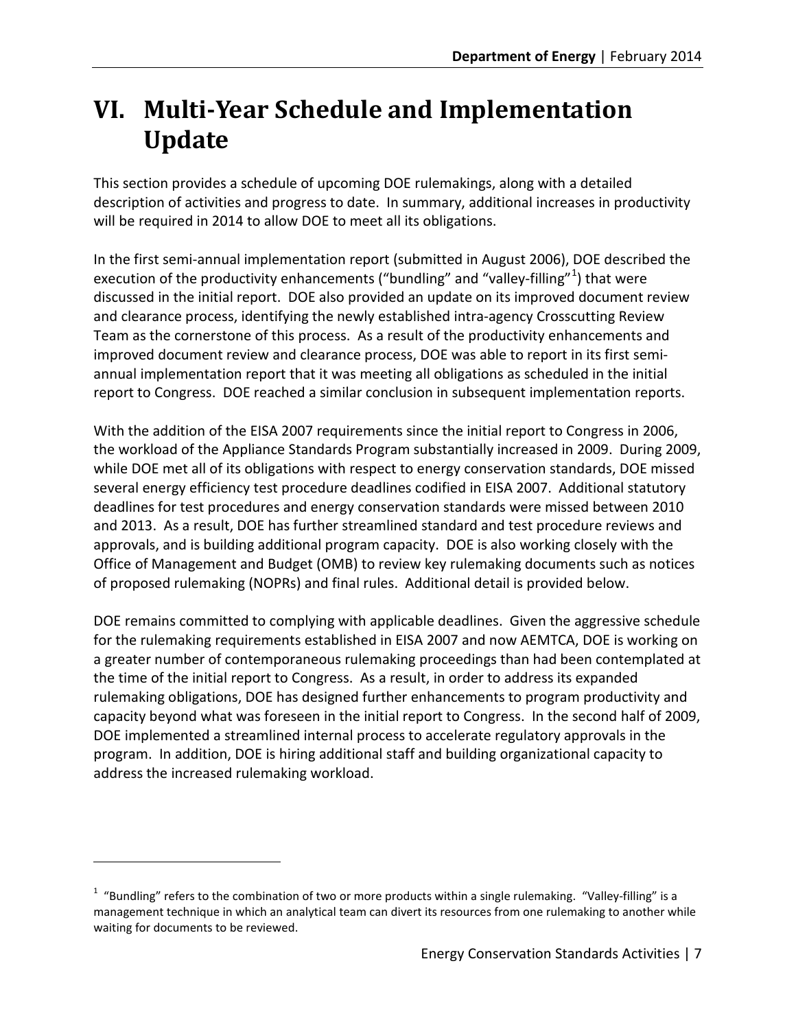# VI. Multi-Year Schedule and Implementation Update

This section provides a schedule of upcoming DOE rulemakings, along with a detailed description of activities and progress to date. In summary, additional increases in productivity will be required in 2014 to allow DOE to meet all its obligations.

In the first semi-annual implementation report (submitted in August 2006), DOE described the execution of the productivity enhancements ("bundling" and "valley-filling"[1]) that were discussed in the initial report. DOE also provided an update on its improved document review and clearance process, identifying the newly established intra-agency Crosscutting Review Team as the cornerstone of this process. As a result of the productivity enhancements and improved document review and clearance process, DOE was able to report in its first semi-annual implementation report that it was meeting all obligations as scheduled in the initial report to Congress. DOE reached a similar conclusion in subsequent implementation reports.

With the addition of the EISA 2007 requirements since the initial report to Congress in 2006, the workload of the Appliance Standards Program substantially increased in 2009. During 2009, while DOE met all of its obligations with respect to energy conservation standards, DOE missed several energy efficiency test procedure deadlines codified in EISA 2007. Additional statutory deadlines for test procedures and energy conservation standards were missed between 2010 and 2013. As a result, DOE has further streamlined standard and test procedure reviews and approvals, and is building additional program capacity. DOE is also working closely with the Office of Management and Budget (OMB) to review key rulemaking documents such as notices of proposed rulemaking (NOPRs) and final rules. Additional detail is provided below.

DOE remains committed to complying with applicable deadlines. Given the aggressive schedule for the rulemaking requirements established in EISA 2007 and now AEMTCA, DOE is working on a greater number of contemporaneous rulemaking proceedings than had been contemplated at the time of the initial report to Congress. As a result, in order to address its expanded rulemaking obligations, DOE has designed further enhancements to program productivity and capacity beyond what was foreseen in the initial report to Congress. In the second half of 2009, DOE implemented a streamlined internal process to accelerate regulatory approvals in the program. In addition, DOE is hiring additional staff and building organizational capacity to address the increased rulemaking workload.

---

[1] "Bundling" refers to the combination of two or more products within a single rulemaking. "Valley-filling" is a management technique in which an analytical team can divert its resources from one rulemaking to another while waiting for documents to be reviewed.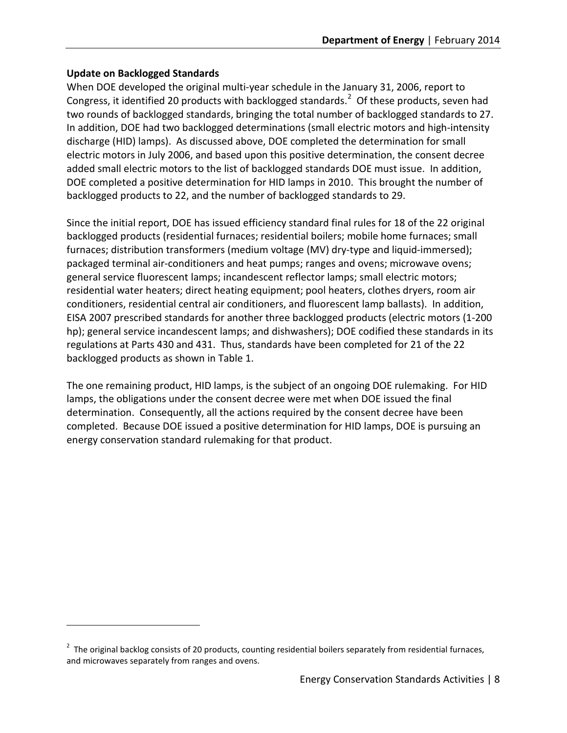### Update on Backlogged Standards

When DOE developed the original multi-year schedule in the January 31, 2006, report to Congress, it identified 20 products with backlogged standards.[2] Of these products, seven had two rounds of backlogged standards, bringing the total number of backlogged standards to 27. In addition, DOE had two backlogged determinations (small electric motors and high-intensity discharge (HID) lamps). As discussed above, DOE completed the determination for small electric motors in July 2006, and based upon this positive determination, the consent decree added small electric motors to the list of backlogged standards DOE must issue. In addition, DOE completed a positive determination for HID lamps in 2010. This brought the number of backlogged products to 22, and the number of backlogged standards to 29.

Since the initial report, DOE has issued efficiency standard final rules for 18 of the 22 original backlogged products (residential furnaces; residential boilers; mobile home furnaces; small furnaces; distribution transformers (medium voltage (MV) dry-type and liquid-immersed); packaged terminal air-conditioners and heat pumps; ranges and ovens; microwave ovens; general service fluorescent lamps; incandescent reflector lamps; small electric motors; residential water heaters; direct heating equipment; pool heaters, clothes dryers, room air conditioners, residential central air conditioners, and fluorescent lamp ballasts). In addition, EISA 2007 prescribed standards for another three backlogged products (electric motors (1-200 hp); general service incandescent lamps; and dishwashers); DOE codified these standards in its regulations at Parts 430 and 431. Thus, standards have been completed for 21 of the 22 backlogged products as shown in Table 1.

The one remaining product, HID lamps, is the subject of an ongoing DOE rulemaking. For HID lamps, the obligations under the consent decree were met when DOE issued the final determination. Consequently, all the actions required by the consent decree have been completed. Because DOE issued a positive determination for HID lamps, DOE is pursuing an energy conservation standard rulemaking for that product.

---

[2] The original backlog consists of 20 products, counting residential boilers separately from residential furnaces, and microwaves separately from ranges and ovens.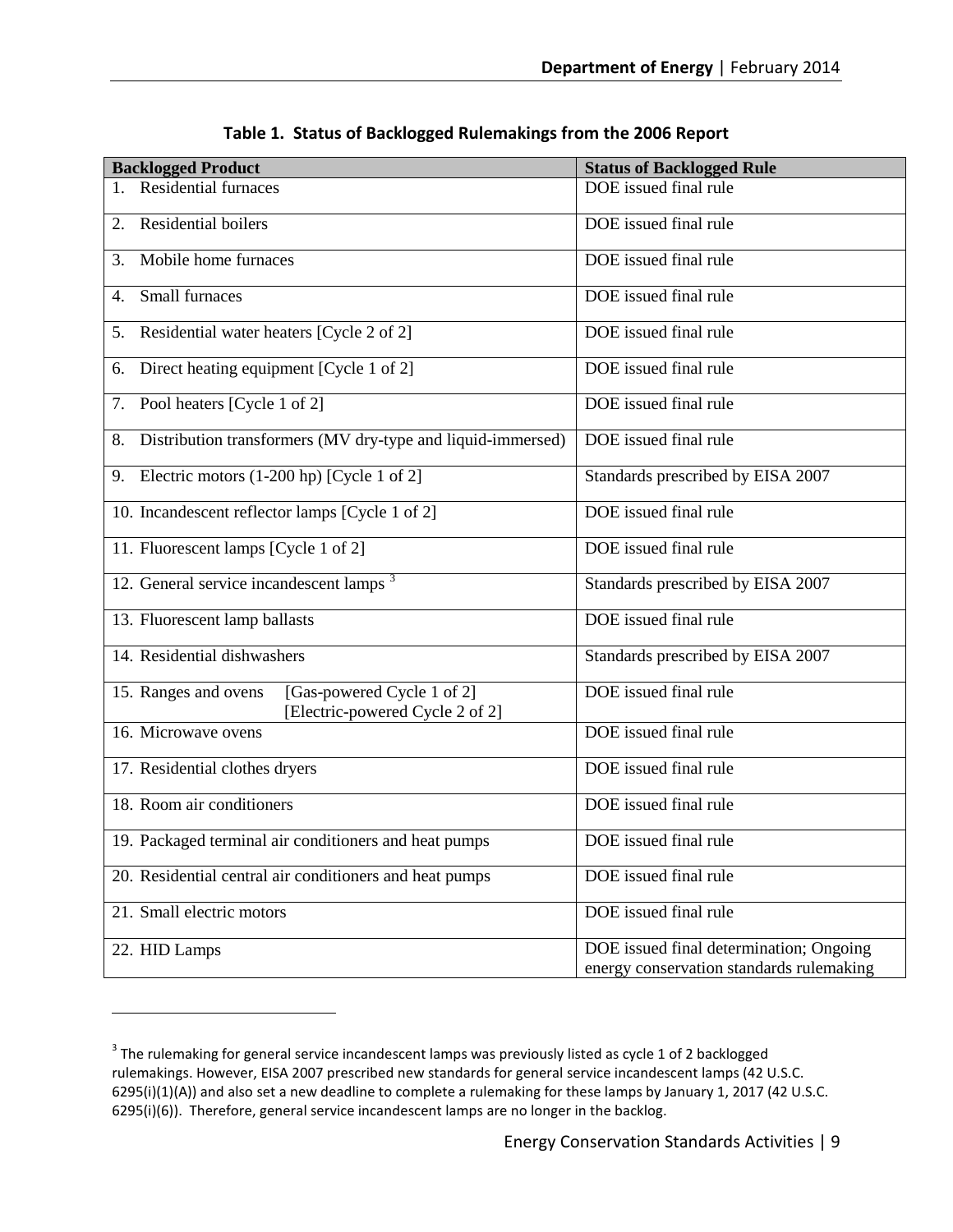**Table 1. Status of Backlogged Rulemakings from the 2006 Report**

| Backlogged Product | Status of Backlogged Rule |
|---|---|
| 1. Residential furnaces | DOE issued final rule |
| 2. Residential boilers | DOE issued final rule |
| 3. Mobile home furnaces | DOE issued final rule |
| 4. Small furnaces | DOE issued final rule |
| 5. Residential water heaters [Cycle 2 of 2] | DOE issued final rule |
| 6. Direct heating equipment [Cycle 1 of 2] | DOE issued final rule |
| 7. Pool heaters [Cycle 1 of 2] | DOE issued final rule |
| 8. Distribution transformers (MV dry-type and liquid-immersed) | DOE issued final rule |
| 9. Electric motors (1-200 hp) [Cycle 1 of 2] | Standards prescribed by EISA 2007 |
| 10. Incandescent reflector lamps [Cycle 1 of 2] | DOE issued final rule |
| 11. Fluorescent lamps [Cycle 1 of 2] | DOE issued final rule |
| 12. General service incandescent lamps [3] | Standards prescribed by EISA 2007 |
| 13. Fluorescent lamp ballasts | DOE issued final rule |
| 14. Residential dishwashers | Standards prescribed by EISA 2007 |
| 15. Ranges and ovens [Gas-powered Cycle 1 of 2] [Electric-powered Cycle 2 of 2] | DOE issued final rule |
| 16. Microwave ovens | DOE issued final rule |
| 17. Residential clothes dryers | DOE issued final rule |
| 18. Room air conditioners | DOE issued final rule |
| 19. Packaged terminal air conditioners and heat pumps | DOE issued final rule |
| 20. Residential central air conditioners and heat pumps | DOE issued final rule |
| 21. Small electric motors | DOE issued final rule |
| 22. HID Lamps | DOE issued final determination; Ongoing energy conservation standards rulemaking |

[3] The rulemaking for general service incandescent lamps was previously listed as cycle 1 of 2 backlogged rulemakings. However, EISA 2007 prescribed new standards for general service incandescent lamps (42 U.S.C. 6295(i)(1)(A)) and also set a new deadline to complete a rulemaking for these lamps by January 1, 2017 (42 U.S.C. 6295(i)(6)). Therefore, general service incandescent lamps are no longer in the backlog.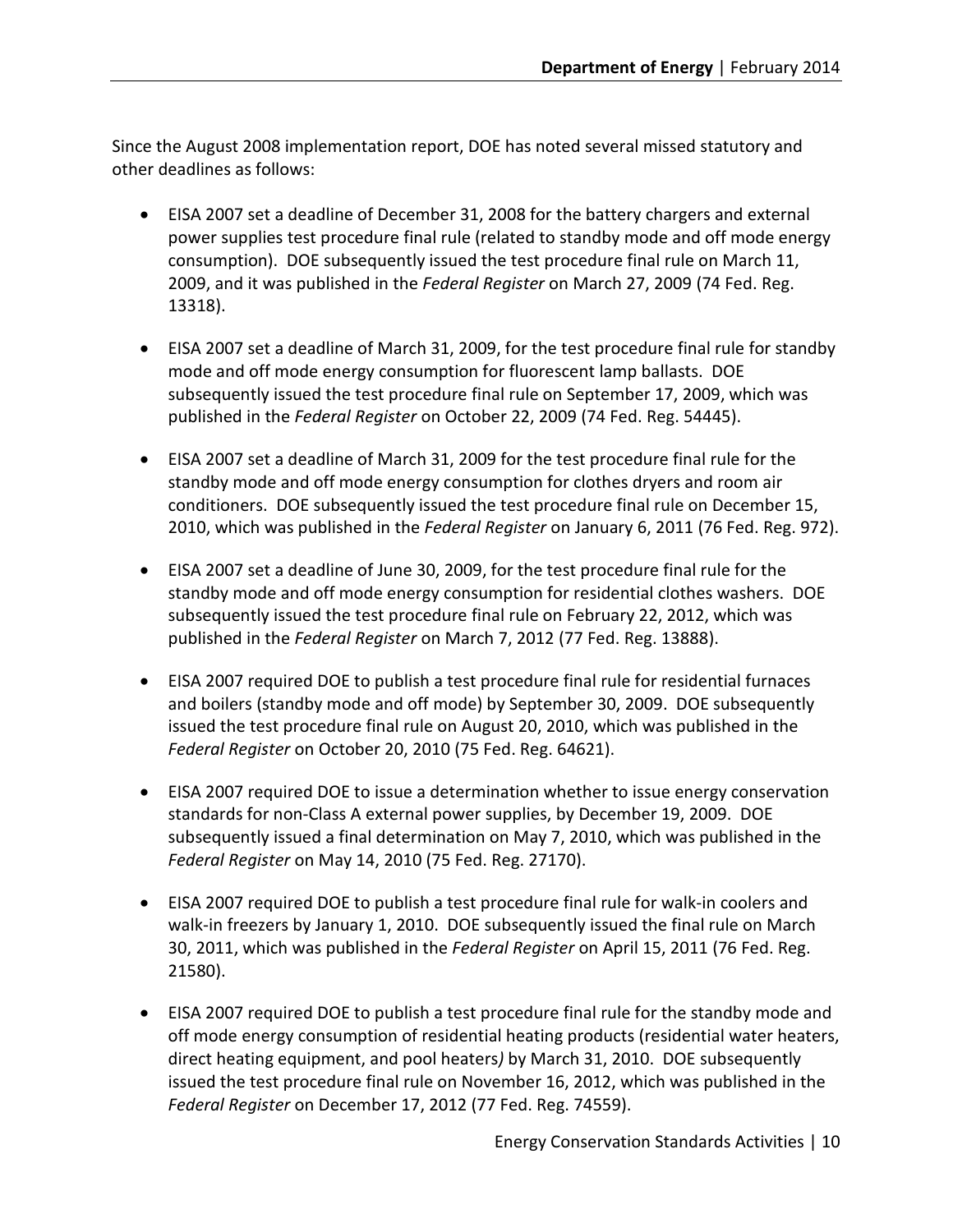Since the August 2008 implementation report, DOE has noted several missed statutory and other deadlines as follows:

- EISA 2007 set a deadline of December 31, 2008 for the battery chargers and external power supplies test procedure final rule (related to standby mode and off mode energy consumption). DOE subsequently issued the test procedure final rule on March 11, 2009, and it was published in the *Federal Register* on March 27, 2009 (74 Fed. Reg. 13318).

- EISA 2007 set a deadline of March 31, 2009, for the test procedure final rule for standby mode and off mode energy consumption for fluorescent lamp ballasts. DOE subsequently issued the test procedure final rule on September 17, 2009, which was published in the *Federal Register* on October 22, 2009 (74 Fed. Reg. 54445).

- EISA 2007 set a deadline of March 31, 2009 for the test procedure final rule for the standby mode and off mode energy consumption for clothes dryers and room air conditioners. DOE subsequently issued the test procedure final rule on December 15, 2010, which was published in the *Federal Register* on January 6, 2011 (76 Fed. Reg. 972).

- EISA 2007 set a deadline of June 30, 2009, for the test procedure final rule for the standby mode and off mode energy consumption for residential clothes washers. DOE subsequently issued the test procedure final rule on February 22, 2012, which was published in the *Federal Register* on March 7, 2012 (77 Fed. Reg. 13888).

- EISA 2007 required DOE to publish a test procedure final rule for residential furnaces and boilers (standby mode and off mode) by September 30, 2009. DOE subsequently issued the test procedure final rule on August 20, 2010, which was published in the *Federal Register* on October 20, 2010 (75 Fed. Reg. 64621).

- EISA 2007 required DOE to issue a determination whether to issue energy conservation standards for non-Class A external power supplies, by December 19, 2009. DOE subsequently issued a final determination on May 7, 2010, which was published in the *Federal Register* on May 14, 2010 (75 Fed. Reg. 27170).

- EISA 2007 required DOE to publish a test procedure final rule for walk-in coolers and walk-in freezers by January 1, 2010. DOE subsequently issued the final rule on March 30, 2011, which was published in the *Federal Register* on April 15, 2011 (76 Fed. Reg. 21580).

- EISA 2007 required DOE to publish a test procedure final rule for the standby mode and off mode energy consumption of residential heating products (residential water heaters, direct heating equipment, and pool heaters) by March 31, 2010. DOE subsequently issued the test procedure final rule on November 16, 2012, which was published in the *Federal Register* on December 17, 2012 (77 Fed. Reg. 74559).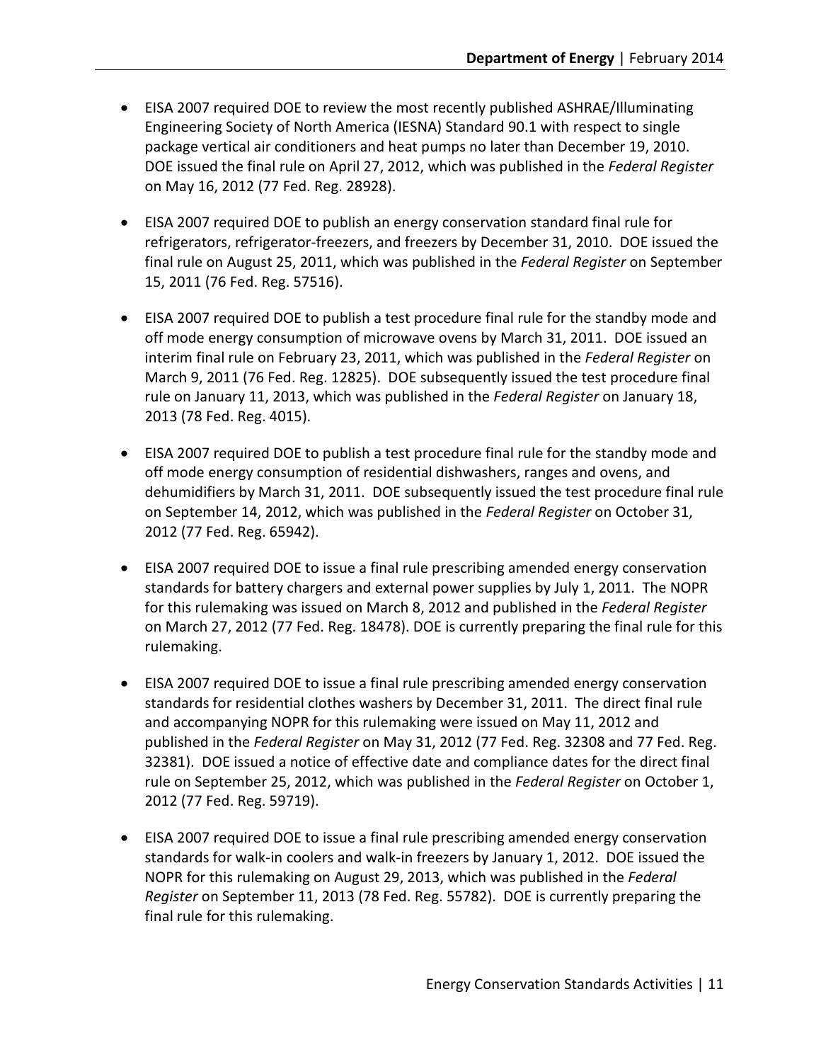- EISA 2007 required DOE to review the most recently published ASHRAE/Illuminating Engineering Society of North America (IESNA) Standard 90.1 with respect to single package vertical air conditioners and heat pumps no later than December 19, 2010. DOE issued the final rule on April 27, 2012, which was published in the *Federal Register* on May 16, 2012 (77 Fed. Reg. 28928).

- EISA 2007 required DOE to publish an energy conservation standard final rule for refrigerators, refrigerator-freezers, and freezers by December 31, 2010. DOE issued the final rule on August 25, 2011, which was published in the *Federal Register* on September 15, 2011 (76 Fed. Reg. 57516).

- EISA 2007 required DOE to publish a test procedure final rule for the standby mode and off mode energy consumption of microwave ovens by March 31, 2011. DOE issued an interim final rule on February 23, 2011, which was published in the *Federal Register* on March 9, 2011 (76 Fed. Reg. 12825). DOE subsequently issued the test procedure final rule on January 11, 2013, which was published in the *Federal Register* on January 18, 2013 (78 Fed. Reg. 4015).

- EISA 2007 required DOE to publish a test procedure final rule for the standby mode and off mode energy consumption of residential dishwashers, ranges and ovens, and dehumidifiers by March 31, 2011. DOE subsequently issued the test procedure final rule on September 14, 2012, which was published in the *Federal Register* on October 31, 2012 (77 Fed. Reg. 65942).

- EISA 2007 required DOE to issue a final rule prescribing amended energy conservation standards for battery chargers and external power supplies by July 1, 2011. The NOPR for this rulemaking was issued on March 8, 2012 and published in the *Federal Register* on March 27, 2012 (77 Fed. Reg. 18478). DOE is currently preparing the final rule for this rulemaking.

- EISA 2007 required DOE to issue a final rule prescribing amended energy conservation standards for residential clothes washers by December 31, 2011. The direct final rule and accompanying NOPR for this rulemaking were issued on May 11, 2012 and published in the *Federal Register* on May 31, 2012 (77 Fed. Reg. 32308 and 77 Fed. Reg. 32381). DOE issued a notice of effective date and compliance dates for the direct final rule on September 25, 2012, which was published in the *Federal Register* on October 1, 2012 (77 Fed. Reg. 59719).

- EISA 2007 required DOE to issue a final rule prescribing amended energy conservation standards for walk-in coolers and walk-in freezers by January 1, 2012. DOE issued the NOPR for this rulemaking on August 29, 2013, which was published in the *Federal Register* on September 11, 2013 (78 Fed. Reg. 55782). DOE is currently preparing the final rule for this rulemaking.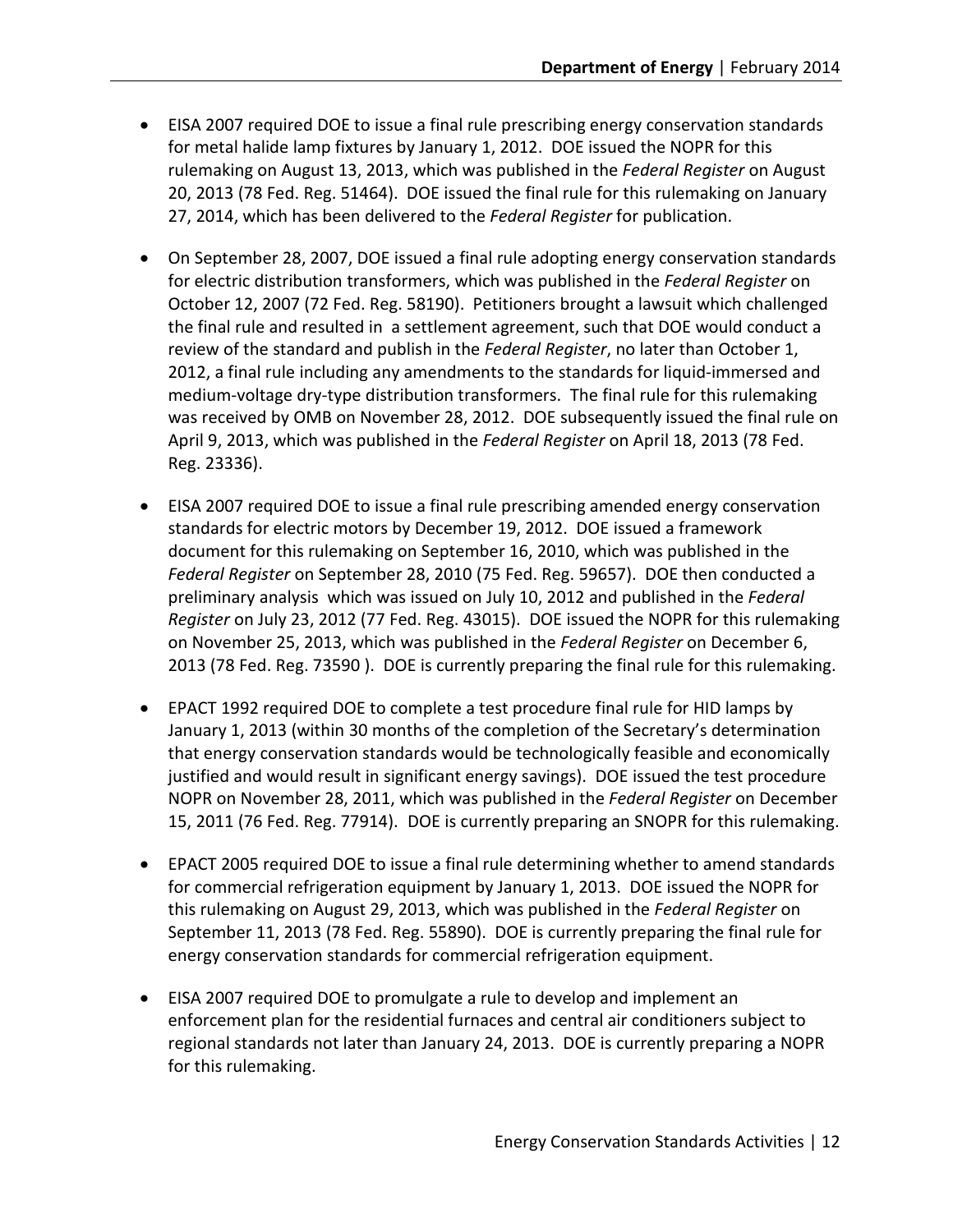- EISA 2007 required DOE to issue a final rule prescribing energy conservation standards for metal halide lamp fixtures by January 1, 2012. DOE issued the NOPR for this rulemaking on August 13, 2013, which was published in the *Federal Register* on August 20, 2013 (78 Fed. Reg. 51464). DOE issued the final rule for this rulemaking on January 27, 2014, which has been delivered to the *Federal Register* for publication.

- On September 28, 2007, DOE issued a final rule adopting energy conservation standards for electric distribution transformers, which was published in the *Federal Register* on October 12, 2007 (72 Fed. Reg. 58190). Petitioners brought a lawsuit which challenged the final rule and resulted in a settlement agreement, such that DOE would conduct a review of the standard and publish in the *Federal Register*, no later than October 1, 2012, a final rule including any amendments to the standards for liquid-immersed and medium-voltage dry-type distribution transformers. The final rule for this rulemaking was received by OMB on November 28, 2012. DOE subsequently issued the final rule on April 9, 2013, which was published in the *Federal Register* on April 18, 2013 (78 Fed. Reg. 23336).

- EISA 2007 required DOE to issue a final rule prescribing amended energy conservation standards for electric motors by December 19, 2012. DOE issued a framework document for this rulemaking on September 16, 2010, which was published in the *Federal Register* on September 28, 2010 (75 Fed. Reg. 59657). DOE then conducted a preliminary analysis which was issued on July 10, 2012 and published in the *Federal Register* on July 23, 2012 (77 Fed. Reg. 43015). DOE issued the NOPR for this rulemaking on November 25, 2013, which was published in the *Federal Register* on December 6, 2013 (78 Fed. Reg. 73590 ). DOE is currently preparing the final rule for this rulemaking.

- EPACT 1992 required DOE to complete a test procedure final rule for HID lamps by January 1, 2013 (within 30 months of the completion of the Secretary's determination that energy conservation standards would be technologically feasible and economically justified and would result in significant energy savings). DOE issued the test procedure NOPR on November 28, 2011, which was published in the *Federal Register* on December 15, 2011 (76 Fed. Reg. 77914). DOE is currently preparing an SNOPR for this rulemaking.

- EPACT 2005 required DOE to issue a final rule determining whether to amend standards for commercial refrigeration equipment by January 1, 2013. DOE issued the NOPR for this rulemaking on August 29, 2013, which was published in the *Federal Register* on September 11, 2013 (78 Fed. Reg. 55890). DOE is currently preparing the final rule for energy conservation standards for commercial refrigeration equipment.

- EISA 2007 required DOE to promulgate a rule to develop and implement an enforcement plan for the residential furnaces and central air conditioners subject to regional standards not later than January 24, 2013. DOE is currently preparing a NOPR for this rulemaking.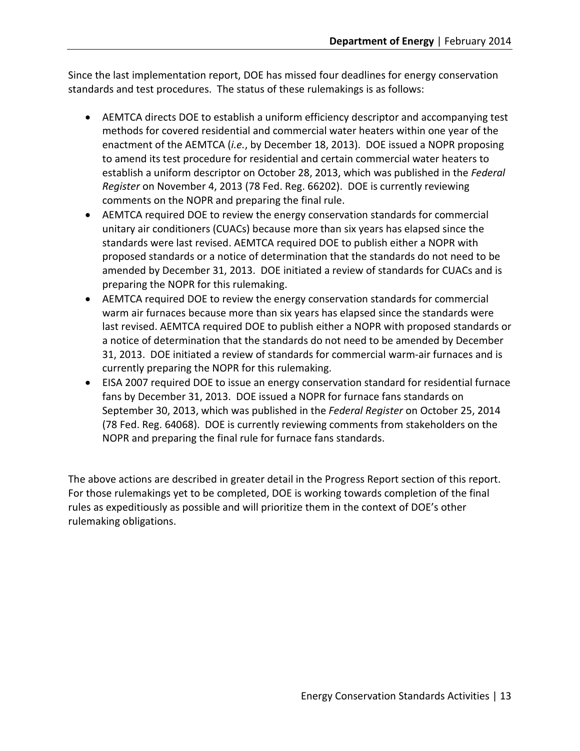Since the last implementation report, DOE has missed four deadlines for energy conservation standards and test procedures. The status of these rulemakings is as follows:

- AEMTCA directs DOE to establish a uniform efficiency descriptor and accompanying test methods for covered residential and commercial water heaters within one year of the enactment of the AEMTCA (*i.e.*, by December 18, 2013). DOE issued a NOPR proposing to amend its test procedure for residential and certain commercial water heaters to establish a uniform descriptor on October 28, 2013, which was published in the *Federal Register* on November 4, 2013 (78 Fed. Reg. 66202). DOE is currently reviewing comments on the NOPR and preparing the final rule.
- AEMTCA required DOE to review the energy conservation standards for commercial unitary air conditioners (CUACs) because more than six years has elapsed since the standards were last revised. AEMTCA required DOE to publish either a NOPR with proposed standards or a notice of determination that the standards do not need to be amended by December 31, 2013. DOE initiated a review of standards for CUACs and is preparing the NOPR for this rulemaking.
- AEMTCA required DOE to review the energy conservation standards for commercial warm air furnaces because more than six years has elapsed since the standards were last revised. AEMTCA required DOE to publish either a NOPR with proposed standards or a notice of determination that the standards do not need to be amended by December 31, 2013. DOE initiated a review of standards for commercial warm-air furnaces and is currently preparing the NOPR for this rulemaking.
- EISA 2007 required DOE to issue an energy conservation standard for residential furnace fans by December 31, 2013. DOE issued a NOPR for furnace fans standards on September 30, 2013, which was published in the *Federal Register* on October 25, 2014 (78 Fed. Reg. 64068). DOE is currently reviewing comments from stakeholders on the NOPR and preparing the final rule for furnace fans standards.

The above actions are described in greater detail in the Progress Report section of this report. For those rulemakings yet to be completed, DOE is working towards completion of the final rules as expeditiously as possible and will prioritize them in the context of DOE's other rulemaking obligations.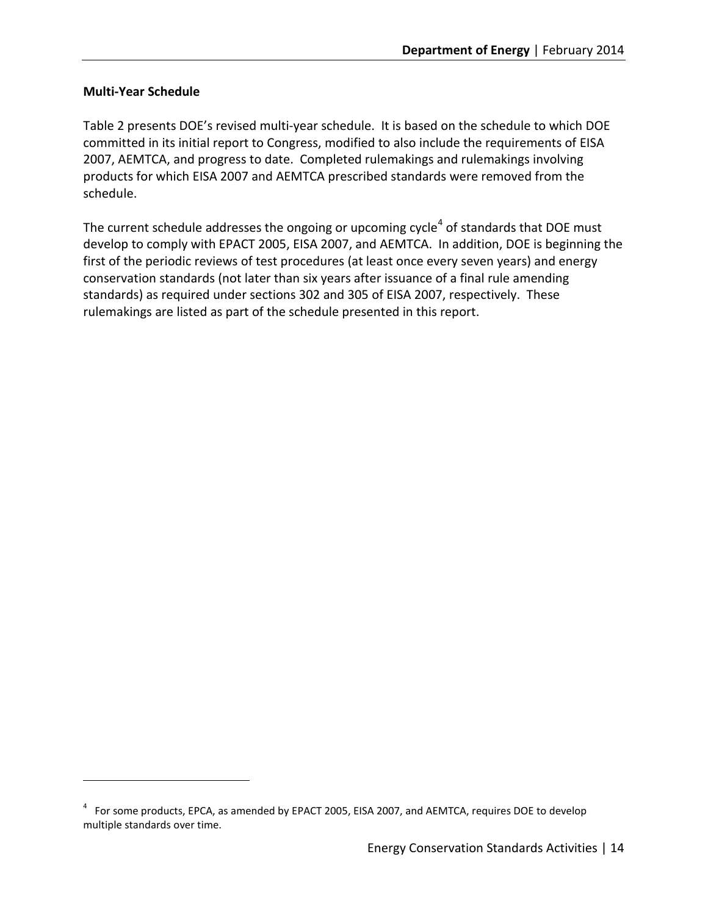### Multi-Year Schedule

Table 2 presents DOE's revised multi-year schedule. It is based on the schedule to which DOE committed in its initial report to Congress, modified to also include the requirements of EISA 2007, AEMTCA, and progress to date. Completed rulemakings and rulemakings involving products for which EISA 2007 and AEMTCA prescribed standards were removed from the schedule.

The current schedule addresses the ongoing or upcoming cycle[4] of standards that DOE must develop to comply with EPACT 2005, EISA 2007, and AEMTCA. In addition, DOE is beginning the first of the periodic reviews of test procedures (at least once every seven years) and energy conservation standards (not later than six years after issuance of a final rule amending standards) as required under sections 302 and 305 of EISA 2007, respectively. These rulemakings are listed as part of the schedule presented in this report.

[4] For some products, EPCA, as amended by EPACT 2005, EISA 2007, and AEMTCA, requires DOE to develop multiple standards over time.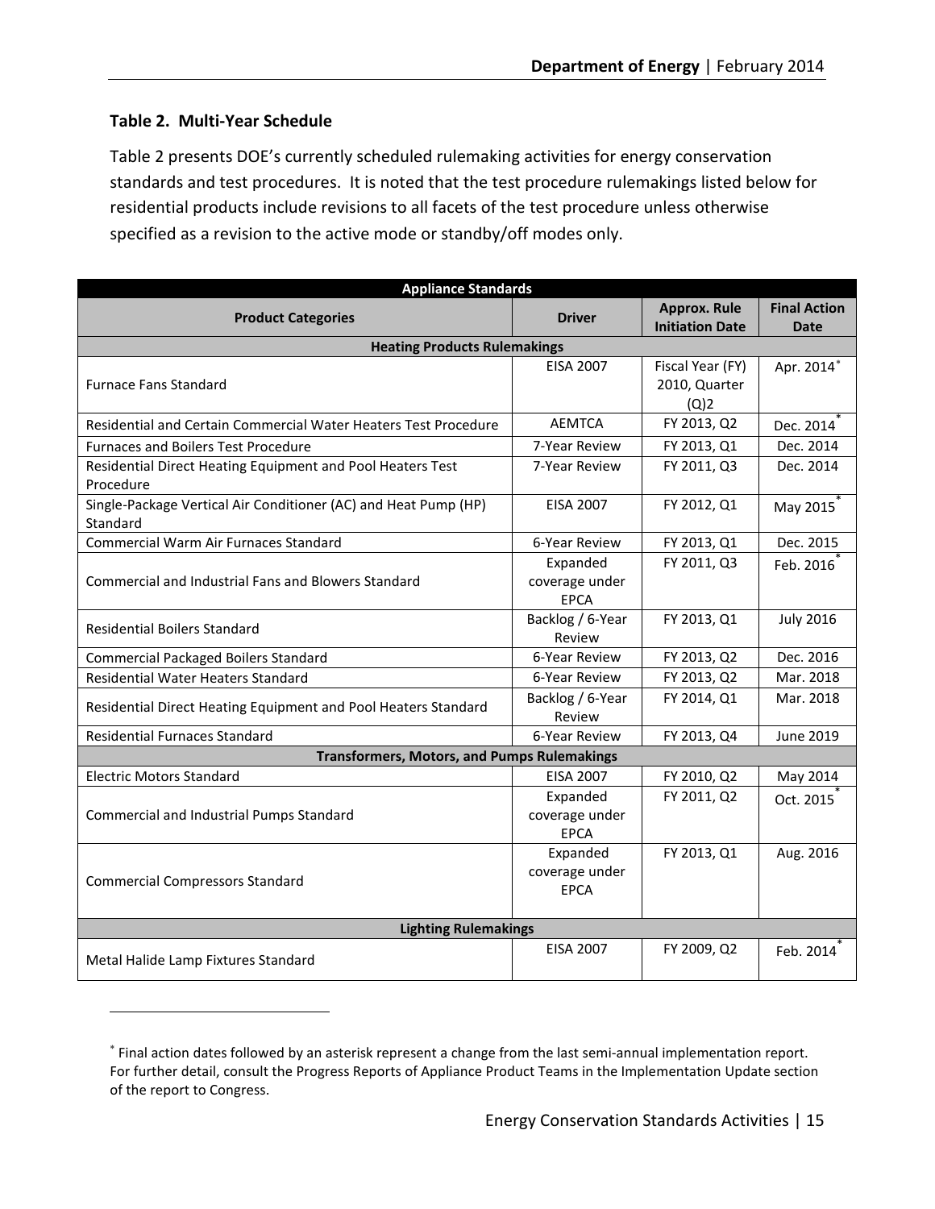### Table 2. Multi-Year Schedule

Table 2 presents DOE's currently scheduled rulemaking activities for energy conservation standards and test procedures. It is noted that the test procedure rulemakings listed below for residential products include revisions to all facets of the test procedure unless otherwise specified as a revision to the active mode or standby/off modes only.

| Appliance Standards | | | |
|---|---|---|---|
| **Product Categories** | **Driver** | **Approx. Rule Initiation Date** | **Final Action Date** |
| **Heating Products Rulemakings** | | | |
| Furnace Fans Standard | EISA 2007 | Fiscal Year (FY) 2010, Quarter (Q)2 | Apr. 2014* |
| Residential and Certain Commercial Water Heaters Test Procedure | AEMTCA | FY 2013, Q2 | Dec. 2014* |
| Furnaces and Boilers Test Procedure | 7-Year Review | FY 2013, Q1 | Dec. 2014 |
| Residential Direct Heating Equipment and Pool Heaters Test Procedure | 7-Year Review | FY 2011, Q3 | Dec. 2014 |
| Single-Package Vertical Air Conditioner (AC) and Heat Pump (HP) Standard | EISA 2007 | FY 2012, Q1 | May 2015* |
| Commercial Warm Air Furnaces Standard | 6-Year Review | FY 2013, Q1 | Dec. 2015 |
| Commercial and Industrial Fans and Blowers Standard | Expanded coverage under EPCA | FY 2011, Q3 | Feb. 2016* |
| Residential Boilers Standard | Backlog / 6-Year Review | FY 2013, Q1 | July 2016 |
| Commercial Packaged Boilers Standard | 6-Year Review | FY 2013, Q2 | Dec. 2016 |
| Residential Water Heaters Standard | 6-Year Review | FY 2013, Q2 | Mar. 2018 |
| Residential Direct Heating Equipment and Pool Heaters Standard | Backlog / 6-Year Review | FY 2014, Q1 | Mar. 2018 |
| Residential Furnaces Standard | 6-Year Review | FY 2013, Q4 | June 2019 |
| **Transformers, Motors, and Pumps Rulemakings** | | | |
| Electric Motors Standard | EISA 2007 | FY 2010, Q2 | May 2014 |
| Commercial and Industrial Pumps Standard | Expanded coverage under EPCA | FY 2011, Q2 | Oct. 2015* |
| Commercial Compressors Standard | Expanded coverage under EPCA | FY 2013, Q1 | Aug. 2016 |
| **Lighting Rulemakings** | | | |
| Metal Halide Lamp Fixtures Standard | EISA 2007 | FY 2009, Q2 | Feb. 2014* |

* Final action dates followed by an asterisk represent a change from the last semi-annual implementation report. For further detail, consult the Progress Reports of Appliance Product Teams in the Implementation Update section of the report to Congress.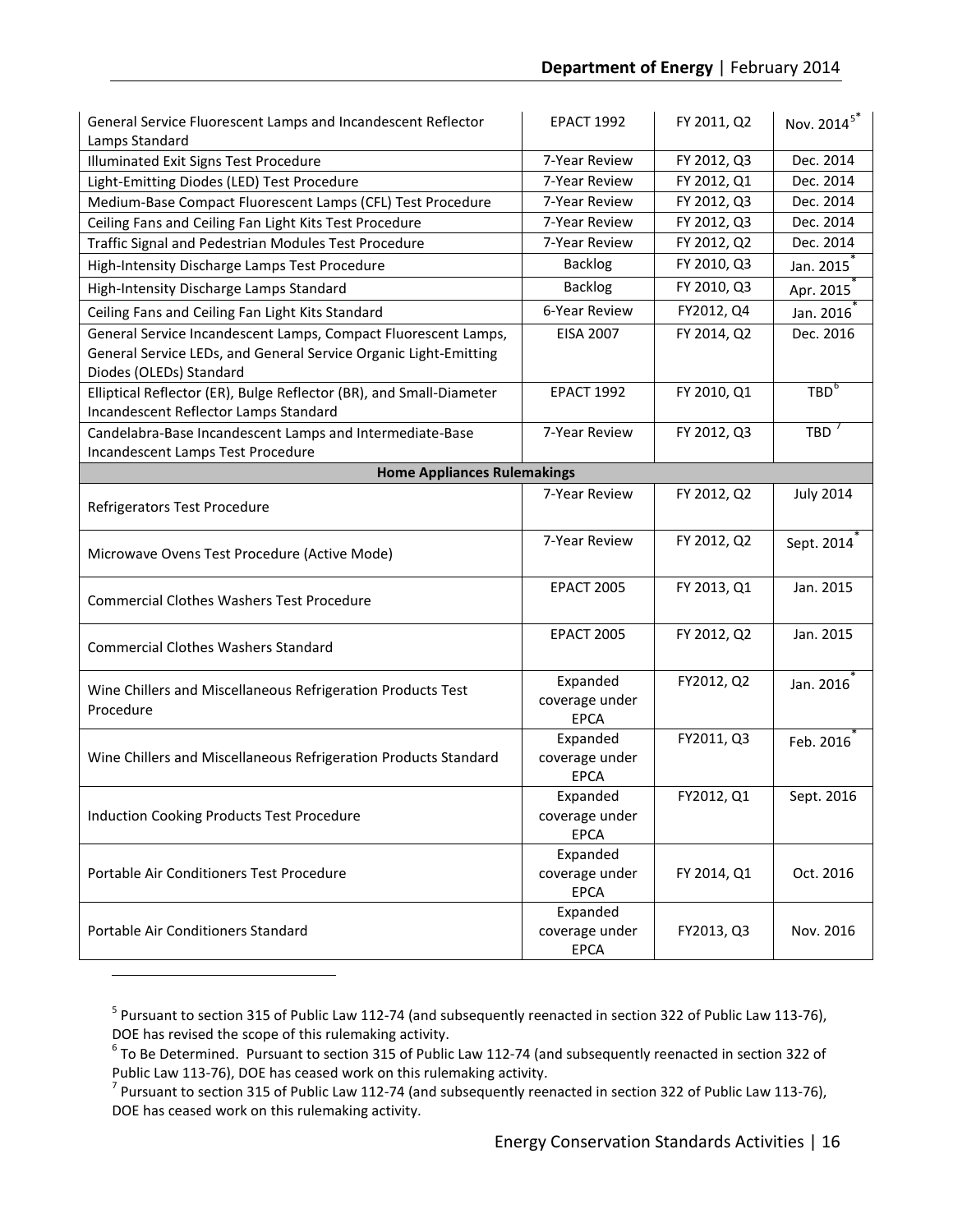| | | | |
|---|---|---|---|
| General Service Fluorescent Lamps and Incandescent Reflector Lamps Standard | EPACT 1992 | FY 2011, Q2 | Nov. 2014[5]* |
| Illuminated Exit Signs Test Procedure | 7-Year Review | FY 2012, Q3 | Dec. 2014 |
| Light-Emitting Diodes (LED) Test Procedure | 7-Year Review | FY 2012, Q1 | Dec. 2014 |
| Medium-Base Compact Fluorescent Lamps (CFL) Test Procedure | 7-Year Review | FY 2012, Q3 | Dec. 2014 |
| Ceiling Fans and Ceiling Fan Light Kits Test Procedure | 7-Year Review | FY 2012, Q3 | Dec. 2014 |
| Traffic Signal and Pedestrian Modules Test Procedure | 7-Year Review | FY 2012, Q2 | Dec. 2014 |
| High-Intensity Discharge Lamps Test Procedure | Backlog | FY 2010, Q3 | Jan. 2015* |
| High-Intensity Discharge Lamps Standard | Backlog | FY 2010, Q3 | Apr. 2015* |
| Ceiling Fans and Ceiling Fan Light Kits Standard | 6-Year Review | FY2012, Q4 | Jan. 2016* |
| General Service Incandescent Lamps, Compact Fluorescent Lamps, General Service LEDs, and General Service Organic Light-Emitting Diodes (OLEDs) Standard | EISA 2007 | FY 2014, Q2 | Dec. 2016 |
| Elliptical Reflector (ER), Bulge Reflector (BR), and Small-Diameter Incandescent Reflector Lamps Standard | EPACT 1992 | FY 2010, Q1 | TBD[6] |
| Candelabra-Base Incandescent Lamps and Intermediate-Base Incandescent Lamps Test Procedure | 7-Year Review | FY 2012, Q3 | TBD[7] |
| **Home Appliances Rulemakings** | | | |
| Refrigerators Test Procedure | 7-Year Review | FY 2012, Q2 | July 2014 |
| Microwave Ovens Test Procedure (Active Mode) | 7-Year Review | FY 2012, Q2 | Sept. 2014* |
| Commercial Clothes Washers Test Procedure | EPACT 2005 | FY 2013, Q1 | Jan. 2015 |
| Commercial Clothes Washers Standard | EPACT 2005 | FY 2012, Q2 | Jan. 2015 |
| Wine Chillers and Miscellaneous Refrigeration Products Test Procedure | Expanded coverage under EPCA | FY2012, Q2 | Jan. 2016* |
| Wine Chillers and Miscellaneous Refrigeration Products Standard | Expanded coverage under EPCA | FY2011, Q3 | Feb. 2016* |
| Induction Cooking Products Test Procedure | Expanded coverage under EPCA | FY2012, Q1 | Sept. 2016 |
| Portable Air Conditioners Test Procedure | Expanded coverage under EPCA | FY 2014, Q1 | Oct. 2016 |
| Portable Air Conditioners Standard | Expanded coverage under EPCA | FY2013, Q3 | Nov. 2016 |

[5] Pursuant to section 315 of Public Law 112-74 (and subsequently reenacted in section 322 of Public Law 113-76), DOE has revised the scope of this rulemaking activity.

[6] To Be Determined. Pursuant to section 315 of Public Law 112-74 (and subsequently reenacted in section 322 of Public Law 113-76), DOE has ceased work on this rulemaking activity.

[7] Pursuant to section 315 of Public Law 112-74 (and subsequently reenacted in section 322 of Public Law 113-76), DOE has ceased work on this rulemaking activity.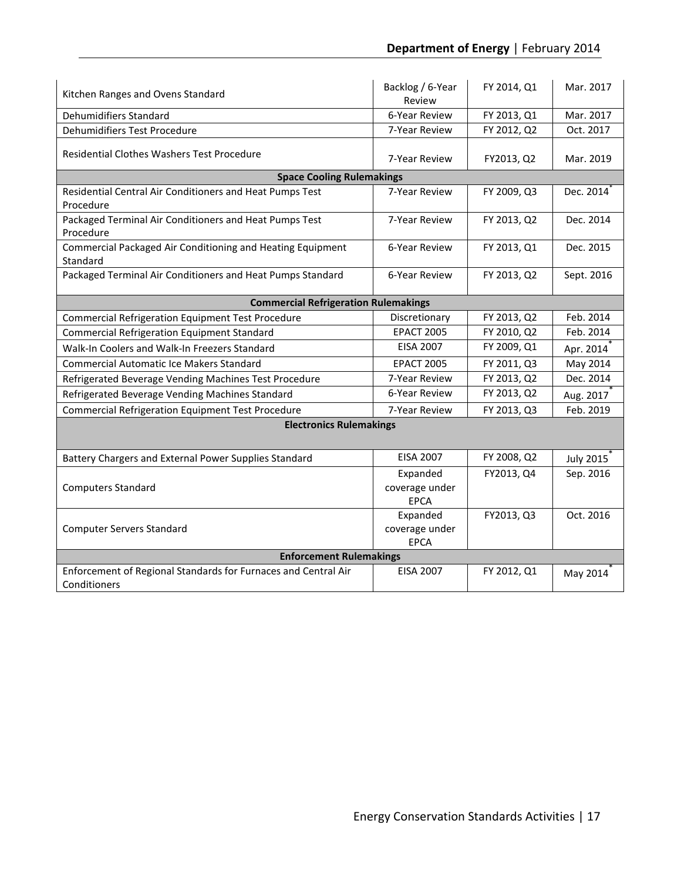| | | | |
|---|---|---|---|
| Kitchen Ranges and Ovens Standard | Backlog / 6-Year Review | FY 2014, Q1 | Mar. 2017 |
| Dehumidifiers Standard | 6-Year Review | FY 2013, Q1 | Mar. 2017 |
| Dehumidifiers Test Procedure | 7-Year Review | FY 2012, Q2 | Oct. 2017 |
| Residential Clothes Washers Test Procedure | 7-Year Review | FY2013, Q2 | Mar. 2019 |
| **Space Cooling Rulemakings** | | | |
| Residential Central Air Conditioners and Heat Pumps Test Procedure | 7-Year Review | FY 2009, Q3 | Dec. 2014* |
| Packaged Terminal Air Conditioners and Heat Pumps Test Procedure | 7-Year Review | FY 2013, Q2 | Dec. 2014 |
| Commercial Packaged Air Conditioning and Heating Equipment Standard | 6-Year Review | FY 2013, Q1 | Dec. 2015 |
| Packaged Terminal Air Conditioners and Heat Pumps Standard | 6-Year Review | FY 2013, Q2 | Sept. 2016 |
| **Commercial Refrigeration Rulemakings** | | | |
| Commercial Refrigeration Equipment Test Procedure | Discretionary | FY 2013, Q2 | Feb. 2014 |
| Commercial Refrigeration Equipment Standard | EPACT 2005 | FY 2010, Q2 | Feb. 2014 |
| Walk-In Coolers and Walk-In Freezers Standard | EISA 2007 | FY 2009, Q1 | Apr. 2014* |
| Commercial Automatic Ice Makers Standard | EPACT 2005 | FY 2011, Q3 | May 2014 |
| Refrigerated Beverage Vending Machines Test Procedure | 7-Year Review | FY 2013, Q2 | Dec. 2014 |
| Refrigerated Beverage Vending Machines Standard | 6-Year Review | FY 2013, Q2 | Aug. 2017* |
| Commercial Refrigeration Equipment Test Procedure | 7-Year Review | FY 2013, Q3 | Feb. 2019 |
| **Electronics Rulemakings** | | | |
| Battery Chargers and External Power Supplies Standard | EISA 2007 | FY 2008, Q2 | July 2015* |
| Computers Standard | Expanded coverage under EPCA | FY2013, Q4 | Sep. 2016 |
| Computer Servers Standard | Expanded coverage under EPCA | FY2013, Q3 | Oct. 2016 |
| **Enforcement Rulemakings** | | | |
| Enforcement of Regional Standards for Furnaces and Central Air Conditioners | EISA 2007 | FY 2012, Q1 | May 2014* |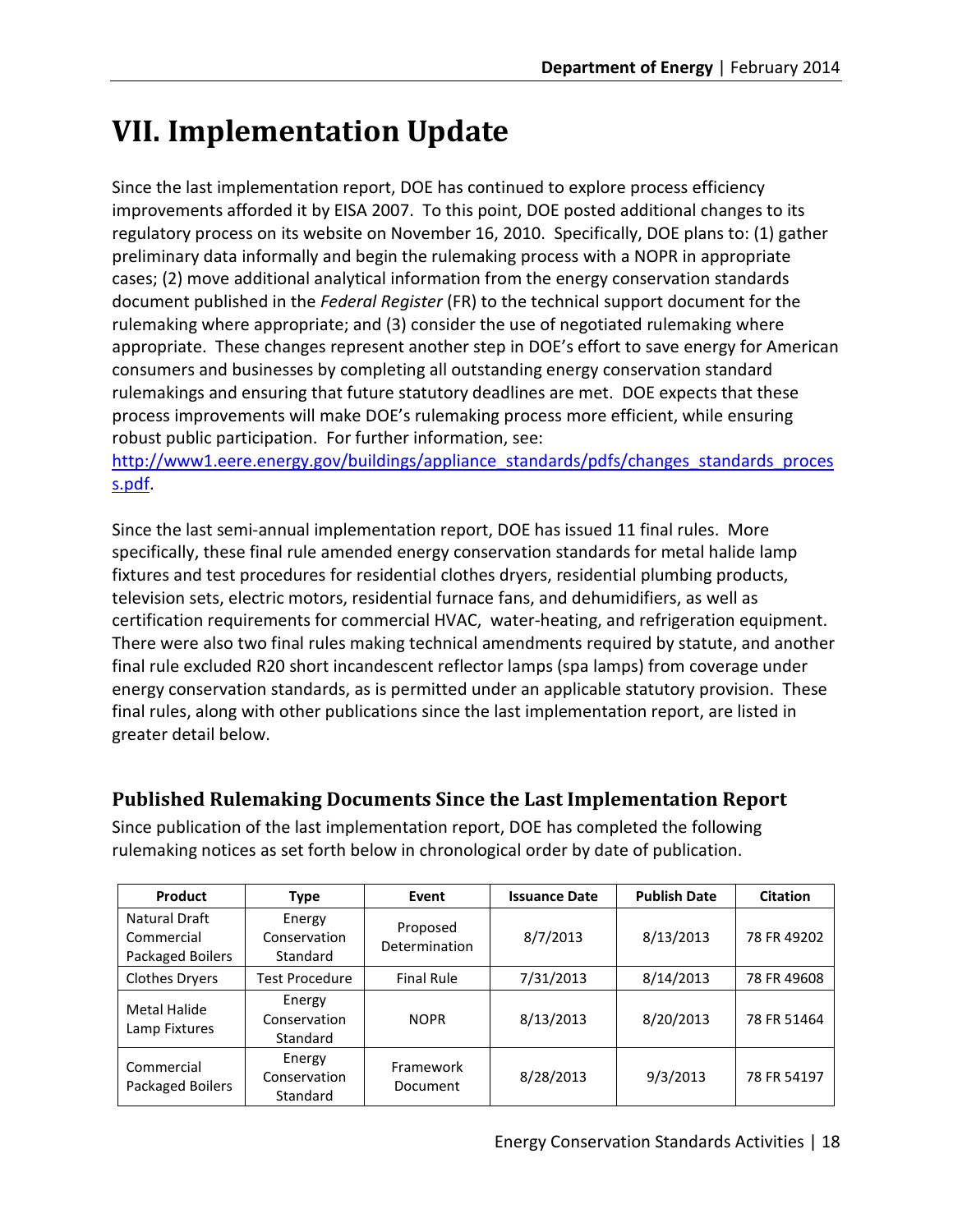# VII. Implementation Update

Since the last implementation report, DOE has continued to explore process efficiency improvements afforded it by EISA 2007. To this point, DOE posted additional changes to its regulatory process on its website on November 16, 2010. Specifically, DOE plans to: (1) gather preliminary data informally and begin the rulemaking process with a NOPR in appropriate cases; (2) move additional analytical information from the energy conservation standards document published in the *Federal Register* (FR) to the technical support document for the rulemaking where appropriate; and (3) consider the use of negotiated rulemaking where appropriate. These changes represent another step in DOE's effort to save energy for American consumers and businesses by completing all outstanding energy conservation standard rulemakings and ensuring that future statutory deadlines are met. DOE expects that these process improvements will make DOE's rulemaking process more efficient, while ensuring robust public participation. For further information, see: [http://www1.eere.energy.gov/buildings/appliance_standards/pdfs/changes_standards_process.pdf](http://www1.eere.energy.gov/buildings/appliance_standards/pdfs/changes_standards_process.pdf).

Since the last semi-annual implementation report, DOE has issued 11 final rules. More specifically, these final rule amended energy conservation standards for metal halide lamp fixtures and test procedures for residential clothes dryers, residential plumbing products, television sets, electric motors, residential furnace fans, and dehumidifiers, as well as certification requirements for commercial HVAC, water-heating, and refrigeration equipment. There were also two final rules making technical amendments required by statute, and another final rule excluded R20 short incandescent reflector lamps (spa lamps) from coverage under energy conservation standards, as is permitted under an applicable statutory provision. These final rules, along with other publications since the last implementation report, are listed in greater detail below.

## Published Rulemaking Documents Since the Last Implementation Report

Since publication of the last implementation report, DOE has completed the following rulemaking notices as set forth below in chronological order by date of publication.

| Product | Type | Event | Issuance Date | Publish Date | Citation |
|---|---|---|---|---|---|
| Natural Draft Commercial Packaged Boilers | Energy Conservation Standard | Proposed Determination | 8/7/2013 | 8/13/2013 | 78 FR 49202 |
| Clothes Dryers | Test Procedure | Final Rule | 7/31/2013 | 8/14/2013 | 78 FR 49608 |
| Metal Halide Lamp Fixtures | Energy Conservation Standard | NOPR | 8/13/2013 | 8/20/2013 | 78 FR 51464 |
| Commercial Packaged Boilers | Energy Conservation Standard | Framework Document | 8/28/2013 | 9/3/2013 | 78 FR 54197 |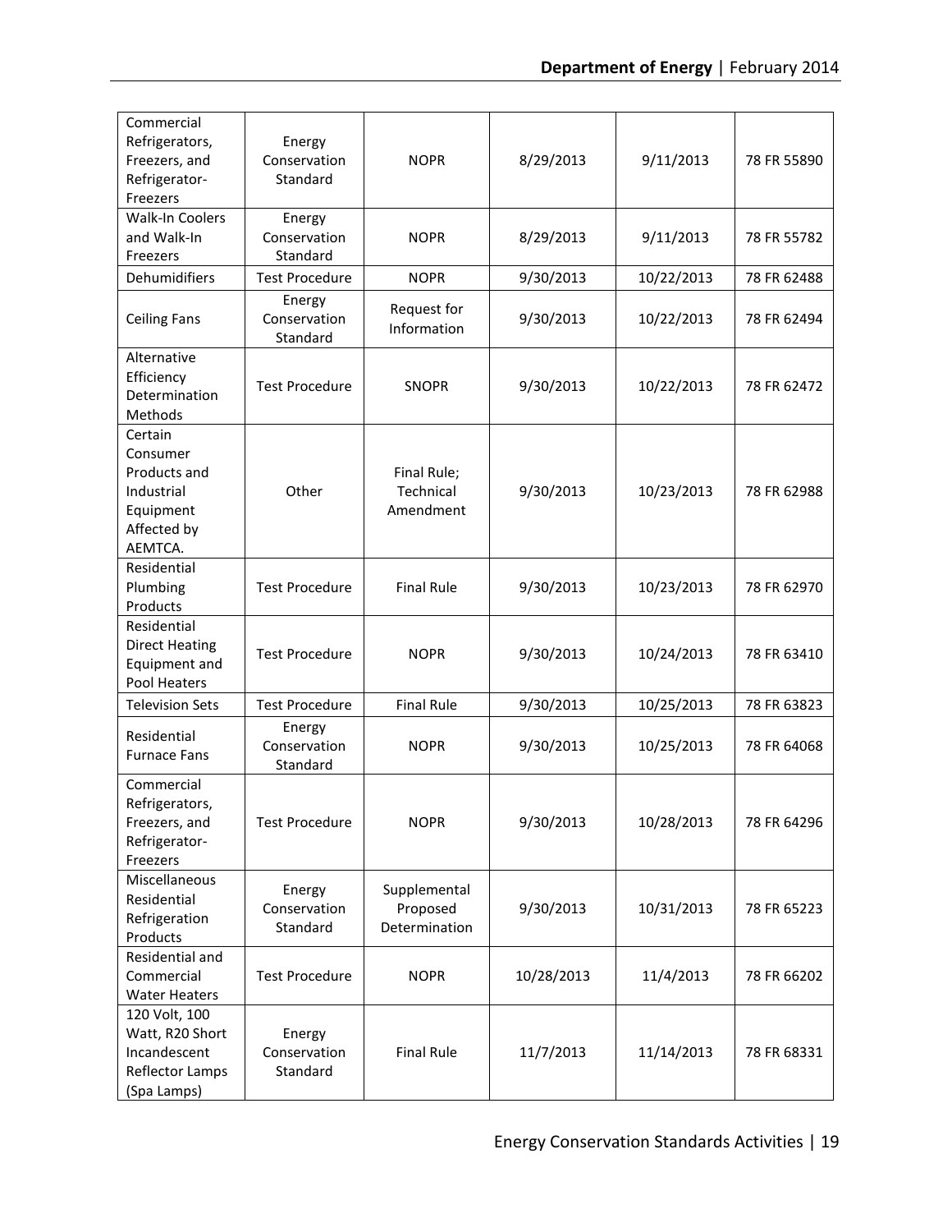| Commercial Refrigerators, Freezers, and Refrigerator-Freezers | Energy Conservation Standard | NOPR | 8/29/2013 | 9/11/2013 | 78 FR 55890 |
|---|---|---|---|---|---|
| Walk-In Coolers and Walk-In Freezers | Energy Conservation Standard | NOPR | 8/29/2013 | 9/11/2013 | 78 FR 55782 |
| Dehumidifiers | Test Procedure | NOPR | 9/30/2013 | 10/22/2013 | 78 FR 62488 |
| Ceiling Fans | Energy Conservation Standard | Request for Information | 9/30/2013 | 10/22/2013 | 78 FR 62494 |
| Alternative Efficiency Determination Methods | Test Procedure | SNOPR | 9/30/2013 | 10/22/2013 | 78 FR 62472 |
| Certain Consumer Products and Industrial Equipment Affected by AEMTCA. | Other | Final Rule; Technical Amendment | 9/30/2013 | 10/23/2013 | 78 FR 62988 |
| Residential Plumbing Products | Test Procedure | Final Rule | 9/30/2013 | 10/23/2013 | 78 FR 62970 |
| Residential Direct Heating Equipment and Pool Heaters | Test Procedure | NOPR | 9/30/2013 | 10/24/2013 | 78 FR 63410 |
| Television Sets | Test Procedure | Final Rule | 9/30/2013 | 10/25/2013 | 78 FR 63823 |
| Residential Furnace Fans | Energy Conservation Standard | NOPR | 9/30/2013 | 10/25/2013 | 78 FR 64068 |
| Commercial Refrigerators, Freezers, and Refrigerator-Freezers | Test Procedure | NOPR | 9/30/2013 | 10/28/2013 | 78 FR 64296 |
| Miscellaneous Residential Refrigeration Products | Energy Conservation Standard | Supplemental Proposed Determination | 9/30/2013 | 10/31/2013 | 78 FR 65223 |
| Residential and Commercial Water Heaters | Test Procedure | NOPR | 10/28/2013 | 11/4/2013 | 78 FR 66202 |
| 120 Volt, 100 Watt, R20 Short Incandescent Reflector Lamps (Spa Lamps) | Energy Conservation Standard | Final Rule | 11/7/2013 | 11/14/2013 | 78 FR 68331 |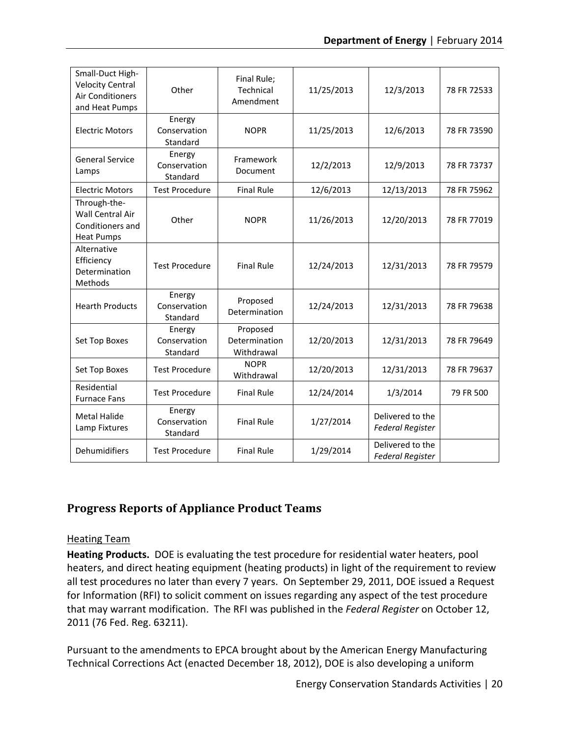| Small-Duct High-Velocity Central Air Conditioners and Heat Pumps | Other | Final Rule; Technical Amendment | 11/25/2013 | 12/3/2013 | 78 FR 72533 |
|---|---|---|---|---|---|
| Electric Motors | Energy Conservation Standard | NOPR | 11/25/2013 | 12/6/2013 | 78 FR 73590 |
| General Service Lamps | Energy Conservation Standard | Framework Document | 12/2/2013 | 12/9/2013 | 78 FR 73737 |
| Electric Motors | Test Procedure | Final Rule | 12/6/2013 | 12/13/2013 | 78 FR 75962 |
| Through-the-Wall Central Air Conditioners and Heat Pumps | Other | NOPR | 11/26/2013 | 12/20/2013 | 78 FR 77019 |
| Alternative Efficiency Determination Methods | Test Procedure | Final Rule | 12/24/2013 | 12/31/2013 | 78 FR 79579 |
| Hearth Products | Energy Conservation Standard | Proposed Determination | 12/24/2013 | 12/31/2013 | 78 FR 79638 |
| Set Top Boxes | Energy Conservation Standard | Proposed Determination Withdrawal | 12/20/2013 | 12/31/2013 | 78 FR 79649 |
| Set Top Boxes | Test Procedure | NOPR Withdrawal | 12/20/2013 | 12/31/2013 | 78 FR 79637 |
| Residential Furnace Fans | Test Procedure | Final Rule | 12/24/2014 | 1/3/2014 | 79 FR 500 |
| Metal Halide Lamp Fixtures | Energy Conservation Standard | Final Rule | 1/27/2014 | Delivered to the *Federal Register* | |
| Dehumidifiers | Test Procedure | Final Rule | 1/29/2014 | Delivered to the *Federal Register* | |

## Progress Reports of Appliance Product Teams

### Heating Team

**Heating Products.** DOE is evaluating the test procedure for residential water heaters, pool heaters, and direct heating equipment (heating products) in light of the requirement to review all test procedures no later than every 7 years. On September 29, 2011, DOE issued a Request for Information (RFI) to solicit comment on issues regarding any aspect of the test procedure that may warrant modification. The RFI was published in the *Federal Register* on October 12, 2011 (76 Fed. Reg. 63211).

Pursuant to the amendments to EPCA brought about by the American Energy Manufacturing Technical Corrections Act (enacted December 18, 2012), DOE is also developing a uniform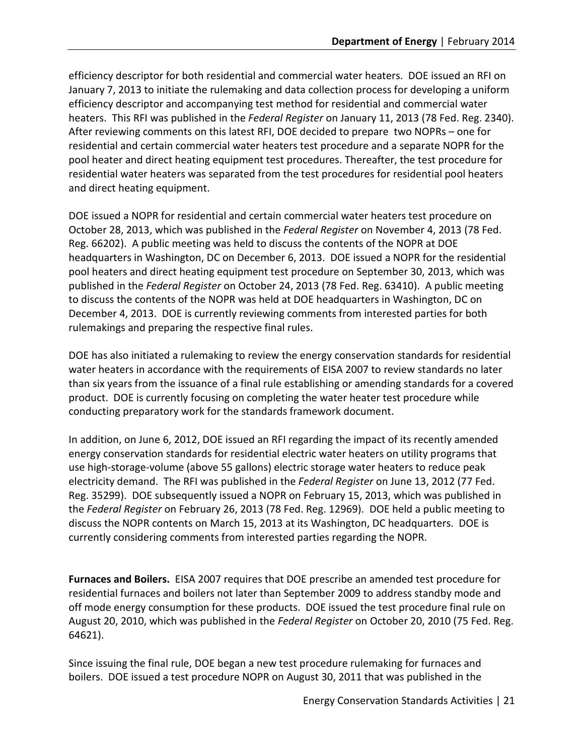efficiency descriptor for both residential and commercial water heaters. DOE issued an RFI on January 7, 2013 to initiate the rulemaking and data collection process for developing a uniform efficiency descriptor and accompanying test method for residential and commercial water heaters. This RFI was published in the *Federal Register* on January 11, 2013 (78 Fed. Reg. 2340). After reviewing comments on this latest RFI, DOE decided to prepare two NOPRs – one for residential and certain commercial water heaters test procedure and a separate NOPR for the pool heater and direct heating equipment test procedures. Thereafter, the test procedure for residential water heaters was separated from the test procedures for residential pool heaters and direct heating equipment.

DOE issued a NOPR for residential and certain commercial water heaters test procedure on October 28, 2013, which was published in the *Federal Register* on November 4, 2013 (78 Fed. Reg. 66202). A public meeting was held to discuss the contents of the NOPR at DOE headquarters in Washington, DC on December 6, 2013. DOE issued a NOPR for the residential pool heaters and direct heating equipment test procedure on September 30, 2013, which was published in the *Federal Register* on October 24, 2013 (78 Fed. Reg. 63410). A public meeting to discuss the contents of the NOPR was held at DOE headquarters in Washington, DC on December 4, 2013. DOE is currently reviewing comments from interested parties for both rulemakings and preparing the respective final rules.

DOE has also initiated a rulemaking to review the energy conservation standards for residential water heaters in accordance with the requirements of EISA 2007 to review standards no later than six years from the issuance of a final rule establishing or amending standards for a covered product. DOE is currently focusing on completing the water heater test procedure while conducting preparatory work for the standards framework document.

In addition, on June 6, 2012, DOE issued an RFI regarding the impact of its recently amended energy conservation standards for residential electric water heaters on utility programs that use high-storage-volume (above 55 gallons) electric storage water heaters to reduce peak electricity demand. The RFI was published in the *Federal Register* on June 13, 2012 (77 Fed. Reg. 35299). DOE subsequently issued a NOPR on February 15, 2013, which was published in the *Federal Register* on February 26, 2013 (78 Fed. Reg. 12969). DOE held a public meeting to discuss the NOPR contents on March 15, 2013 at its Washington, DC headquarters. DOE is currently considering comments from interested parties regarding the NOPR.

**Furnaces and Boilers.** EISA 2007 requires that DOE prescribe an amended test procedure for residential furnaces and boilers not later than September 2009 to address standby mode and off mode energy consumption for these products. DOE issued the test procedure final rule on August 20, 2010, which was published in the *Federal Register* on October 20, 2010 (75 Fed. Reg. 64621).

Since issuing the final rule, DOE began a new test procedure rulemaking for furnaces and boilers. DOE issued a test procedure NOPR on August 30, 2011 that was published in the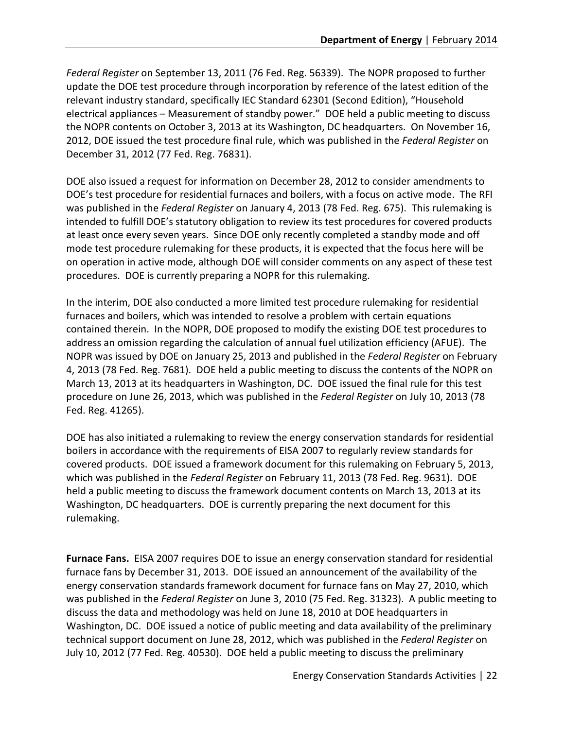*Federal Register* on September 13, 2011 (76 Fed. Reg. 56339). The NOPR proposed to further update the DOE test procedure through incorporation by reference of the latest edition of the relevant industry standard, specifically IEC Standard 62301 (Second Edition), "Household electrical appliances – Measurement of standby power." DOE held a public meeting to discuss the NOPR contents on October 3, 2013 at its Washington, DC headquarters. On November 16, 2012, DOE issued the test procedure final rule, which was published in the *Federal Register* on December 31, 2012 (77 Fed. Reg. 76831).

DOE also issued a request for information on December 28, 2012 to consider amendments to DOE's test procedure for residential furnaces and boilers, with a focus on active mode. The RFI was published in the *Federal Register* on January 4, 2013 (78 Fed. Reg. 675). This rulemaking is intended to fulfill DOE's statutory obligation to review its test procedures for covered products at least once every seven years. Since DOE only recently completed a standby mode and off mode test procedure rulemaking for these products, it is expected that the focus here will be on operation in active mode, although DOE will consider comments on any aspect of these test procedures. DOE is currently preparing a NOPR for this rulemaking.

In the interim, DOE also conducted a more limited test procedure rulemaking for residential furnaces and boilers, which was intended to resolve a problem with certain equations contained therein. In the NOPR, DOE proposed to modify the existing DOE test procedures to address an omission regarding the calculation of annual fuel utilization efficiency (AFUE). The NOPR was issued by DOE on January 25, 2013 and published in the *Federal Register* on February 4, 2013 (78 Fed. Reg. 7681). DOE held a public meeting to discuss the contents of the NOPR on March 13, 2013 at its headquarters in Washington, DC. DOE issued the final rule for this test procedure on June 26, 2013, which was published in the *Federal Register* on July 10, 2013 (78 Fed. Reg. 41265).

DOE has also initiated a rulemaking to review the energy conservation standards for residential boilers in accordance with the requirements of EISA 2007 to regularly review standards for covered products. DOE issued a framework document for this rulemaking on February 5, 2013, which was published in the *Federal Register* on February 11, 2013 (78 Fed. Reg. 9631). DOE held a public meeting to discuss the framework document contents on March 13, 2013 at its Washington, DC headquarters. DOE is currently preparing the next document for this rulemaking.

**Furnace Fans.** EISA 2007 requires DOE to issue an energy conservation standard for residential furnace fans by December 31, 2013. DOE issued an announcement of the availability of the energy conservation standards framework document for furnace fans on May 27, 2010, which was published in the *Federal Register* on June 3, 2010 (75 Fed. Reg. 31323). A public meeting to discuss the data and methodology was held on June 18, 2010 at DOE headquarters in Washington, DC. DOE issued a notice of public meeting and data availability of the preliminary technical support document on June 28, 2012, which was published in the *Federal Register* on July 10, 2012 (77 Fed. Reg. 40530). DOE held a public meeting to discuss the preliminary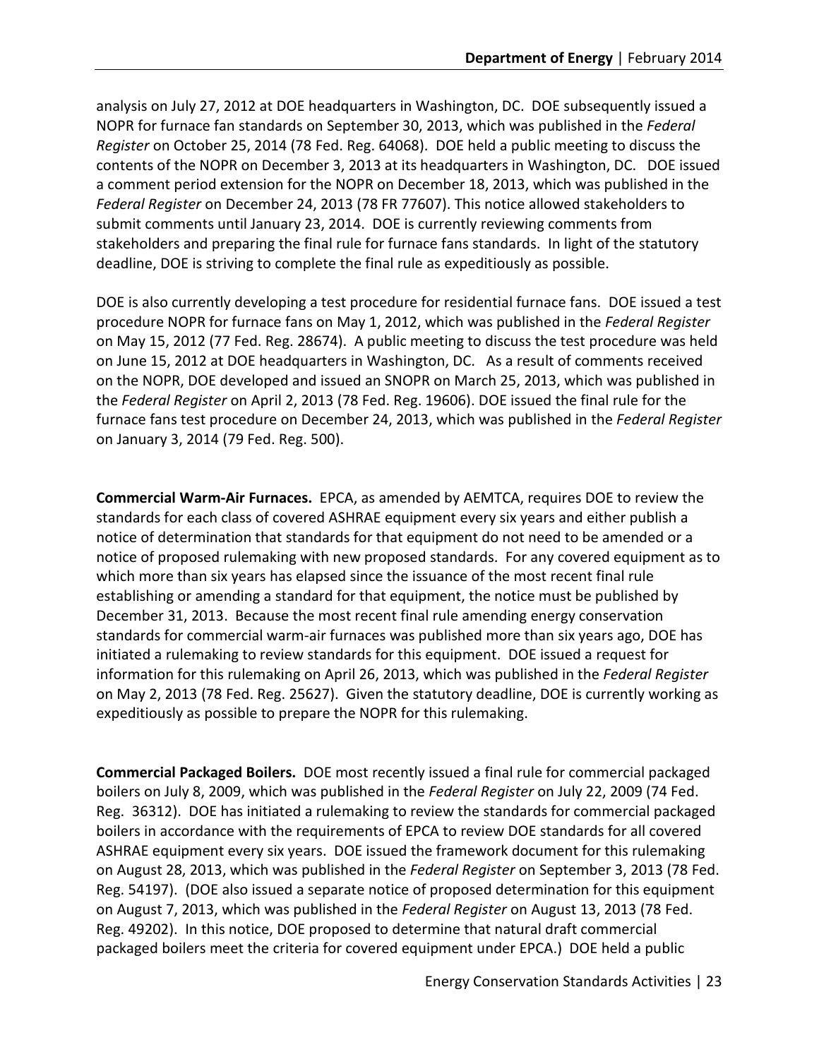analysis on July 27, 2012 at DOE headquarters in Washington, DC. DOE subsequently issued a NOPR for furnace fan standards on September 30, 2013, which was published in the *Federal Register* on October 25, 2014 (78 Fed. Reg. 64068). DOE held a public meeting to discuss the contents of the NOPR on December 3, 2013 at its headquarters in Washington, DC. DOE issued a comment period extension for the NOPR on December 18, 2013, which was published in the *Federal Register* on December 24, 2013 (78 FR 77607). This notice allowed stakeholders to submit comments until January 23, 2014. DOE is currently reviewing comments from stakeholders and preparing the final rule for furnace fans standards. In light of the statutory deadline, DOE is striving to complete the final rule as expeditiously as possible.

DOE is also currently developing a test procedure for residential furnace fans. DOE issued a test procedure NOPR for furnace fans on May 1, 2012, which was published in the *Federal Register* on May 15, 2012 (77 Fed. Reg. 28674). A public meeting to discuss the test procedure was held on June 15, 2012 at DOE headquarters in Washington, DC. As a result of comments received on the NOPR, DOE developed and issued an SNOPR on March 25, 2013, which was published in the *Federal Register* on April 2, 2013 (78 Fed. Reg. 19606). DOE issued the final rule for the furnace fans test procedure on December 24, 2013, which was published in the *Federal Register* on January 3, 2014 (79 Fed. Reg. 500).

**Commercial Warm-Air Furnaces.** EPCA, as amended by AEMTCA, requires DOE to review the standards for each class of covered ASHRAE equipment every six years and either publish a notice of determination that standards for that equipment do not need to be amended or a notice of proposed rulemaking with new proposed standards. For any covered equipment as to which more than six years has elapsed since the issuance of the most recent final rule establishing or amending a standard for that equipment, the notice must be published by December 31, 2013. Because the most recent final rule amending energy conservation standards for commercial warm-air furnaces was published more than six years ago, DOE has initiated a rulemaking to review standards for this equipment. DOE issued a request for information for this rulemaking on April 26, 2013, which was published in the *Federal Register* on May 2, 2013 (78 Fed. Reg. 25627). Given the statutory deadline, DOE is currently working as expeditiously as possible to prepare the NOPR for this rulemaking.

**Commercial Packaged Boilers.** DOE most recently issued a final rule for commercial packaged boilers on July 8, 2009, which was published in the *Federal Register* on July 22, 2009 (74 Fed. Reg. 36312). DOE has initiated a rulemaking to review the standards for commercial packaged boilers in accordance with the requirements of EPCA to review DOE standards for all covered ASHRAE equipment every six years. DOE issued the framework document for this rulemaking on August 28, 2013, which was published in the *Federal Register* on September 3, 2013 (78 Fed. Reg. 54197). (DOE also issued a separate notice of proposed determination for this equipment on August 7, 2013, which was published in the *Federal Register* on August 13, 2013 (78 Fed. Reg. 49202). In this notice, DOE proposed to determine that natural draft commercial packaged boilers meet the criteria for covered equipment under EPCA.) DOE held a public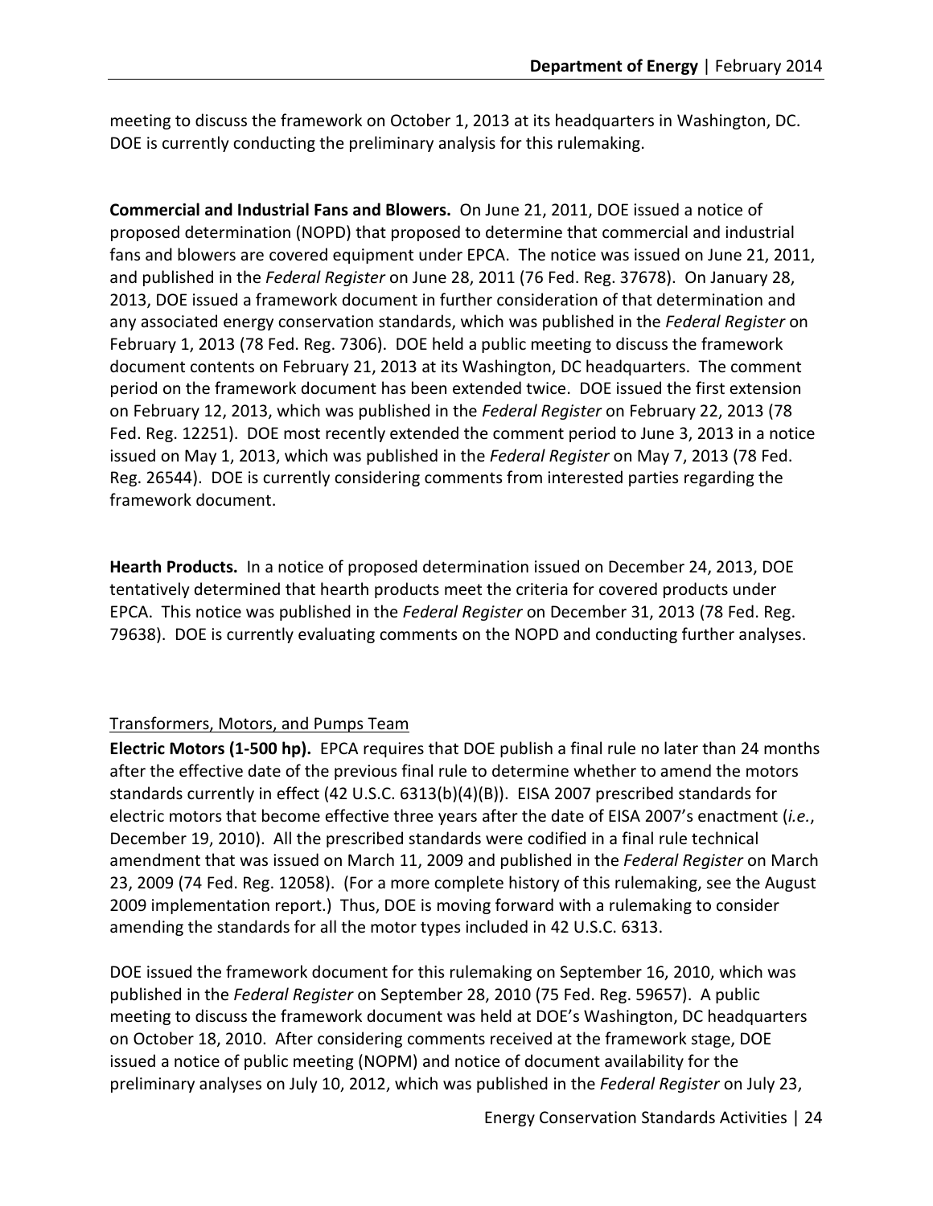meeting to discuss the framework on October 1, 2013 at its headquarters in Washington, DC. DOE is currently conducting the preliminary analysis for this rulemaking.

**Commercial and Industrial Fans and Blowers.** On June 21, 2011, DOE issued a notice of proposed determination (NOPD) that proposed to determine that commercial and industrial fans and blowers are covered equipment under EPCA. The notice was issued on June 21, 2011, and published in the *Federal Register* on June 28, 2011 (76 Fed. Reg. 37678). On January 28, 2013, DOE issued a framework document in further consideration of that determination and any associated energy conservation standards, which was published in the *Federal Register* on February 1, 2013 (78 Fed. Reg. 7306). DOE held a public meeting to discuss the framework document contents on February 21, 2013 at its Washington, DC headquarters. The comment period on the framework document has been extended twice. DOE issued the first extension on February 12, 2013, which was published in the *Federal Register* on February 22, 2013 (78 Fed. Reg. 12251). DOE most recently extended the comment period to June 3, 2013 in a notice issued on May 1, 2013, which was published in the *Federal Register* on May 7, 2013 (78 Fed. Reg. 26544). DOE is currently considering comments from interested parties regarding the framework document.

**Hearth Products.** In a notice of proposed determination issued on December 24, 2013, DOE tentatively determined that hearth products meet the criteria for covered products under EPCA. This notice was published in the *Federal Register* on December 31, 2013 (78 Fed. Reg. 79638). DOE is currently evaluating comments on the NOPD and conducting further analyses.

Transformers, Motors, and Pumps Team

**Electric Motors (1-500 hp).** EPCA requires that DOE publish a final rule no later than 24 months after the effective date of the previous final rule to determine whether to amend the motors standards currently in effect (42 U.S.C. 6313(b)(4)(B)). EISA 2007 prescribed standards for electric motors that become effective three years after the date of EISA 2007's enactment (*i.e.*, December 19, 2010). All the prescribed standards were codified in a final rule technical amendment that was issued on March 11, 2009 and published in the *Federal Register* on March 23, 2009 (74 Fed. Reg. 12058). (For a more complete history of this rulemaking, see the August 2009 implementation report.) Thus, DOE is moving forward with a rulemaking to consider amending the standards for all the motor types included in 42 U.S.C. 6313.

DOE issued the framework document for this rulemaking on September 16, 2010, which was published in the *Federal Register* on September 28, 2010 (75 Fed. Reg. 59657). A public meeting to discuss the framework document was held at DOE's Washington, DC headquarters on October 18, 2010. After considering comments received at the framework stage, DOE issued a notice of public meeting (NOPM) and notice of document availability for the preliminary analyses on July 10, 2012, which was published in the *Federal Register* on July 23,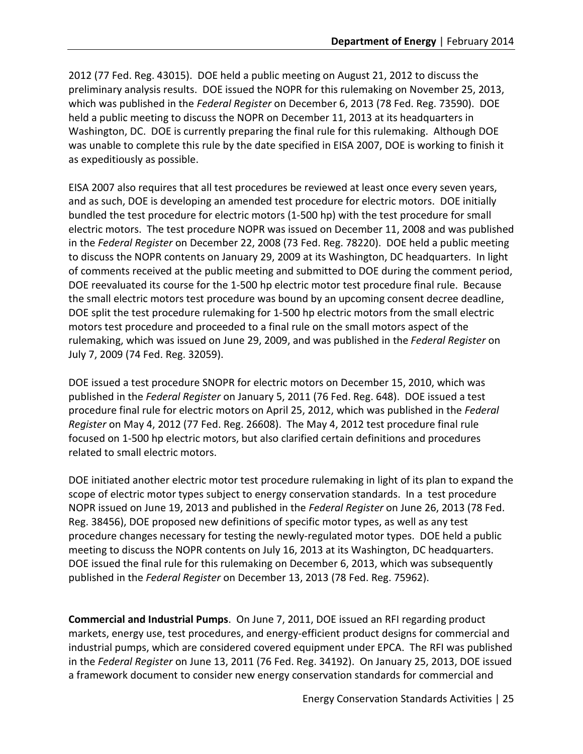2012 (77 Fed. Reg. 43015). DOE held a public meeting on August 21, 2012 to discuss the preliminary analysis results. DOE issued the NOPR for this rulemaking on November 25, 2013, which was published in the *Federal Register* on December 6, 2013 (78 Fed. Reg. 73590). DOE held a public meeting to discuss the NOPR on December 11, 2013 at its headquarters in Washington, DC. DOE is currently preparing the final rule for this rulemaking. Although DOE was unable to complete this rule by the date specified in EISA 2007, DOE is working to finish it as expeditiously as possible.

EISA 2007 also requires that all test procedures be reviewed at least once every seven years, and as such, DOE is developing an amended test procedure for electric motors. DOE initially bundled the test procedure for electric motors (1-500 hp) with the test procedure for small electric motors. The test procedure NOPR was issued on December 11, 2008 and was published in the *Federal Register* on December 22, 2008 (73 Fed. Reg. 78220). DOE held a public meeting to discuss the NOPR contents on January 29, 2009 at its Washington, DC headquarters. In light of comments received at the public meeting and submitted to DOE during the comment period, DOE reevaluated its course for the 1-500 hp electric motor test procedure final rule. Because the small electric motors test procedure was bound by an upcoming consent decree deadline, DOE split the test procedure rulemaking for 1-500 hp electric motors from the small electric motors test procedure and proceeded to a final rule on the small motors aspect of the rulemaking, which was issued on June 29, 2009, and was published in the *Federal Register* on July 7, 2009 (74 Fed. Reg. 32059).

DOE issued a test procedure SNOPR for electric motors on December 15, 2010, which was published in the *Federal Register* on January 5, 2011 (76 Fed. Reg. 648). DOE issued a test procedure final rule for electric motors on April 25, 2012, which was published in the *Federal Register* on May 4, 2012 (77 Fed. Reg. 26608). The May 4, 2012 test procedure final rule focused on 1-500 hp electric motors, but also clarified certain definitions and procedures related to small electric motors.

DOE initiated another electric motor test procedure rulemaking in light of its plan to expand the scope of electric motor types subject to energy conservation standards. In a test procedure NOPR issued on June 19, 2013 and published in the *Federal Register* on June 26, 2013 (78 Fed. Reg. 38456), DOE proposed new definitions of specific motor types, as well as any test procedure changes necessary for testing the newly-regulated motor types. DOE held a public meeting to discuss the NOPR contents on July 16, 2013 at its Washington, DC headquarters. DOE issued the final rule for this rulemaking on December 6, 2013, which was subsequently published in the *Federal Register* on December 13, 2013 (78 Fed. Reg. 75962).

**Commercial and Industrial Pumps**. On June 7, 2011, DOE issued an RFI regarding product markets, energy use, test procedures, and energy-efficient product designs for commercial and industrial pumps, which are considered covered equipment under EPCA. The RFI was published in the *Federal Register* on June 13, 2011 (76 Fed. Reg. 34192). On January 25, 2013, DOE issued a framework document to consider new energy conservation standards for commercial and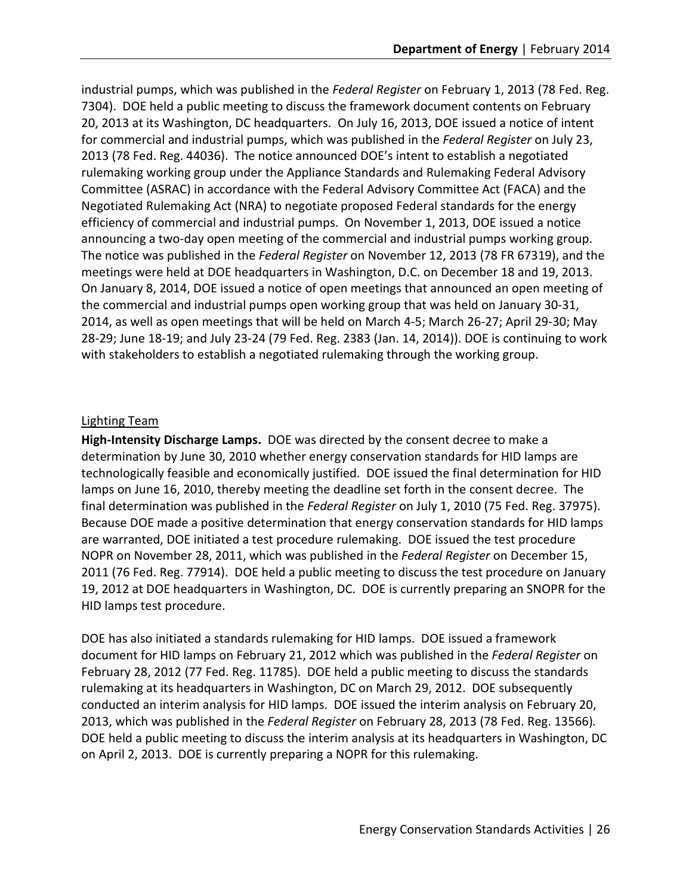industrial pumps, which was published in the *Federal Register* on February 1, 2013 (78 Fed. Reg. 7304). DOE held a public meeting to discuss the framework document contents on February 20, 2013 at its Washington, DC headquarters. On July 16, 2013, DOE issued a notice of intent for commercial and industrial pumps, which was published in the *Federal Register* on July 23, 2013 (78 Fed. Reg. 44036). The notice announced DOE's intent to establish a negotiated rulemaking working group under the Appliance Standards and Rulemaking Federal Advisory Committee (ASRAC) in accordance with the Federal Advisory Committee Act (FACA) and the Negotiated Rulemaking Act (NRA) to negotiate proposed Federal standards for the energy efficiency of commercial and industrial pumps. On November 1, 2013, DOE issued a notice announcing a two-day open meeting of the commercial and industrial pumps working group. The notice was published in the *Federal Register* on November 12, 2013 (78 FR 67319), and the meetings were held at DOE headquarters in Washington, D.C. on December 18 and 19, 2013. On January 8, 2014, DOE issued a notice of open meetings that announced an open meeting of the commercial and industrial pumps open working group that was held on January 30-31, 2014, as well as open meetings that will be held on March 4-5; March 26-27; April 29-30; May 28-29; June 18-19; and July 23-24 (79 Fed. Reg. 2383 (Jan. 14, 2014)). DOE is continuing to work with stakeholders to establish a negotiated rulemaking through the working group.

<u>Lighting Team</u>

**High-Intensity Discharge Lamps.** DOE was directed by the consent decree to make a determination by June 30, 2010 whether energy conservation standards for HID lamps are technologically feasible and economically justified. DOE issued the final determination for HID lamps on June 16, 2010, thereby meeting the deadline set forth in the consent decree. The final determination was published in the *Federal Register* on July 1, 2010 (75 Fed. Reg. 37975). Because DOE made a positive determination that energy conservation standards for HID lamps are warranted, DOE initiated a test procedure rulemaking. DOE issued the test procedure NOPR on November 28, 2011, which was published in the *Federal Register* on December 15, 2011 (76 Fed. Reg. 77914). DOE held a public meeting to discuss the test procedure on January 19, 2012 at DOE headquarters in Washington, DC. DOE is currently preparing an SNOPR for the HID lamps test procedure.

DOE has also initiated a standards rulemaking for HID lamps. DOE issued a framework document for HID lamps on February 21, 2012 which was published in the *Federal Register* on February 28, 2012 (77 Fed. Reg. 11785). DOE held a public meeting to discuss the standards rulemaking at its headquarters in Washington, DC on March 29, 2012. DOE subsequently conducted an interim analysis for HID lamps. DOE issued the interim analysis on February 20, 2013, which was published in the *Federal Register* on February 28, 2013 (78 Fed. Reg. 13566). DOE held a public meeting to discuss the interim analysis at its headquarters in Washington, DC on April 2, 2013. DOE is currently preparing a NOPR for this rulemaking.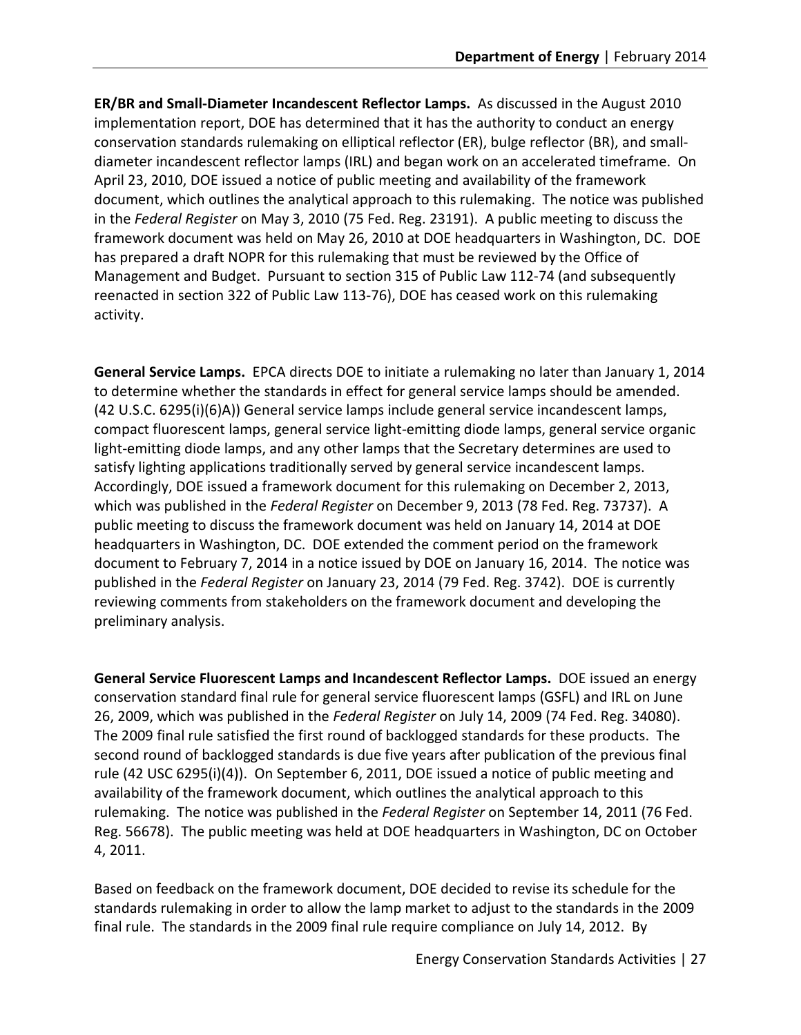**ER/BR and Small-Diameter Incandescent Reflector Lamps.** As discussed in the August 2010 implementation report, DOE has determined that it has the authority to conduct an energy conservation standards rulemaking on elliptical reflector (ER), bulge reflector (BR), and small-diameter incandescent reflector lamps (IRL) and began work on an accelerated timeframe. On April 23, 2010, DOE issued a notice of public meeting and availability of the framework document, which outlines the analytical approach to this rulemaking. The notice was published in the *Federal Register* on May 3, 2010 (75 Fed. Reg. 23191). A public meeting to discuss the framework document was held on May 26, 2010 at DOE headquarters in Washington, DC. DOE has prepared a draft NOPR for this rulemaking that must be reviewed by the Office of Management and Budget. Pursuant to section 315 of Public Law 112-74 (and subsequently reenacted in section 322 of Public Law 113-76), DOE has ceased work on this rulemaking activity.

**General Service Lamps.** EPCA directs DOE to initiate a rulemaking no later than January 1, 2014 to determine whether the standards in effect for general service lamps should be amended. (42 U.S.C. 6295(i)(6)A)) General service lamps include general service incandescent lamps, compact fluorescent lamps, general service light-emitting diode lamps, general service organic light-emitting diode lamps, and any other lamps that the Secretary determines are used to satisfy lighting applications traditionally served by general service incandescent lamps. Accordingly, DOE issued a framework document for this rulemaking on December 2, 2013, which was published in the *Federal Register* on December 9, 2013 (78 Fed. Reg. 73737). A public meeting to discuss the framework document was held on January 14, 2014 at DOE headquarters in Washington, DC. DOE extended the comment period on the framework document to February 7, 2014 in a notice issued by DOE on January 16, 2014. The notice was published in the *Federal Register* on January 23, 2014 (79 Fed. Reg. 3742). DOE is currently reviewing comments from stakeholders on the framework document and developing the preliminary analysis.

**General Service Fluorescent Lamps and Incandescent Reflector Lamps.** DOE issued an energy conservation standard final rule for general service fluorescent lamps (GSFL) and IRL on June 26, 2009, which was published in the *Federal Register* on July 14, 2009 (74 Fed. Reg. 34080). The 2009 final rule satisfied the first round of backlogged standards for these products. The second round of backlogged standards is due five years after publication of the previous final rule (42 USC 6295(i)(4)). On September 6, 2011, DOE issued a notice of public meeting and availability of the framework document, which outlines the analytical approach to this rulemaking. The notice was published in the *Federal Register* on September 14, 2011 (76 Fed. Reg. 56678). The public meeting was held at DOE headquarters in Washington, DC on October 4, 2011.

Based on feedback on the framework document, DOE decided to revise its schedule for the standards rulemaking in order to allow the lamp market to adjust to the standards in the 2009 final rule. The standards in the 2009 final rule require compliance on July 14, 2012. By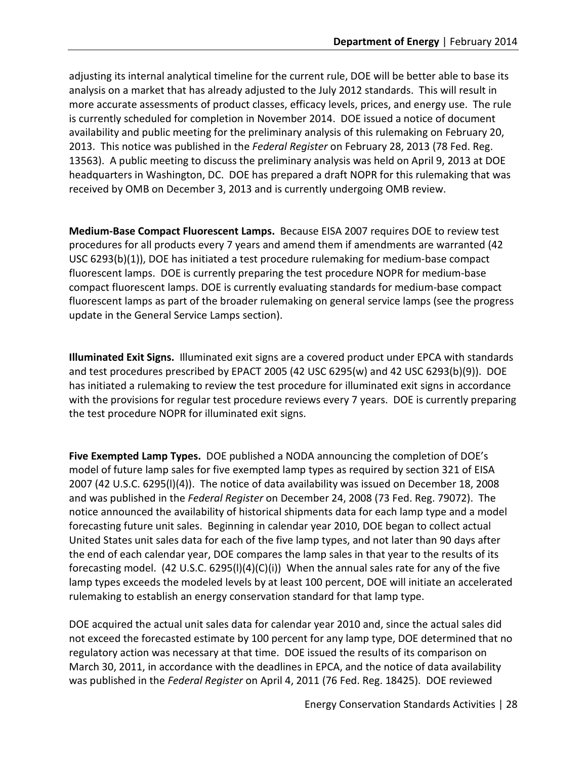adjusting its internal analytical timeline for the current rule, DOE will be better able to base its analysis on a market that has already adjusted to the July 2012 standards. This will result in more accurate assessments of product classes, efficacy levels, prices, and energy use. The rule is currently scheduled for completion in November 2014. DOE issued a notice of document availability and public meeting for the preliminary analysis of this rulemaking on February 20, 2013. This notice was published in the *Federal Register* on February 28, 2013 (78 Fed. Reg. 13563). A public meeting to discuss the preliminary analysis was held on April 9, 2013 at DOE headquarters in Washington, DC. DOE has prepared a draft NOPR for this rulemaking that was received by OMB on December 3, 2013 and is currently undergoing OMB review.

**Medium-Base Compact Fluorescent Lamps.** Because EISA 2007 requires DOE to review test procedures for all products every 7 years and amend them if amendments are warranted (42 USC 6293(b)(1)), DOE has initiated a test procedure rulemaking for medium-base compact fluorescent lamps. DOE is currently preparing the test procedure NOPR for medium-base compact fluorescent lamps. DOE is currently evaluating standards for medium-base compact fluorescent lamps as part of the broader rulemaking on general service lamps (see the progress update in the General Service Lamps section).

**Illuminated Exit Signs.** Illuminated exit signs are a covered product under EPCA with standards and test procedures prescribed by EPACT 2005 (42 USC 6295(w) and 42 USC 6293(b)(9)). DOE has initiated a rulemaking to review the test procedure for illuminated exit signs in accordance with the provisions for regular test procedure reviews every 7 years. DOE is currently preparing the test procedure NOPR for illuminated exit signs.

**Five Exempted Lamp Types.** DOE published a NODA announcing the completion of DOE's model of future lamp sales for five exempted lamp types as required by section 321 of EISA 2007 (42 U.S.C. 6295(l)(4)). The notice of data availability was issued on December 18, 2008 and was published in the *Federal Register* on December 24, 2008 (73 Fed. Reg. 79072). The notice announced the availability of historical shipments data for each lamp type and a model forecasting future unit sales. Beginning in calendar year 2010, DOE began to collect actual United States unit sales data for each of the five lamp types, and not later than 90 days after the end of each calendar year, DOE compares the lamp sales in that year to the results of its forecasting model. (42 U.S.C. 6295(l)(4)(C)(i)) When the annual sales rate for any of the five lamp types exceeds the modeled levels by at least 100 percent, DOE will initiate an accelerated rulemaking to establish an energy conservation standard for that lamp type.

DOE acquired the actual unit sales data for calendar year 2010 and, since the actual sales did not exceed the forecasted estimate by 100 percent for any lamp type, DOE determined that no regulatory action was necessary at that time. DOE issued the results of its comparison on March 30, 2011, in accordance with the deadlines in EPCA, and the notice of data availability was published in the *Federal Register* on April 4, 2011 (76 Fed. Reg. 18425). DOE reviewed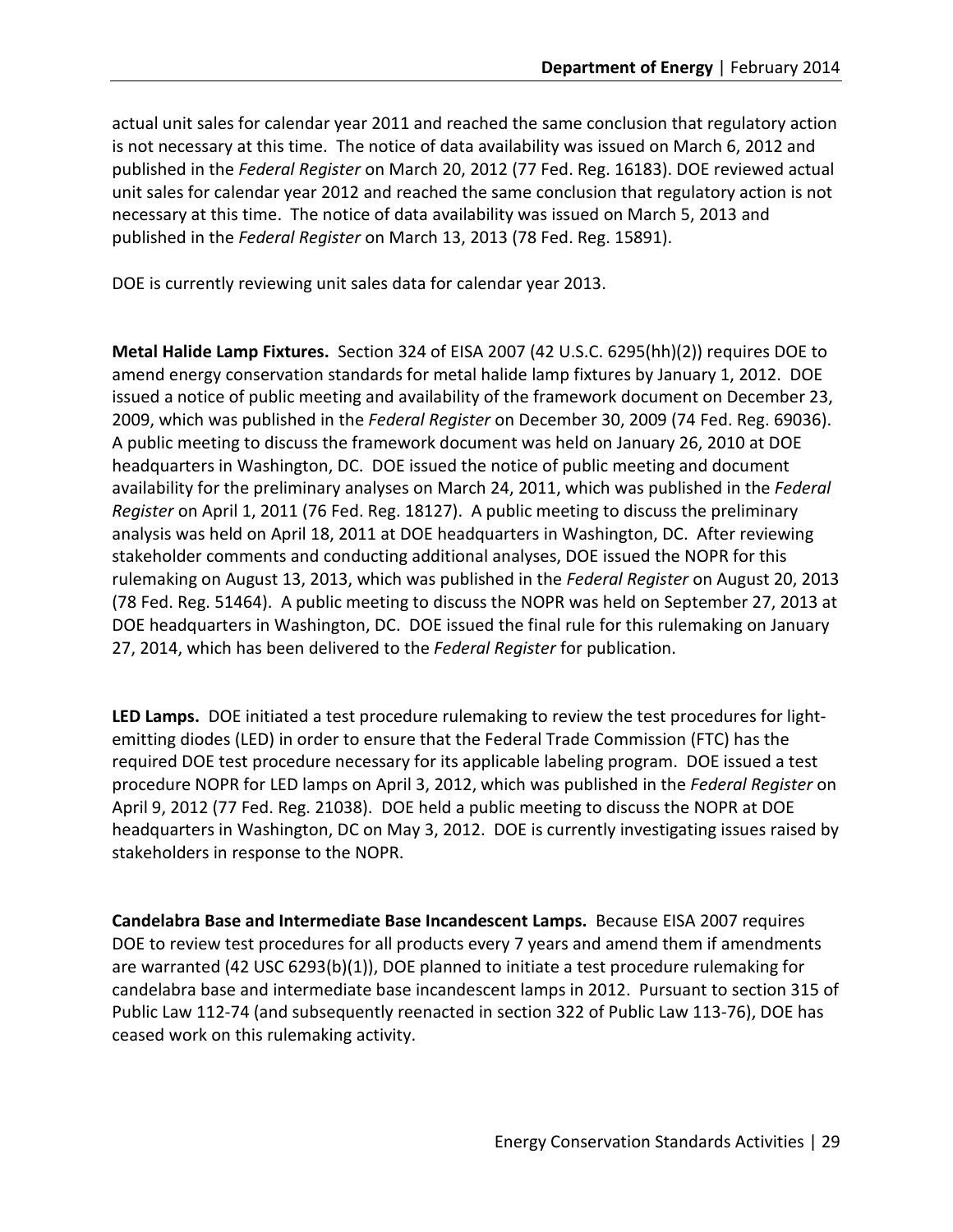actual unit sales for calendar year 2011 and reached the same conclusion that regulatory action is not necessary at this time. The notice of data availability was issued on March 6, 2012 and published in the *Federal Register* on March 20, 2012 (77 Fed. Reg. 16183). DOE reviewed actual unit sales for calendar year 2012 and reached the same conclusion that regulatory action is not necessary at this time. The notice of data availability was issued on March 5, 2013 and published in the *Federal Register* on March 13, 2013 (78 Fed. Reg. 15891).

DOE is currently reviewing unit sales data for calendar year 2013.

**Metal Halide Lamp Fixtures.** Section 324 of EISA 2007 (42 U.S.C. 6295(hh)(2)) requires DOE to amend energy conservation standards for metal halide lamp fixtures by January 1, 2012. DOE issued a notice of public meeting and availability of the framework document on December 23, 2009, which was published in the *Federal Register* on December 30, 2009 (74 Fed. Reg. 69036). A public meeting to discuss the framework document was held on January 26, 2010 at DOE headquarters in Washington, DC. DOE issued the notice of public meeting and document availability for the preliminary analyses on March 24, 2011, which was published in the *Federal Register* on April 1, 2011 (76 Fed. Reg. 18127). A public meeting to discuss the preliminary analysis was held on April 18, 2011 at DOE headquarters in Washington, DC. After reviewing stakeholder comments and conducting additional analyses, DOE issued the NOPR for this rulemaking on August 13, 2013, which was published in the *Federal Register* on August 20, 2013 (78 Fed. Reg. 51464). A public meeting to discuss the NOPR was held on September 27, 2013 at DOE headquarters in Washington, DC. DOE issued the final rule for this rulemaking on January 27, 2014, which has been delivered to the *Federal Register* for publication.

**LED Lamps.** DOE initiated a test procedure rulemaking to review the test procedures for light-emitting diodes (LED) in order to ensure that the Federal Trade Commission (FTC) has the required DOE test procedure necessary for its applicable labeling program. DOE issued a test procedure NOPR for LED lamps on April 3, 2012, which was published in the *Federal Register* on April 9, 2012 (77 Fed. Reg. 21038). DOE held a public meeting to discuss the NOPR at DOE headquarters in Washington, DC on May 3, 2012. DOE is currently investigating issues raised by stakeholders in response to the NOPR.

**Candelabra Base and Intermediate Base Incandescent Lamps.** Because EISA 2007 requires DOE to review test procedures for all products every 7 years and amend them if amendments are warranted (42 USC 6293(b)(1)), DOE planned to initiate a test procedure rulemaking for candelabra base and intermediate base incandescent lamps in 2012. Pursuant to section 315 of Public Law 112-74 (and subsequently reenacted in section 322 of Public Law 113-76), DOE has ceased work on this rulemaking activity.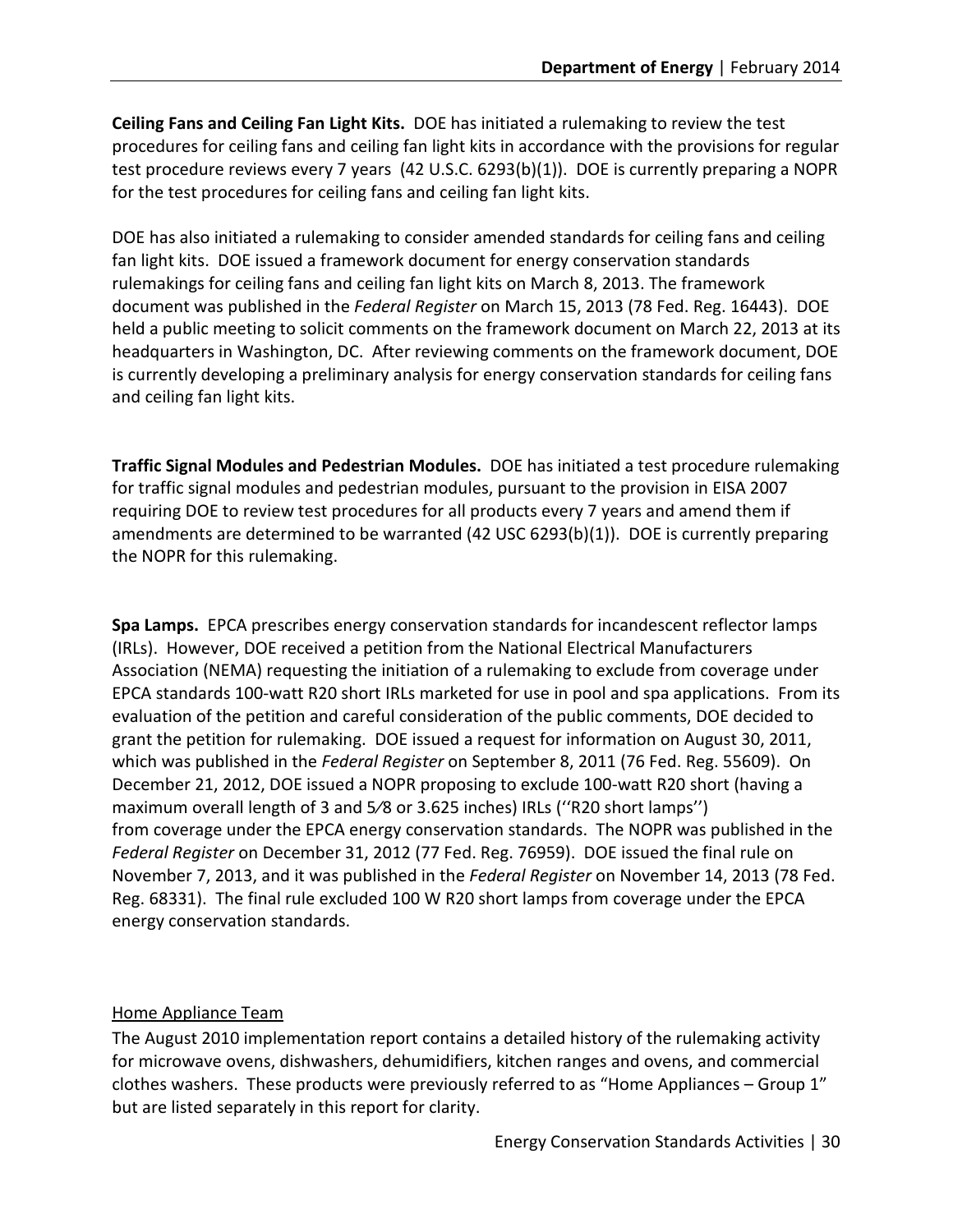**Ceiling Fans and Ceiling Fan Light Kits.** DOE has initiated a rulemaking to review the test procedures for ceiling fans and ceiling fan light kits in accordance with the provisions for regular test procedure reviews every 7 years (42 U.S.C. 6293(b)(1)). DOE is currently preparing a NOPR for the test procedures for ceiling fans and ceiling fan light kits.

DOE has also initiated a rulemaking to consider amended standards for ceiling fans and ceiling fan light kits. DOE issued a framework document for energy conservation standards rulemakings for ceiling fans and ceiling fan light kits on March 8, 2013. The framework document was published in the *Federal Register* on March 15, 2013 (78 Fed. Reg. 16443). DOE held a public meeting to solicit comments on the framework document on March 22, 2013 at its headquarters in Washington, DC. After reviewing comments on the framework document, DOE is currently developing a preliminary analysis for energy conservation standards for ceiling fans and ceiling fan light kits.

**Traffic Signal Modules and Pedestrian Modules.** DOE has initiated a test procedure rulemaking for traffic signal modules and pedestrian modules, pursuant to the provision in EISA 2007 requiring DOE to review test procedures for all products every 7 years and amend them if amendments are determined to be warranted (42 USC 6293(b)(1)). DOE is currently preparing the NOPR for this rulemaking.

**Spa Lamps.** EPCA prescribes energy conservation standards for incandescent reflector lamps (IRLs). However, DOE received a petition from the National Electrical Manufacturers Association (NEMA) requesting the initiation of a rulemaking to exclude from coverage under EPCA standards 100-watt R20 short IRLs marketed for use in pool and spa applications. From its evaluation of the petition and careful consideration of the public comments, DOE decided to grant the petition for rulemaking. DOE issued a request for information on August 30, 2011, which was published in the *Federal Register* on September 8, 2011 (76 Fed. Reg. 55609). On December 21, 2012, DOE issued a NOPR proposing to exclude 100-watt R20 short (having a maximum overall length of 3 and 5⁄8 or 3.625 inches) IRLs (''R20 short lamps'') from coverage under the EPCA energy conservation standards. The NOPR was published in the *Federal Register* on December 31, 2012 (77 Fed. Reg. 76959). DOE issued the final rule on November 7, 2013, and it was published in the *Federal Register* on November 14, 2013 (78 Fed. Reg. 68331). The final rule excluded 100 W R20 short lamps from coverage under the EPCA energy conservation standards.

Home Appliance Team

The August 2010 implementation report contains a detailed history of the rulemaking activity for microwave ovens, dishwashers, dehumidifiers, kitchen ranges and ovens, and commercial clothes washers. These products were previously referred to as "Home Appliances – Group 1" but are listed separately in this report for clarity.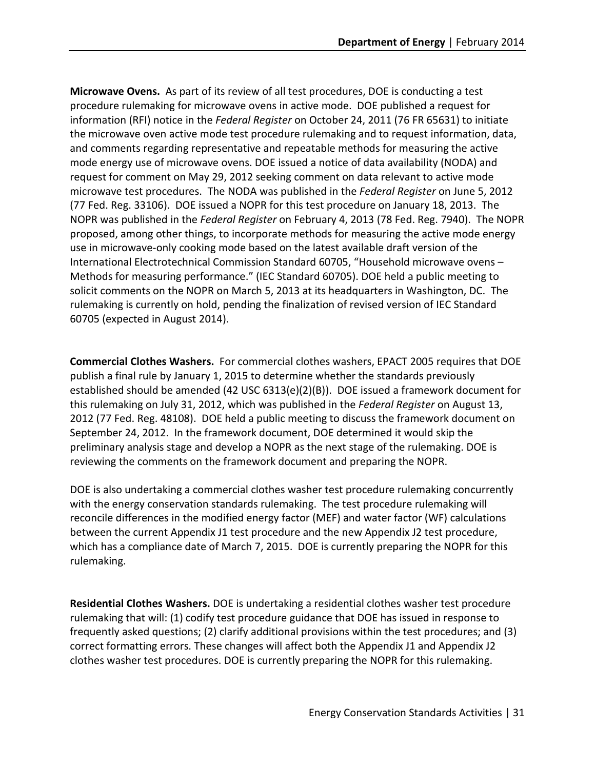**Microwave Ovens.** As part of its review of all test procedures, DOE is conducting a test procedure rulemaking for microwave ovens in active mode. DOE published a request for information (RFI) notice in the *Federal Register* on October 24, 2011 (76 FR 65631) to initiate the microwave oven active mode test procedure rulemaking and to request information, data, and comments regarding representative and repeatable methods for measuring the active mode energy use of microwave ovens. DOE issued a notice of data availability (NODA) and request for comment on May 29, 2012 seeking comment on data relevant to active mode microwave test procedures. The NODA was published in the *Federal Register* on June 5, 2012 (77 Fed. Reg. 33106). DOE issued a NOPR for this test procedure on January 18, 2013. The NOPR was published in the *Federal Register* on February 4, 2013 (78 Fed. Reg. 7940). The NOPR proposed, among other things, to incorporate methods for measuring the active mode energy use in microwave-only cooking mode based on the latest available draft version of the International Electrotechnical Commission Standard 60705, "Household microwave ovens – Methods for measuring performance." (IEC Standard 60705). DOE held a public meeting to solicit comments on the NOPR on March 5, 2013 at its headquarters in Washington, DC. The rulemaking is currently on hold, pending the finalization of revised version of IEC Standard 60705 (expected in August 2014).

**Commercial Clothes Washers.** For commercial clothes washers, EPACT 2005 requires that DOE publish a final rule by January 1, 2015 to determine whether the standards previously established should be amended (42 USC 6313(e)(2)(B)). DOE issued a framework document for this rulemaking on July 31, 2012, which was published in the *Federal Register* on August 13, 2012 (77 Fed. Reg. 48108). DOE held a public meeting to discuss the framework document on September 24, 2012. In the framework document, DOE determined it would skip the preliminary analysis stage and develop a NOPR as the next stage of the rulemaking. DOE is reviewing the comments on the framework document and preparing the NOPR.

DOE is also undertaking a commercial clothes washer test procedure rulemaking concurrently with the energy conservation standards rulemaking. The test procedure rulemaking will reconcile differences in the modified energy factor (MEF) and water factor (WF) calculations between the current Appendix J1 test procedure and the new Appendix J2 test procedure, which has a compliance date of March 7, 2015. DOE is currently preparing the NOPR for this rulemaking.

**Residential Clothes Washers.** DOE is undertaking a residential clothes washer test procedure rulemaking that will: (1) codify test procedure guidance that DOE has issued in response to frequently asked questions; (2) clarify additional provisions within the test procedures; and (3) correct formatting errors. These changes will affect both the Appendix J1 and Appendix J2 clothes washer test procedures. DOE is currently preparing the NOPR for this rulemaking.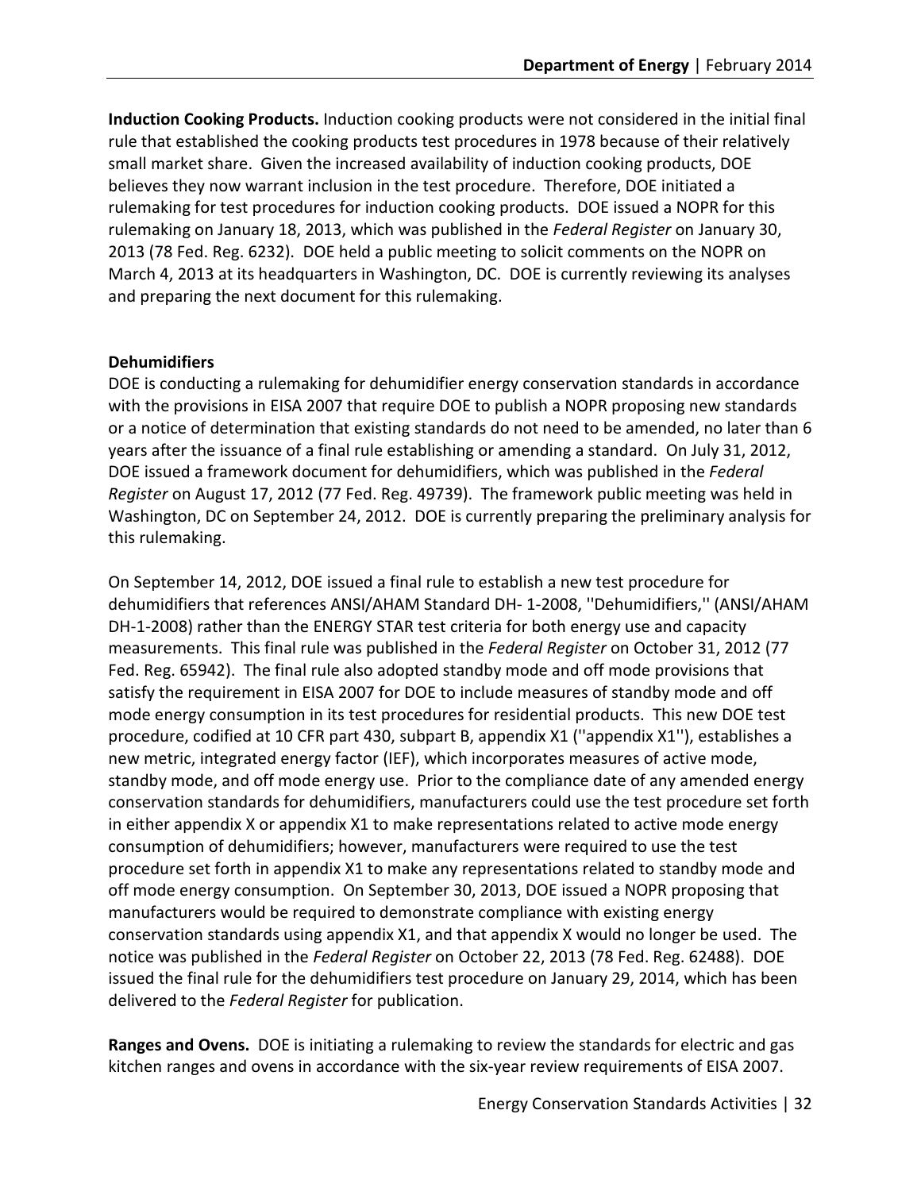**Induction Cooking Products.** Induction cooking products were not considered in the initial final rule that established the cooking products test procedures in 1978 because of their relatively small market share. Given the increased availability of induction cooking products, DOE believes they now warrant inclusion in the test procedure. Therefore, DOE initiated a rulemaking for test procedures for induction cooking products. DOE issued a NOPR for this rulemaking on January 18, 2013, which was published in the *Federal Register* on January 30, 2013 (78 Fed. Reg. 6232). DOE held a public meeting to solicit comments on the NOPR on March 4, 2013 at its headquarters in Washington, DC. DOE is currently reviewing its analyses and preparing the next document for this rulemaking.

**Dehumidifiers**

DOE is conducting a rulemaking for dehumidifier energy conservation standards in accordance with the provisions in EISA 2007 that require DOE to publish a NOPR proposing new standards or a notice of determination that existing standards do not need to be amended, no later than 6 years after the issuance of a final rule establishing or amending a standard. On July 31, 2012, DOE issued a framework document for dehumidifiers, which was published in the *Federal Register* on August 17, 2012 (77 Fed. Reg. 49739). The framework public meeting was held in Washington, DC on September 24, 2012. DOE is currently preparing the preliminary analysis for this rulemaking.

On September 14, 2012, DOE issued a final rule to establish a new test procedure for dehumidifiers that references ANSI/AHAM Standard DH- 1-2008, ''Dehumidifiers,'' (ANSI/AHAM DH-1-2008) rather than the ENERGY STAR test criteria for both energy use and capacity measurements. This final rule was published in the *Federal Register* on October 31, 2012 (77 Fed. Reg. 65942). The final rule also adopted standby mode and off mode provisions that satisfy the requirement in EISA 2007 for DOE to include measures of standby mode and off mode energy consumption in its test procedures for residential products. This new DOE test procedure, codified at 10 CFR part 430, subpart B, appendix X1 (''appendix X1''), establishes a new metric, integrated energy factor (IEF), which incorporates measures of active mode, standby mode, and off mode energy use. Prior to the compliance date of any amended energy conservation standards for dehumidifiers, manufacturers could use the test procedure set forth in either appendix X or appendix X1 to make representations related to active mode energy consumption of dehumidifiers; however, manufacturers were required to use the test procedure set forth in appendix X1 to make any representations related to standby mode and off mode energy consumption. On September 30, 2013, DOE issued a NOPR proposing that manufacturers would be required to demonstrate compliance with existing energy conservation standards using appendix X1, and that appendix X would no longer be used. The notice was published in the *Federal Register* on October 22, 2013 (78 Fed. Reg. 62488). DOE issued the final rule for the dehumidifiers test procedure on January 29, 2014, which has been delivered to the *Federal Register* for publication.

**Ranges and Ovens.** DOE is initiating a rulemaking to review the standards for electric and gas kitchen ranges and ovens in accordance with the six-year review requirements of EISA 2007.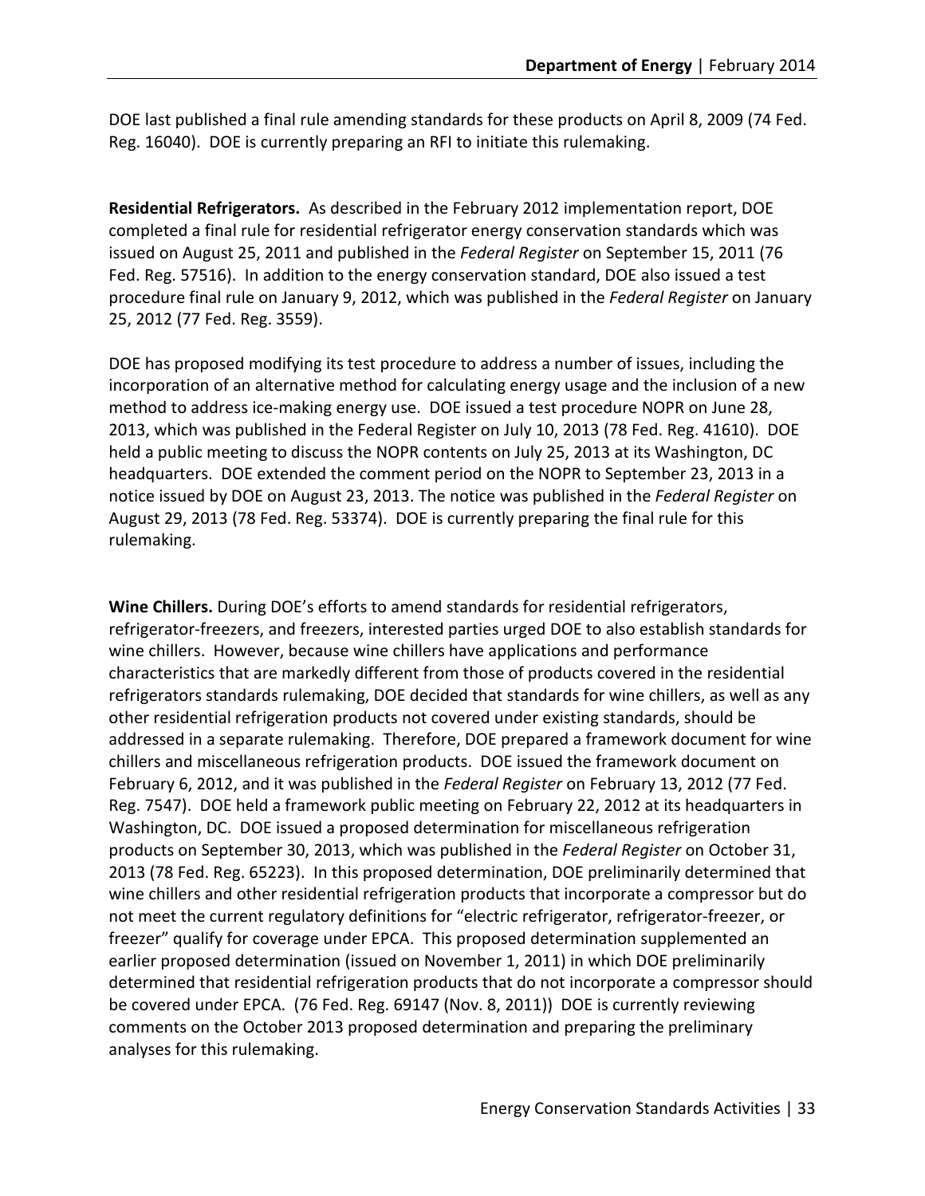DOE last published a final rule amending standards for these products on April 8, 2009 (74 Fed. Reg. 16040). DOE is currently preparing an RFI to initiate this rulemaking.

**Residential Refrigerators.** As described in the February 2012 implementation report, DOE completed a final rule for residential refrigerator energy conservation standards which was issued on August 25, 2011 and published in the *Federal Register* on September 15, 2011 (76 Fed. Reg. 57516). In addition to the energy conservation standard, DOE also issued a test procedure final rule on January 9, 2012, which was published in the *Federal Register* on January 25, 2012 (77 Fed. Reg. 3559).

DOE has proposed modifying its test procedure to address a number of issues, including the incorporation of an alternative method for calculating energy usage and the inclusion of a new method to address ice-making energy use. DOE issued a test procedure NOPR on June 28, 2013, which was published in the Federal Register on July 10, 2013 (78 Fed. Reg. 41610). DOE held a public meeting to discuss the NOPR contents on July 25, 2013 at its Washington, DC headquarters. DOE extended the comment period on the NOPR to September 23, 2013 in a notice issued by DOE on August 23, 2013. The notice was published in the *Federal Register* on August 29, 2013 (78 Fed. Reg. 53374). DOE is currently preparing the final rule for this rulemaking.

**Wine Chillers.** During DOE's efforts to amend standards for residential refrigerators, refrigerator-freezers, and freezers, interested parties urged DOE to also establish standards for wine chillers. However, because wine chillers have applications and performance characteristics that are markedly different from those of products covered in the residential refrigerators standards rulemaking, DOE decided that standards for wine chillers, as well as any other residential refrigeration products not covered under existing standards, should be addressed in a separate rulemaking. Therefore, DOE prepared a framework document for wine chillers and miscellaneous refrigeration products. DOE issued the framework document on February 6, 2012, and it was published in the *Federal Register* on February 13, 2012 (77 Fed. Reg. 7547). DOE held a framework public meeting on February 22, 2012 at its headquarters in Washington, DC. DOE issued a proposed determination for miscellaneous refrigeration products on September 30, 2013, which was published in the *Federal Register* on October 31, 2013 (78 Fed. Reg. 65223). In this proposed determination, DOE preliminarily determined that wine chillers and other residential refrigeration products that incorporate a compressor but do not meet the current regulatory definitions for "electric refrigerator, refrigerator-freezer, or freezer" qualify for coverage under EPCA. This proposed determination supplemented an earlier proposed determination (issued on November 1, 2011) in which DOE preliminarily determined that residential refrigeration products that do not incorporate a compressor should be covered under EPCA. (76 Fed. Reg. 69147 (Nov. 8, 2011)) DOE is currently reviewing comments on the October 2013 proposed determination and preparing the preliminary analyses for this rulemaking.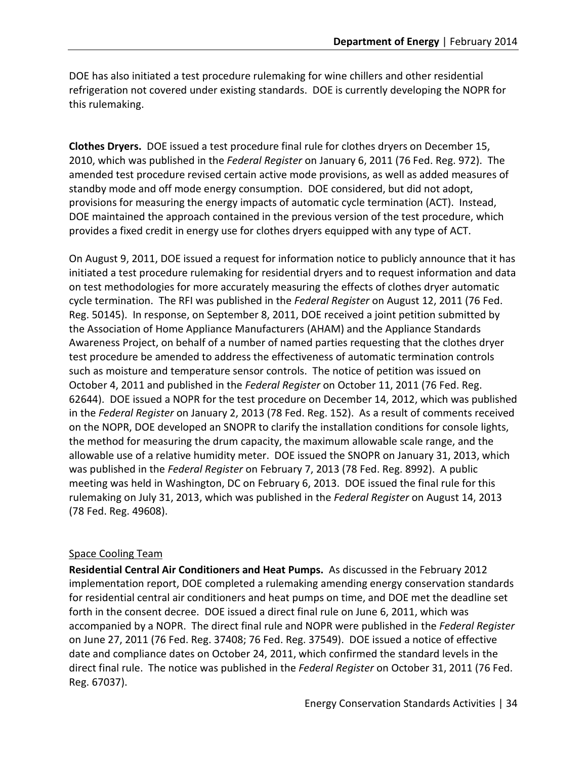DOE has also initiated a test procedure rulemaking for wine chillers and other residential refrigeration not covered under existing standards. DOE is currently developing the NOPR for this rulemaking.

**Clothes Dryers.** DOE issued a test procedure final rule for clothes dryers on December 15, 2010, which was published in the *Federal Register* on January 6, 2011 (76 Fed. Reg. 972). The amended test procedure revised certain active mode provisions, as well as added measures of standby mode and off mode energy consumption. DOE considered, but did not adopt, provisions for measuring the energy impacts of automatic cycle termination (ACT). Instead, DOE maintained the approach contained in the previous version of the test procedure, which provides a fixed credit in energy use for clothes dryers equipped with any type of ACT.

On August 9, 2011, DOE issued a request for information notice to publicly announce that it has initiated a test procedure rulemaking for residential dryers and to request information and data on test methodologies for more accurately measuring the effects of clothes dryer automatic cycle termination. The RFI was published in the *Federal Register* on August 12, 2011 (76 Fed. Reg. 50145). In response, on September 8, 2011, DOE received a joint petition submitted by the Association of Home Appliance Manufacturers (AHAM) and the Appliance Standards Awareness Project, on behalf of a number of named parties requesting that the clothes dryer test procedure be amended to address the effectiveness of automatic termination controls such as moisture and temperature sensor controls. The notice of petition was issued on October 4, 2011 and published in the *Federal Register* on October 11, 2011 (76 Fed. Reg. 62644). DOE issued a NOPR for the test procedure on December 14, 2012, which was published in the *Federal Register* on January 2, 2013 (78 Fed. Reg. 152). As a result of comments received on the NOPR, DOE developed an SNOPR to clarify the installation conditions for console lights, the method for measuring the drum capacity, the maximum allowable scale range, and the allowable use of a relative humidity meter. DOE issued the SNOPR on January 31, 2013, which was published in the *Federal Register* on February 7, 2013 (78 Fed. Reg. 8992). A public meeting was held in Washington, DC on February 6, 2013. DOE issued the final rule for this rulemaking on July 31, 2013, which was published in the *Federal Register* on August 14, 2013 (78 Fed. Reg. 49608).

Space Cooling Team

**Residential Central Air Conditioners and Heat Pumps.** As discussed in the February 2012 implementation report, DOE completed a rulemaking amending energy conservation standards for residential central air conditioners and heat pumps on time, and DOE met the deadline set forth in the consent decree. DOE issued a direct final rule on June 6, 2011, which was accompanied by a NOPR. The direct final rule and NOPR were published in the *Federal Register* on June 27, 2011 (76 Fed. Reg. 37408; 76 Fed. Reg. 37549). DOE issued a notice of effective date and compliance dates on October 24, 2011, which confirmed the standard levels in the direct final rule. The notice was published in the *Federal Register* on October 31, 2011 (76 Fed. Reg. 67037).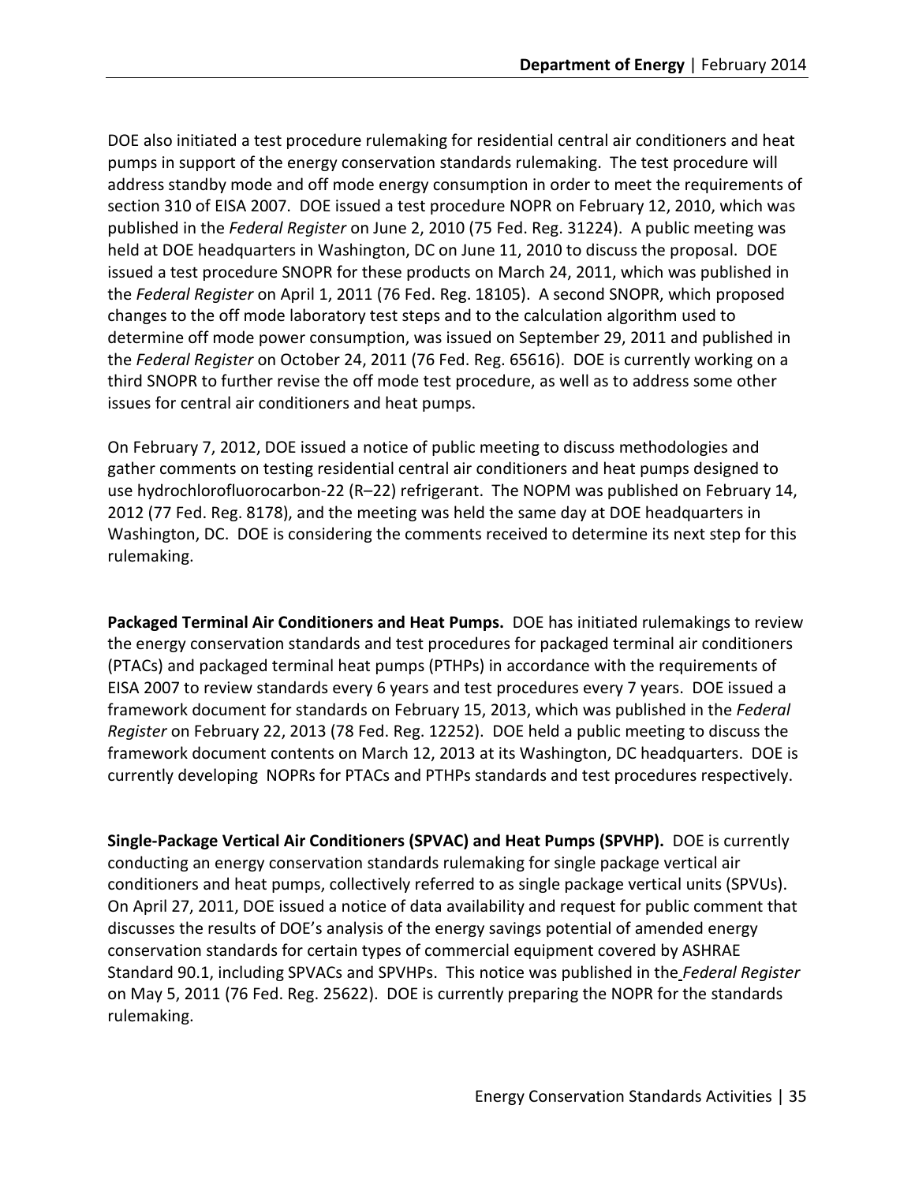DOE also initiated a test procedure rulemaking for residential central air conditioners and heat pumps in support of the energy conservation standards rulemaking. The test procedure will address standby mode and off mode energy consumption in order to meet the requirements of section 310 of EISA 2007. DOE issued a test procedure NOPR on February 12, 2010, which was published in the *Federal Register* on June 2, 2010 (75 Fed. Reg. 31224). A public meeting was held at DOE headquarters in Washington, DC on June 11, 2010 to discuss the proposal. DOE issued a test procedure SNOPR for these products on March 24, 2011, which was published in the *Federal Register* on April 1, 2011 (76 Fed. Reg. 18105). A second SNOPR, which proposed changes to the off mode laboratory test steps and to the calculation algorithm used to determine off mode power consumption, was issued on September 29, 2011 and published in the *Federal Register* on October 24, 2011 (76 Fed. Reg. 65616). DOE is currently working on a third SNOPR to further revise the off mode test procedure, as well as to address some other issues for central air conditioners and heat pumps.

On February 7, 2012, DOE issued a notice of public meeting to discuss methodologies and gather comments on testing residential central air conditioners and heat pumps designed to use hydrochlorofluorocarbon-22 (R–22) refrigerant. The NOPM was published on February 14, 2012 (77 Fed. Reg. 8178), and the meeting was held the same day at DOE headquarters in Washington, DC. DOE is considering the comments received to determine its next step for this rulemaking.

**Packaged Terminal Air Conditioners and Heat Pumps.** DOE has initiated rulemakings to review the energy conservation standards and test procedures for packaged terminal air conditioners (PTACs) and packaged terminal heat pumps (PTHPs) in accordance with the requirements of EISA 2007 to review standards every 6 years and test procedures every 7 years. DOE issued a framework document for standards on February 15, 2013, which was published in the *Federal Register* on February 22, 2013 (78 Fed. Reg. 12252). DOE held a public meeting to discuss the framework document contents on March 12, 2013 at its Washington, DC headquarters. DOE is currently developing NOPRs for PTACs and PTHPs standards and test procedures respectively.

**Single-Package Vertical Air Conditioners (SPVAC) and Heat Pumps (SPVHP).** DOE is currently conducting an energy conservation standards rulemaking for single package vertical air conditioners and heat pumps, collectively referred to as single package vertical units (SPVUs). On April 27, 2011, DOE issued a notice of data availability and request for public comment that discusses the results of DOE's analysis of the energy savings potential of amended energy conservation standards for certain types of commercial equipment covered by ASHRAE Standard 90.1, including SPVACs and SPVHPs. This notice was published in the *Federal Register* on May 5, 2011 (76 Fed. Reg. 25622). DOE is currently preparing the NOPR for the standards rulemaking.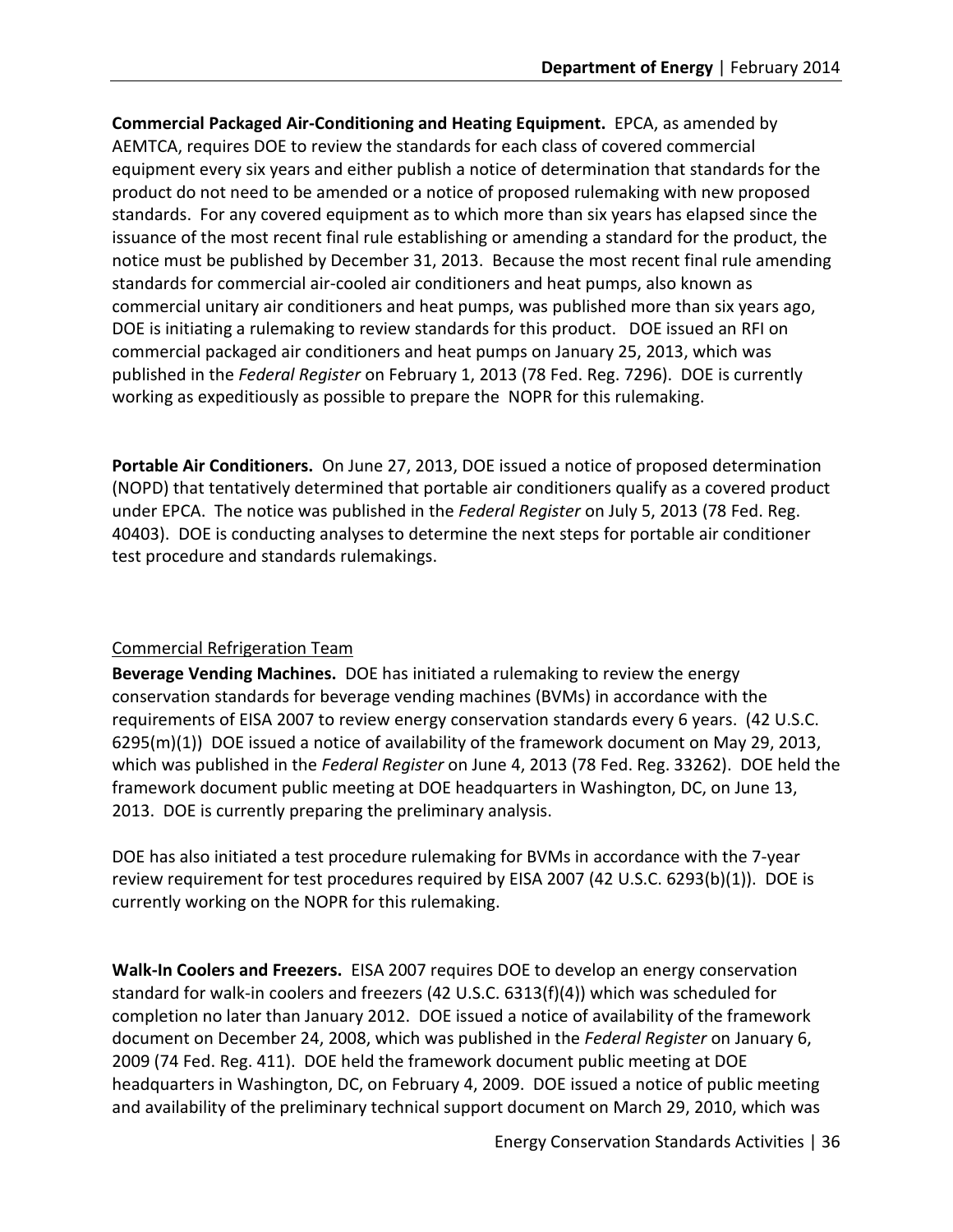**Commercial Packaged Air-Conditioning and Heating Equipment.** EPCA, as amended by AEMTCA, requires DOE to review the standards for each class of covered commercial equipment every six years and either publish a notice of determination that standards for the product do not need to be amended or a notice of proposed rulemaking with new proposed standards. For any covered equipment as to which more than six years has elapsed since the issuance of the most recent final rule establishing or amending a standard for the product, the notice must be published by December 31, 2013. Because the most recent final rule amending standards for commercial air-cooled air conditioners and heat pumps, also known as commercial unitary air conditioners and heat pumps, was published more than six years ago, DOE is initiating a rulemaking to review standards for this product. DOE issued an RFI on commercial packaged air conditioners and heat pumps on January 25, 2013, which was published in the *Federal Register* on February 1, 2013 (78 Fed. Reg. 7296). DOE is currently working as expeditiously as possible to prepare the NOPR for this rulemaking.

**Portable Air Conditioners.** On June 27, 2013, DOE issued a notice of proposed determination (NOPD) that tentatively determined that portable air conditioners qualify as a covered product under EPCA. The notice was published in the *Federal Register* on July 5, 2013 (78 Fed. Reg. 40403). DOE is conducting analyses to determine the next steps for portable air conditioner test procedure and standards rulemakings.

Commercial Refrigeration Team

**Beverage Vending Machines.** DOE has initiated a rulemaking to review the energy conservation standards for beverage vending machines (BVMs) in accordance with the requirements of EISA 2007 to review energy conservation standards every 6 years. (42 U.S.C. 6295(m)(1)) DOE issued a notice of availability of the framework document on May 29, 2013, which was published in the *Federal Register* on June 4, 2013 (78 Fed. Reg. 33262). DOE held the framework document public meeting at DOE headquarters in Washington, DC, on June 13, 2013. DOE is currently preparing the preliminary analysis.

DOE has also initiated a test procedure rulemaking for BVMs in accordance with the 7-year review requirement for test procedures required by EISA 2007 (42 U.S.C. 6293(b)(1)). DOE is currently working on the NOPR for this rulemaking.

**Walk-In Coolers and Freezers.** EISA 2007 requires DOE to develop an energy conservation standard for walk-in coolers and freezers (42 U.S.C. 6313(f)(4)) which was scheduled for completion no later than January 2012. DOE issued a notice of availability of the framework document on December 24, 2008, which was published in the *Federal Register* on January 6, 2009 (74 Fed. Reg. 411). DOE held the framework document public meeting at DOE headquarters in Washington, DC, on February 4, 2009. DOE issued a notice of public meeting and availability of the preliminary technical support document on March 29, 2010, which was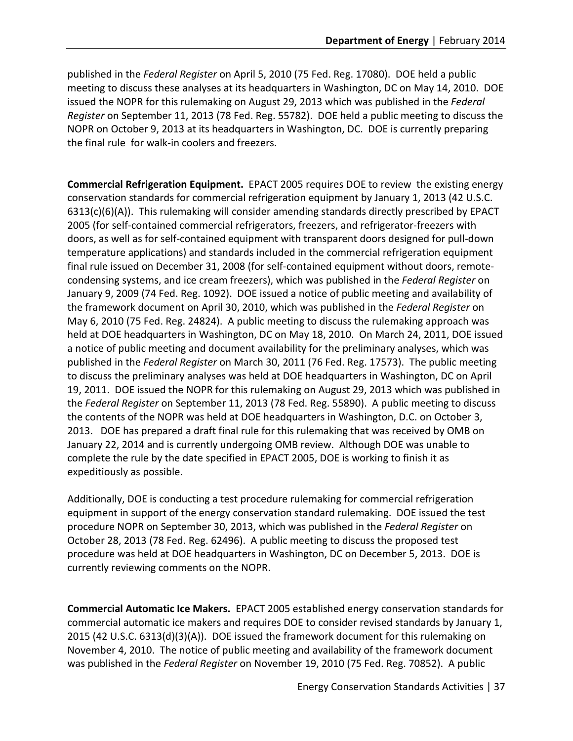published in the *Federal Register* on April 5, 2010 (75 Fed. Reg. 17080). DOE held a public meeting to discuss these analyses at its headquarters in Washington, DC on May 14, 2010. DOE issued the NOPR for this rulemaking on August 29, 2013 which was published in the *Federal Register* on September 11, 2013 (78 Fed. Reg. 55782). DOE held a public meeting to discuss the NOPR on October 9, 2013 at its headquarters in Washington, DC. DOE is currently preparing the final rule for walk-in coolers and freezers.

**Commercial Refrigeration Equipment.** EPACT 2005 requires DOE to review the existing energy conservation standards for commercial refrigeration equipment by January 1, 2013 (42 U.S.C. 6313(c)(6)(A)). This rulemaking will consider amending standards directly prescribed by EPACT 2005 (for self-contained commercial refrigerators, freezers, and refrigerator-freezers with doors, as well as for self-contained equipment with transparent doors designed for pull-down temperature applications) and standards included in the commercial refrigeration equipment final rule issued on December 31, 2008 (for self-contained equipment without doors, remote-condensing systems, and ice cream freezers), which was published in the *Federal Register* on January 9, 2009 (74 Fed. Reg. 1092). DOE issued a notice of public meeting and availability of the framework document on April 30, 2010, which was published in the *Federal Register* on May 6, 2010 (75 Fed. Reg. 24824). A public meeting to discuss the rulemaking approach was held at DOE headquarters in Washington, DC on May 18, 2010. On March 24, 2011, DOE issued a notice of public meeting and document availability for the preliminary analyses, which was published in the *Federal Register* on March 30, 2011 (76 Fed. Reg. 17573). The public meeting to discuss the preliminary analyses was held at DOE headquarters in Washington, DC on April 19, 2011. DOE issued the NOPR for this rulemaking on August 29, 2013 which was published in the *Federal Register* on September 11, 2013 (78 Fed. Reg. 55890). A public meeting to discuss the contents of the NOPR was held at DOE headquarters in Washington, D.C. on October 3, 2013. DOE has prepared a draft final rule for this rulemaking that was received by OMB on January 22, 2014 and is currently undergoing OMB review. Although DOE was unable to complete the rule by the date specified in EPACT 2005, DOE is working to finish it as expeditiously as possible.

Additionally, DOE is conducting a test procedure rulemaking for commercial refrigeration equipment in support of the energy conservation standard rulemaking. DOE issued the test procedure NOPR on September 30, 2013, which was published in the *Federal Register* on October 28, 2013 (78 Fed. Reg. 62496). A public meeting to discuss the proposed test procedure was held at DOE headquarters in Washington, DC on December 5, 2013. DOE is currently reviewing comments on the NOPR.

**Commercial Automatic Ice Makers.** EPACT 2005 established energy conservation standards for commercial automatic ice makers and requires DOE to consider revised standards by January 1, 2015 (42 U.S.C. 6313(d)(3)(A)). DOE issued the framework document for this rulemaking on November 4, 2010. The notice of public meeting and availability of the framework document was published in the *Federal Register* on November 19, 2010 (75 Fed. Reg. 70852). A public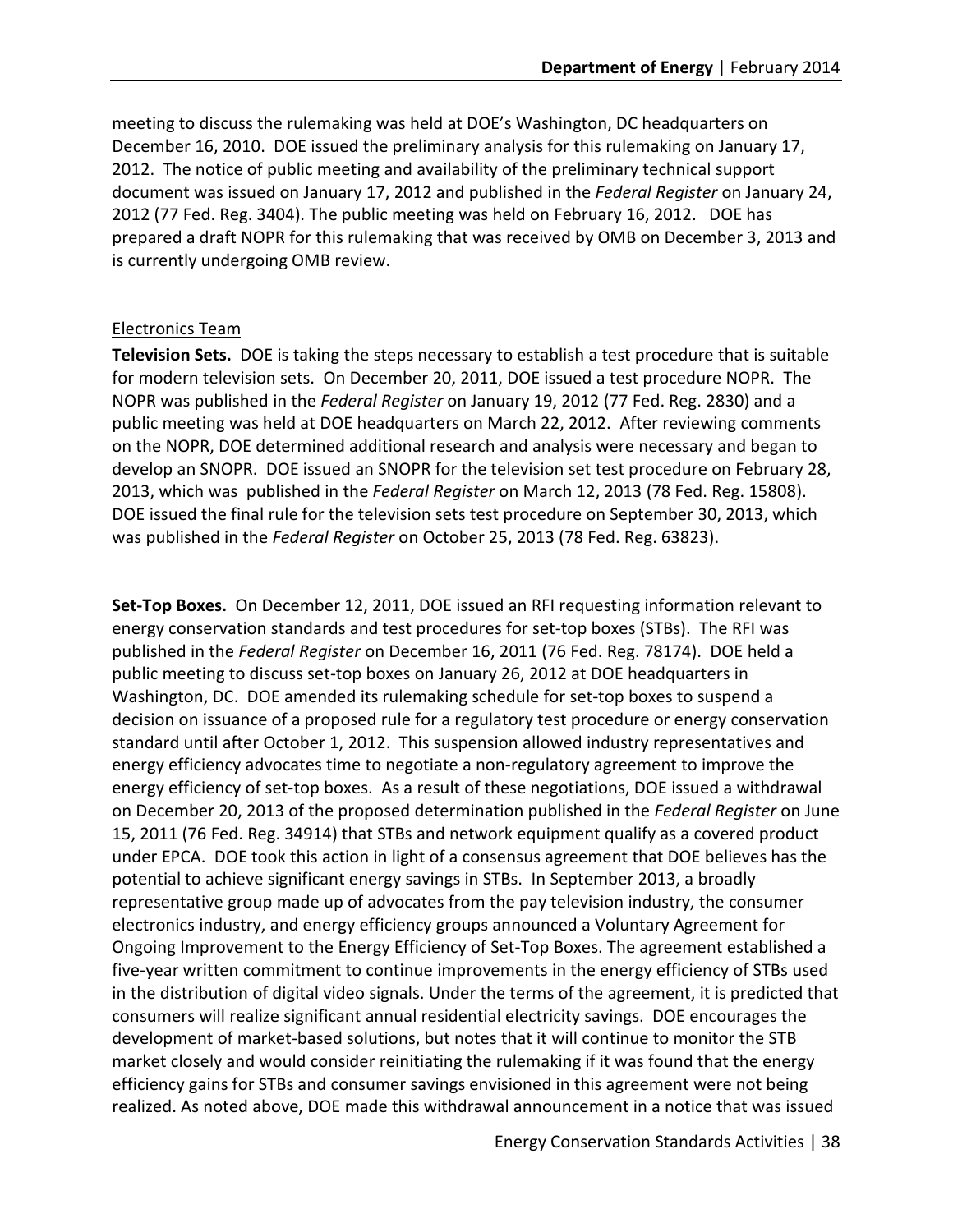meeting to discuss the rulemaking was held at DOE's Washington, DC headquarters on December 16, 2010. DOE issued the preliminary analysis for this rulemaking on January 17, 2012. The notice of public meeting and availability of the preliminary technical support document was issued on January 17, 2012 and published in the *Federal Register* on January 24, 2012 (77 Fed. Reg. 3404). The public meeting was held on February 16, 2012. DOE has prepared a draft NOPR for this rulemaking that was received by OMB on December 3, 2013 and is currently undergoing OMB review.

Electronics Team

**Television Sets.** DOE is taking the steps necessary to establish a test procedure that is suitable for modern television sets. On December 20, 2011, DOE issued a test procedure NOPR. The NOPR was published in the *Federal Register* on January 19, 2012 (77 Fed. Reg. 2830) and a public meeting was held at DOE headquarters on March 22, 2012. After reviewing comments on the NOPR, DOE determined additional research and analysis were necessary and began to develop an SNOPR. DOE issued an SNOPR for the television set test procedure on February 28, 2013, which was published in the *Federal Register* on March 12, 2013 (78 Fed. Reg. 15808). DOE issued the final rule for the television sets test procedure on September 30, 2013, which was published in the *Federal Register* on October 25, 2013 (78 Fed. Reg. 63823).

**Set-Top Boxes.** On December 12, 2011, DOE issued an RFI requesting information relevant to energy conservation standards and test procedures for set-top boxes (STBs). The RFI was published in the *Federal Register* on December 16, 2011 (76 Fed. Reg. 78174). DOE held a public meeting to discuss set-top boxes on January 26, 2012 at DOE headquarters in Washington, DC. DOE amended its rulemaking schedule for set-top boxes to suspend a decision on issuance of a proposed rule for a regulatory test procedure or energy conservation standard until after October 1, 2012. This suspension allowed industry representatives and energy efficiency advocates time to negotiate a non-regulatory agreement to improve the energy efficiency of set-top boxes. As a result of these negotiations, DOE issued a withdrawal on December 20, 2013 of the proposed determination published in the *Federal Register* on June 15, 2011 (76 Fed. Reg. 34914) that STBs and network equipment qualify as a covered product under EPCA. DOE took this action in light of a consensus agreement that DOE believes has the potential to achieve significant energy savings in STBs. In September 2013, a broadly representative group made up of advocates from the pay television industry, the consumer electronics industry, and energy efficiency groups announced a Voluntary Agreement for Ongoing Improvement to the Energy Efficiency of Set-Top Boxes. The agreement established a five-year written commitment to continue improvements in the energy efficiency of STBs used in the distribution of digital video signals. Under the terms of the agreement, it is predicted that consumers will realize significant annual residential electricity savings. DOE encourages the development of market-based solutions, but notes that it will continue to monitor the STB market closely and would consider reinitiating the rulemaking if it was found that the energy efficiency gains for STBs and consumer savings envisioned in this agreement were not being realized. As noted above, DOE made this withdrawal announcement in a notice that was issued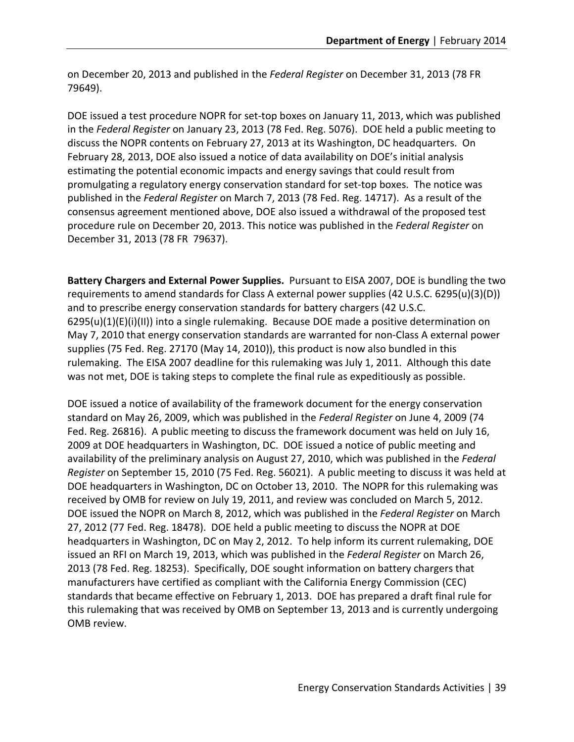on December 20, 2013 and published in the *Federal Register* on December 31, 2013 (78 FR 79649).

DOE issued a test procedure NOPR for set-top boxes on January 11, 2013, which was published in the *Federal Register* on January 23, 2013 (78 Fed. Reg. 5076). DOE held a public meeting to discuss the NOPR contents on February 27, 2013 at its Washington, DC headquarters. On February 28, 2013, DOE also issued a notice of data availability on DOE's initial analysis estimating the potential economic impacts and energy savings that could result from promulgating a regulatory energy conservation standard for set-top boxes. The notice was published in the *Federal Register* on March 7, 2013 (78 Fed. Reg. 14717). As a result of the consensus agreement mentioned above, DOE also issued a withdrawal of the proposed test procedure rule on December 20, 2013. This notice was published in the *Federal Register* on December 31, 2013 (78 FR 79637).

**Battery Chargers and External Power Supplies.** Pursuant to EISA 2007, DOE is bundling the two requirements to amend standards for Class A external power supplies (42 U.S.C. 6295(u)(3)(D)) and to prescribe energy conservation standards for battery chargers (42 U.S.C. 6295(u)(1)(E)(i)(II)) into a single rulemaking. Because DOE made a positive determination on May 7, 2010 that energy conservation standards are warranted for non-Class A external power supplies (75 Fed. Reg. 27170 (May 14, 2010)), this product is now also bundled in this rulemaking. The EISA 2007 deadline for this rulemaking was July 1, 2011. Although this date was not met, DOE is taking steps to complete the final rule as expeditiously as possible.

DOE issued a notice of availability of the framework document for the energy conservation standard on May 26, 2009, which was published in the *Federal Register* on June 4, 2009 (74 Fed. Reg. 26816). A public meeting to discuss the framework document was held on July 16, 2009 at DOE headquarters in Washington, DC. DOE issued a notice of public meeting and availability of the preliminary analysis on August 27, 2010, which was published in the *Federal Register* on September 15, 2010 (75 Fed. Reg. 56021). A public meeting to discuss it was held at DOE headquarters in Washington, DC on October 13, 2010. The NOPR for this rulemaking was received by OMB for review on July 19, 2011, and review was concluded on March 5, 2012. DOE issued the NOPR on March 8, 2012, which was published in the *Federal Register* on March 27, 2012 (77 Fed. Reg. 18478). DOE held a public meeting to discuss the NOPR at DOE headquarters in Washington, DC on May 2, 2012. To help inform its current rulemaking, DOE issued an RFI on March 19, 2013, which was published in the *Federal Register* on March 26, 2013 (78 Fed. Reg. 18253). Specifically, DOE sought information on battery chargers that manufacturers have certified as compliant with the California Energy Commission (CEC) standards that became effective on February 1, 2013. DOE has prepared a draft final rule for this rulemaking that was received by OMB on September 13, 2013 and is currently undergoing OMB review.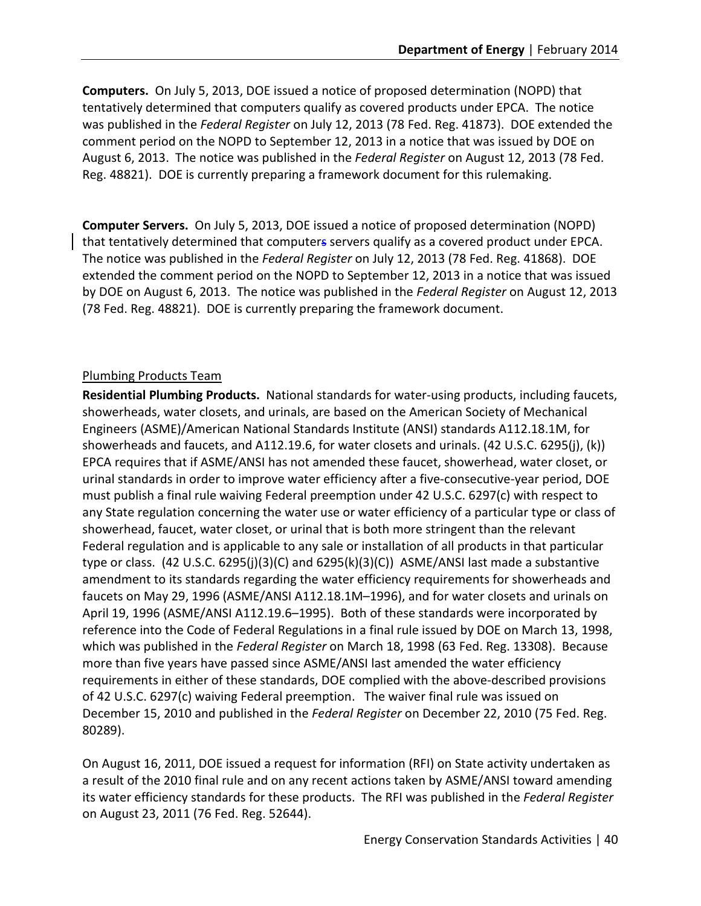**Computers.** On July 5, 2013, DOE issued a notice of proposed determination (NOPD) that tentatively determined that computers qualify as covered products under EPCA. The notice was published in the *Federal Register* on July 12, 2013 (78 Fed. Reg. 41873). DOE extended the comment period on the NOPD to September 12, 2013 in a notice that was issued by DOE on August 6, 2013. The notice was published in the *Federal Register* on August 12, 2013 (78 Fed. Reg. 48821). DOE is currently preparing a framework document for this rulemaking.

**Computer Servers.** On July 5, 2013, DOE issued a notice of proposed determination (NOPD) that tentatively determined that computers servers qualify as a covered product under EPCA. The notice was published in the *Federal Register* on July 12, 2013 (78 Fed. Reg. 41868). DOE extended the comment period on the NOPD to September 12, 2013 in a notice that was issued by DOE on August 6, 2013. The notice was published in the *Federal Register* on August 12, 2013 (78 Fed. Reg. 48821). DOE is currently preparing the framework document.

Plumbing Products Team

**Residential Plumbing Products.** National standards for water-using products, including faucets, showerheads, water closets, and urinals, are based on the American Society of Mechanical Engineers (ASME)/American National Standards Institute (ANSI) standards A112.18.1M, for showerheads and faucets, and A112.19.6, for water closets and urinals. (42 U.S.C. 6295(j), (k)) EPCA requires that if ASME/ANSI has not amended these faucet, showerhead, water closet, or urinal standards in order to improve water efficiency after a five-consecutive-year period, DOE must publish a final rule waiving Federal preemption under 42 U.S.C. 6297(c) with respect to any State regulation concerning the water use or water efficiency of a particular type or class of showerhead, faucet, water closet, or urinal that is both more stringent than the relevant Federal regulation and is applicable to any sale or installation of all products in that particular type or class. (42 U.S.C. 6295(j)(3)(C) and 6295(k)(3)(C)) ASME/ANSI last made a substantive amendment to its standards regarding the water efficiency requirements for showerheads and faucets on May 29, 1996 (ASME/ANSI A112.18.1M–1996), and for water closets and urinals on April 19, 1996 (ASME/ANSI A112.19.6–1995). Both of these standards were incorporated by reference into the Code of Federal Regulations in a final rule issued by DOE on March 13, 1998, which was published in the *Federal Register* on March 18, 1998 (63 Fed. Reg. 13308). Because more than five years have passed since ASME/ANSI last amended the water efficiency requirements in either of these standards, DOE complied with the above-described provisions of 42 U.S.C. 6297(c) waiving Federal preemption. The waiver final rule was issued on December 15, 2010 and published in the *Federal Register* on December 22, 2010 (75 Fed. Reg. 80289).

On August 16, 2011, DOE issued a request for information (RFI) on State activity undertaken as a result of the 2010 final rule and on any recent actions taken by ASME/ANSI toward amending its water efficiency standards for these products. The RFI was published in the *Federal Register* on August 23, 2011 (76 Fed. Reg. 52644).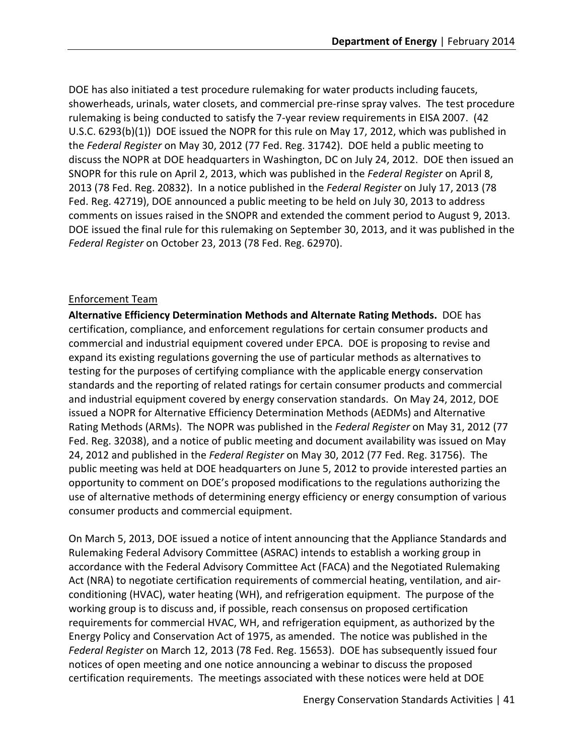DOE has also initiated a test procedure rulemaking for water products including faucets, showerheads, urinals, water closets, and commercial pre-rinse spray valves. The test procedure rulemaking is being conducted to satisfy the 7-year review requirements in EISA 2007. (42 U.S.C. 6293(b)(1)) DOE issued the NOPR for this rule on May 17, 2012, which was published in the *Federal Register* on May 30, 2012 (77 Fed. Reg. 31742). DOE held a public meeting to discuss the NOPR at DOE headquarters in Washington, DC on July 24, 2012. DOE then issued an SNOPR for this rule on April 2, 2013, which was published in the *Federal Register* on April 8, 2013 (78 Fed. Reg. 20832). In a notice published in the *Federal Register* on July 17, 2013 (78 Fed. Reg. 42719), DOE announced a public meeting to be held on July 30, 2013 to address comments on issues raised in the SNOPR and extended the comment period to August 9, 2013. DOE issued the final rule for this rulemaking on September 30, 2013, and it was published in the *Federal Register* on October 23, 2013 (78 Fed. Reg. 62970).

<u>Enforcement Team</u>

**Alternative Efficiency Determination Methods and Alternate Rating Methods.** DOE has certification, compliance, and enforcement regulations for certain consumer products and commercial and industrial equipment covered under EPCA. DOE is proposing to revise and expand its existing regulations governing the use of particular methods as alternatives to testing for the purposes of certifying compliance with the applicable energy conservation standards and the reporting of related ratings for certain consumer products and commercial and industrial equipment covered by energy conservation standards. On May 24, 2012, DOE issued a NOPR for Alternative Efficiency Determination Methods (AEDMs) and Alternative Rating Methods (ARMs). The NOPR was published in the *Federal Register* on May 31, 2012 (77 Fed. Reg. 32038), and a notice of public meeting and document availability was issued on May 24, 2012 and published in the *Federal Register* on May 30, 2012 (77 Fed. Reg. 31756). The public meeting was held at DOE headquarters on June 5, 2012 to provide interested parties an opportunity to comment on DOE's proposed modifications to the regulations authorizing the use of alternative methods of determining energy efficiency or energy consumption of various consumer products and commercial equipment.

On March 5, 2013, DOE issued a notice of intent announcing that the Appliance Standards and Rulemaking Federal Advisory Committee (ASRAC) intends to establish a working group in accordance with the Federal Advisory Committee Act (FACA) and the Negotiated Rulemaking Act (NRA) to negotiate certification requirements of commercial heating, ventilation, and air-conditioning (HVAC), water heating (WH), and refrigeration equipment. The purpose of the working group is to discuss and, if possible, reach consensus on proposed certification requirements for commercial HVAC, WH, and refrigeration equipment, as authorized by the Energy Policy and Conservation Act of 1975, as amended. The notice was published in the *Federal Register* on March 12, 2013 (78 Fed. Reg. 15653). DOE has subsequently issued four notices of open meeting and one notice announcing a webinar to discuss the proposed certification requirements. The meetings associated with these notices were held at DOE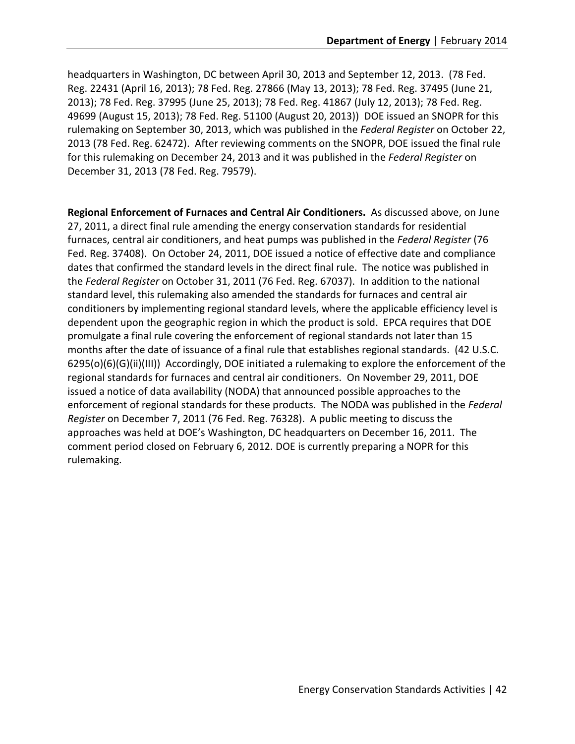headquarters in Washington, DC between April 30, 2013 and September 12, 2013. (78 Fed. Reg. 22431 (April 16, 2013); 78 Fed. Reg. 27866 (May 13, 2013); 78 Fed. Reg. 37495 (June 21, 2013); 78 Fed. Reg. 37995 (June 25, 2013); 78 Fed. Reg. 41867 (July 12, 2013); 78 Fed. Reg. 49699 (August 15, 2013); 78 Fed. Reg. 51100 (August 20, 2013)) DOE issued an SNOPR for this rulemaking on September 30, 2013, which was published in the *Federal Register* on October 22, 2013 (78 Fed. Reg. 62472). After reviewing comments on the SNOPR, DOE issued the final rule for this rulemaking on December 24, 2013 and it was published in the *Federal Register* on December 31, 2013 (78 Fed. Reg. 79579).

**Regional Enforcement of Furnaces and Central Air Conditioners.** As discussed above, on June 27, 2011, a direct final rule amending the energy conservation standards for residential furnaces, central air conditioners, and heat pumps was published in the *Federal Register* (76 Fed. Reg. 37408). On October 24, 2011, DOE issued a notice of effective date and compliance dates that confirmed the standard levels in the direct final rule. The notice was published in the *Federal Register* on October 31, 2011 (76 Fed. Reg. 67037). In addition to the national standard level, this rulemaking also amended the standards for furnaces and central air conditioners by implementing regional standard levels, where the applicable efficiency level is dependent upon the geographic region in which the product is sold. EPCA requires that DOE promulgate a final rule covering the enforcement of regional standards not later than 15 months after the date of issuance of a final rule that establishes regional standards. (42 U.S.C. 6295(o)(6)(G)(ii)(III)) Accordingly, DOE initiated a rulemaking to explore the enforcement of the regional standards for furnaces and central air conditioners. On November 29, 2011, DOE issued a notice of data availability (NODA) that announced possible approaches to the enforcement of regional standards for these products. The NODA was published in the *Federal Register* on December 7, 2011 (76 Fed. Reg. 76328). A public meeting to discuss the approaches was held at DOE's Washington, DC headquarters on December 16, 2011. The comment period closed on February 6, 2012. DOE is currently preparing a NOPR for this rulemaking.